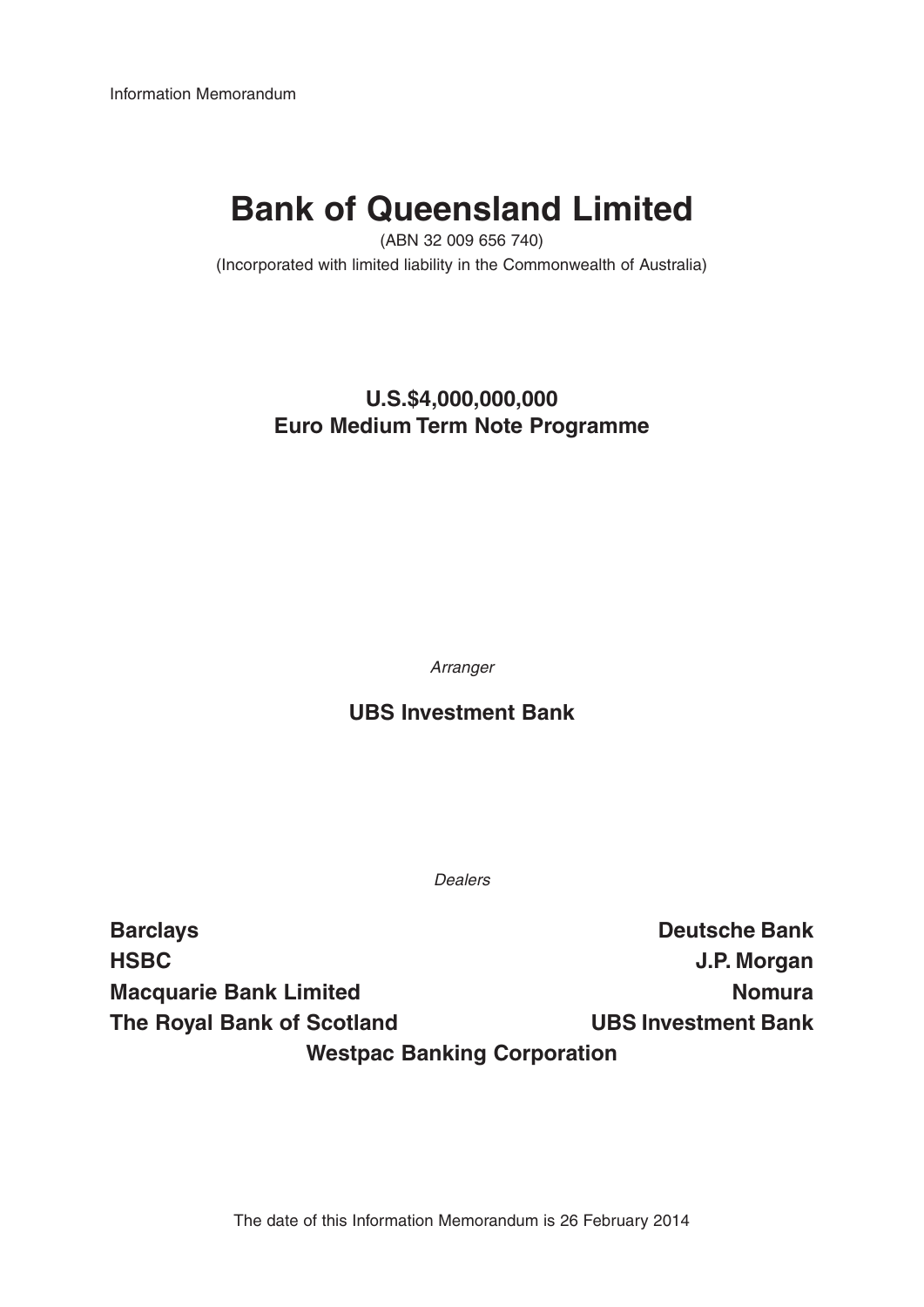Information Memorandum

# Bank of Queensland Limited

(ABN 32 009 656 740)

(Incorporated with limited liability in the Commonwealth of Australia)

## U.S.$4,000,000,000
## Euro Medium Term Note Programme

*Arranger*

**UBS Investment Bank**

*Dealers*

**Barclays**

**Deutsche Bank**

**HSBC**

**J.P. Morgan**

**Macquarie Bank Limited**

**Nomura**

**The Royal Bank of Scotland**

**UBS Investment Bank**

**Westpac Banking Corporation**

The date of this Information Memorandum is 26 February 2014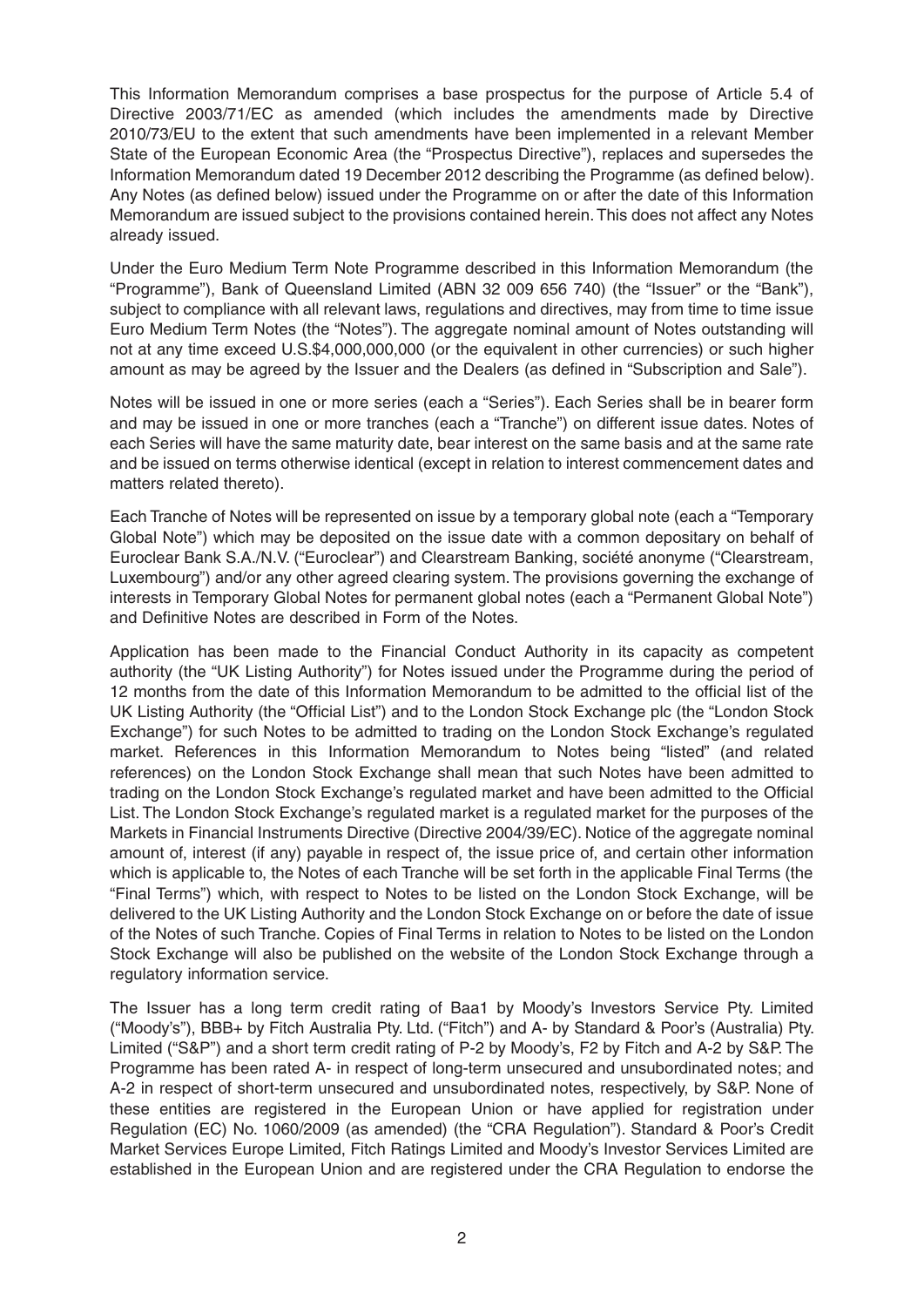This Information Memorandum comprises a base prospectus for the purpose of Article 5.4 of Directive 2003/71/EC as amended (which includes the amendments made by Directive 2010/73/EU to the extent that such amendments have been implemented in a relevant Member State of the European Economic Area (the "Prospectus Directive"), replaces and supersedes the Information Memorandum dated 19 December 2012 describing the Programme (as defined below). Any Notes (as defined below) issued under the Programme on or after the date of this Information Memorandum are issued subject to the provisions contained herein. This does not affect any Notes already issued.

Under the Euro Medium Term Note Programme described in this Information Memorandum (the "Programme"), Bank of Queensland Limited (ABN 32 009 656 740) (the "Issuer" or the "Bank"), subject to compliance with all relevant laws, regulations and directives, may from time to time issue Euro Medium Term Notes (the "Notes"). The aggregate nominal amount of Notes outstanding will not at any time exceed U.S.$4,000,000,000 (or the equivalent in other currencies) or such higher amount as may be agreed by the Issuer and the Dealers (as defined in "Subscription and Sale").

Notes will be issued in one or more series (each a "Series"). Each Series shall be in bearer form and may be issued in one or more tranches (each a "Tranche") on different issue dates. Notes of each Series will have the same maturity date, bear interest on the same basis and at the same rate and be issued on terms otherwise identical (except in relation to interest commencement dates and matters related thereto).

Each Tranche of Notes will be represented on issue by a temporary global note (each a "Temporary Global Note") which may be deposited on the issue date with a common depositary on behalf of Euroclear Bank S.A./N.V. ("Euroclear") and Clearstream Banking, société anonyme ("Clearstream, Luxembourg") and/or any other agreed clearing system. The provisions governing the exchange of interests in Temporary Global Notes for permanent global notes (each a "Permanent Global Note") and Definitive Notes are described in Form of the Notes.

Application has been made to the Financial Conduct Authority in its capacity as competent authority (the "UK Listing Authority") for Notes issued under the Programme during the period of 12 months from the date of this Information Memorandum to be admitted to the official list of the UK Listing Authority (the "Official List") and to the London Stock Exchange plc (the "London Stock Exchange") for such Notes to be admitted to trading on the London Stock Exchange's regulated market. References in this Information Memorandum to Notes being "listed" (and related references) on the London Stock Exchange shall mean that such Notes have been admitted to trading on the London Stock Exchange's regulated market and have been admitted to the Official List. The London Stock Exchange's regulated market is a regulated market for the purposes of the Markets in Financial Instruments Directive (Directive 2004/39/EC). Notice of the aggregate nominal amount of, interest (if any) payable in respect of, the issue price of, and certain other information which is applicable to, the Notes of each Tranche will be set forth in the applicable Final Terms (the "Final Terms") which, with respect to Notes to be listed on the London Stock Exchange, will be delivered to the UK Listing Authority and the London Stock Exchange on or before the date of issue of the Notes of such Tranche. Copies of Final Terms in relation to Notes to be listed on the London Stock Exchange will also be published on the website of the London Stock Exchange through a regulatory information service.

The Issuer has a long term credit rating of Baa1 by Moody's Investors Service Pty. Limited ("Moody's"), BBB+ by Fitch Australia Pty. Ltd. ("Fitch") and A- by Standard & Poor's (Australia) Pty. Limited ("S&P") and a short term credit rating of P-2 by Moody's, F2 by Fitch and A-2 by S&P. The Programme has been rated A- in respect of long-term unsecured and unsubordinated notes; and A-2 in respect of short-term unsecured and unsubordinated notes, respectively, by S&P. None of these entities are registered in the European Union or have applied for registration under Regulation (EC) No. 1060/2009 (as amended) (the "CRA Regulation"). Standard & Poor's Credit Market Services Europe Limited, Fitch Ratings Limited and Moody's Investor Services Limited are established in the European Union and are registered under the CRA Regulation to endorse the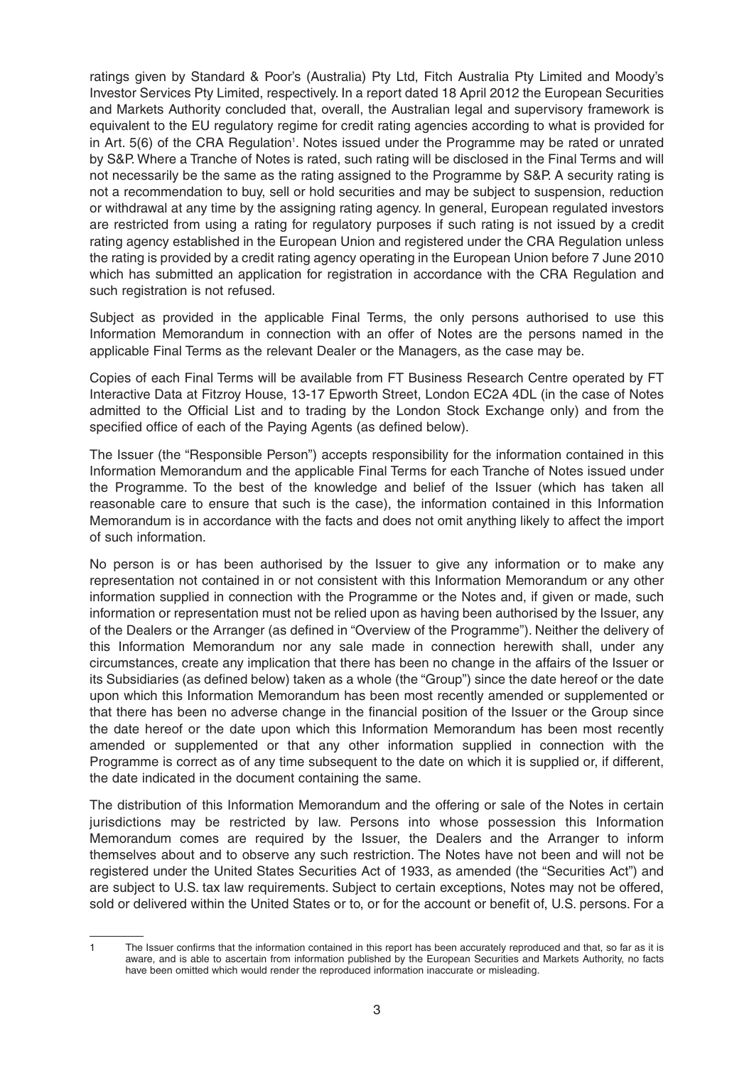ratings given by Standard & Poor's (Australia) Pty Ltd, Fitch Australia Pty Limited and Moody's Investor Services Pty Limited, respectively. In a report dated 18 April 2012 the European Securities and Markets Authority concluded that, overall, the Australian legal and supervisory framework is equivalent to the EU regulatory regime for credit rating agencies according to what is provided for in Art. 5(6) of the CRA Regulation[1]. Notes issued under the Programme may be rated or unrated by S&P. Where a Tranche of Notes is rated, such rating will be disclosed in the Final Terms and will not necessarily be the same as the rating assigned to the Programme by S&P. A security rating is not a recommendation to buy, sell or hold securities and may be subject to suspension, reduction or withdrawal at any time by the assigning rating agency. In general, European regulated investors are restricted from using a rating for regulatory purposes if such rating is not issued by a credit rating agency established in the European Union and registered under the CRA Regulation unless the rating is provided by a credit rating agency operating in the European Union before 7 June 2010 which has submitted an application for registration in accordance with the CRA Regulation and such registration is not refused.

Subject as provided in the applicable Final Terms, the only persons authorised to use this Information Memorandum in connection with an offer of Notes are the persons named in the applicable Final Terms as the relevant Dealer or the Managers, as the case may be.

Copies of each Final Terms will be available from FT Business Research Centre operated by FT Interactive Data at Fitzroy House, 13-17 Epworth Street, London EC2A 4DL (in the case of Notes admitted to the Official List and to trading by the London Stock Exchange only) and from the specified office of each of the Paying Agents (as defined below).

The Issuer (the "Responsible Person") accepts responsibility for the information contained in this Information Memorandum and the applicable Final Terms for each Tranche of Notes issued under the Programme. To the best of the knowledge and belief of the Issuer (which has taken all reasonable care to ensure that such is the case), the information contained in this Information Memorandum is in accordance with the facts and does not omit anything likely to affect the import of such information.

No person is or has been authorised by the Issuer to give any information or to make any representation not contained in or not consistent with this Information Memorandum or any other information supplied in connection with the Programme or the Notes and, if given or made, such information or representation must not be relied upon as having been authorised by the Issuer, any of the Dealers or the Arranger (as defined in "Overview of the Programme"). Neither the delivery of this Information Memorandum nor any sale made in connection herewith shall, under any circumstances, create any implication that there has been no change in the affairs of the Issuer or its Subsidiaries (as defined below) taken as a whole (the "Group") since the date hereof or the date upon which this Information Memorandum has been most recently amended or supplemented or that there has been no adverse change in the financial position of the Issuer or the Group since the date hereof or the date upon which this Information Memorandum has been most recently amended or supplemented or that any other information supplied in connection with the Programme is correct as of any time subsequent to the date on which it is supplied or, if different, the date indicated in the document containing the same.

The distribution of this Information Memorandum and the offering or sale of the Notes in certain jurisdictions may be restricted by law. Persons into whose possession this Information Memorandum comes are required by the Issuer, the Dealers and the Arranger to inform themselves about and to observe any such restriction. The Notes have not been and will not be registered under the United States Securities Act of 1933, as amended (the "Securities Act") and are subject to U.S. tax law requirements. Subject to certain exceptions, Notes may not be offered, sold or delivered within the United States or to, or for the account or benefit of, U.S. persons. For a

---

[1] The Issuer confirms that the information contained in this report has been accurately reproduced and that, so far as it is aware, and is able to ascertain from information published by the European Securities and Markets Authority, no facts have been omitted which would render the reproduced information inaccurate or misleading.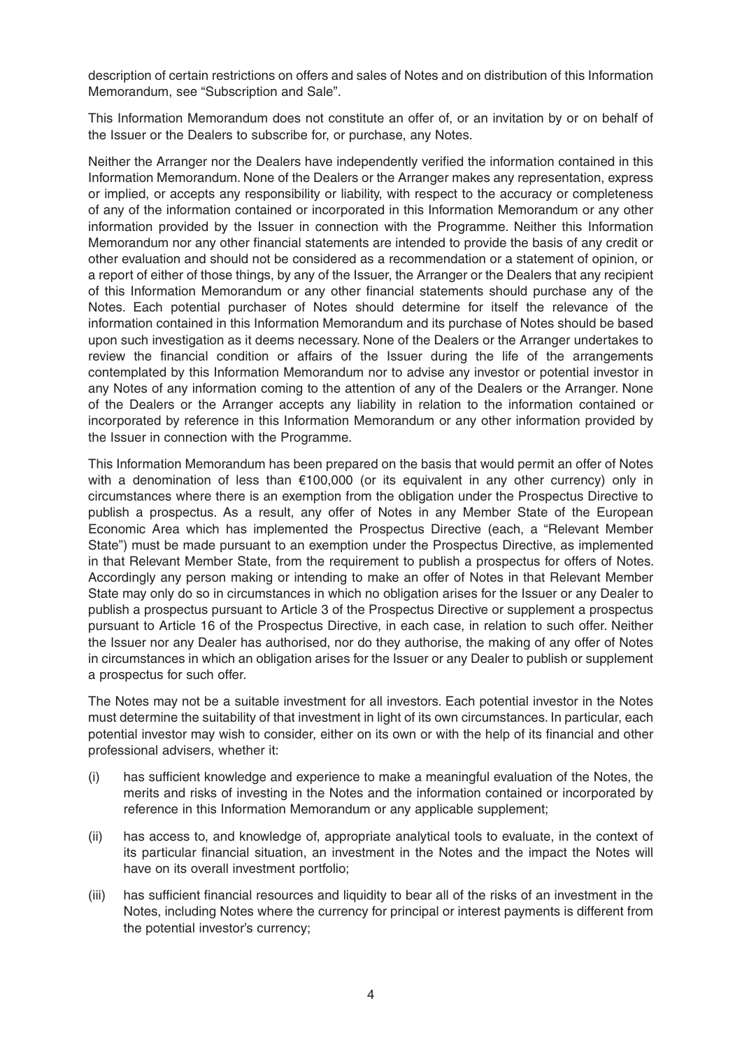description of certain restrictions on offers and sales of Notes and on distribution of this Information Memorandum, see "Subscription and Sale".

This Information Memorandum does not constitute an offer of, or an invitation by or on behalf of the Issuer or the Dealers to subscribe for, or purchase, any Notes.

Neither the Arranger nor the Dealers have independently verified the information contained in this Information Memorandum. None of the Dealers or the Arranger makes any representation, express or implied, or accepts any responsibility or liability, with respect to the accuracy or completeness of any of the information contained or incorporated in this Information Memorandum or any other information provided by the Issuer in connection with the Programme. Neither this Information Memorandum nor any other financial statements are intended to provide the basis of any credit or other evaluation and should not be considered as a recommendation or a statement of opinion, or a report of either of those things, by any of the Issuer, the Arranger or the Dealers that any recipient of this Information Memorandum or any other financial statements should purchase any of the Notes. Each potential purchaser of Notes should determine for itself the relevance of the information contained in this Information Memorandum and its purchase of Notes should be based upon such investigation as it deems necessary. None of the Dealers or the Arranger undertakes to review the financial condition or affairs of the Issuer during the life of the arrangements contemplated by this Information Memorandum nor to advise any investor or potential investor in any Notes of any information coming to the attention of any of the Dealers or the Arranger. None of the Dealers or the Arranger accepts any liability in relation to the information contained or incorporated by reference in this Information Memorandum or any other information provided by the Issuer in connection with the Programme.

This Information Memorandum has been prepared on the basis that would permit an offer of Notes with a denomination of less than €100,000 (or its equivalent in any other currency) only in circumstances where there is an exemption from the obligation under the Prospectus Directive to publish a prospectus. As a result, any offer of Notes in any Member State of the European Economic Area which has implemented the Prospectus Directive (each, a "Relevant Member State") must be made pursuant to an exemption under the Prospectus Directive, as implemented in that Relevant Member State, from the requirement to publish a prospectus for offers of Notes. Accordingly any person making or intending to make an offer of Notes in that Relevant Member State may only do so in circumstances in which no obligation arises for the Issuer or any Dealer to publish a prospectus pursuant to Article 3 of the Prospectus Directive or supplement a prospectus pursuant to Article 16 of the Prospectus Directive, in each case, in relation to such offer. Neither the Issuer nor any Dealer has authorised, nor do they authorise, the making of any offer of Notes in circumstances in which an obligation arises for the Issuer or any Dealer to publish or supplement a prospectus for such offer.

The Notes may not be a suitable investment for all investors. Each potential investor in the Notes must determine the suitability of that investment in light of its own circumstances. In particular, each potential investor may wish to consider, either on its own or with the help of its financial and other professional advisers, whether it:

(i) has sufficient knowledge and experience to make a meaningful evaluation of the Notes, the merits and risks of investing in the Notes and the information contained or incorporated by reference in this Information Memorandum or any applicable supplement;

(ii) has access to, and knowledge of, appropriate analytical tools to evaluate, in the context of its particular financial situation, an investment in the Notes and the impact the Notes will have on its overall investment portfolio;

(iii) has sufficient financial resources and liquidity to bear all of the risks of an investment in the Notes, including Notes where the currency for principal or interest payments is different from the potential investor's currency;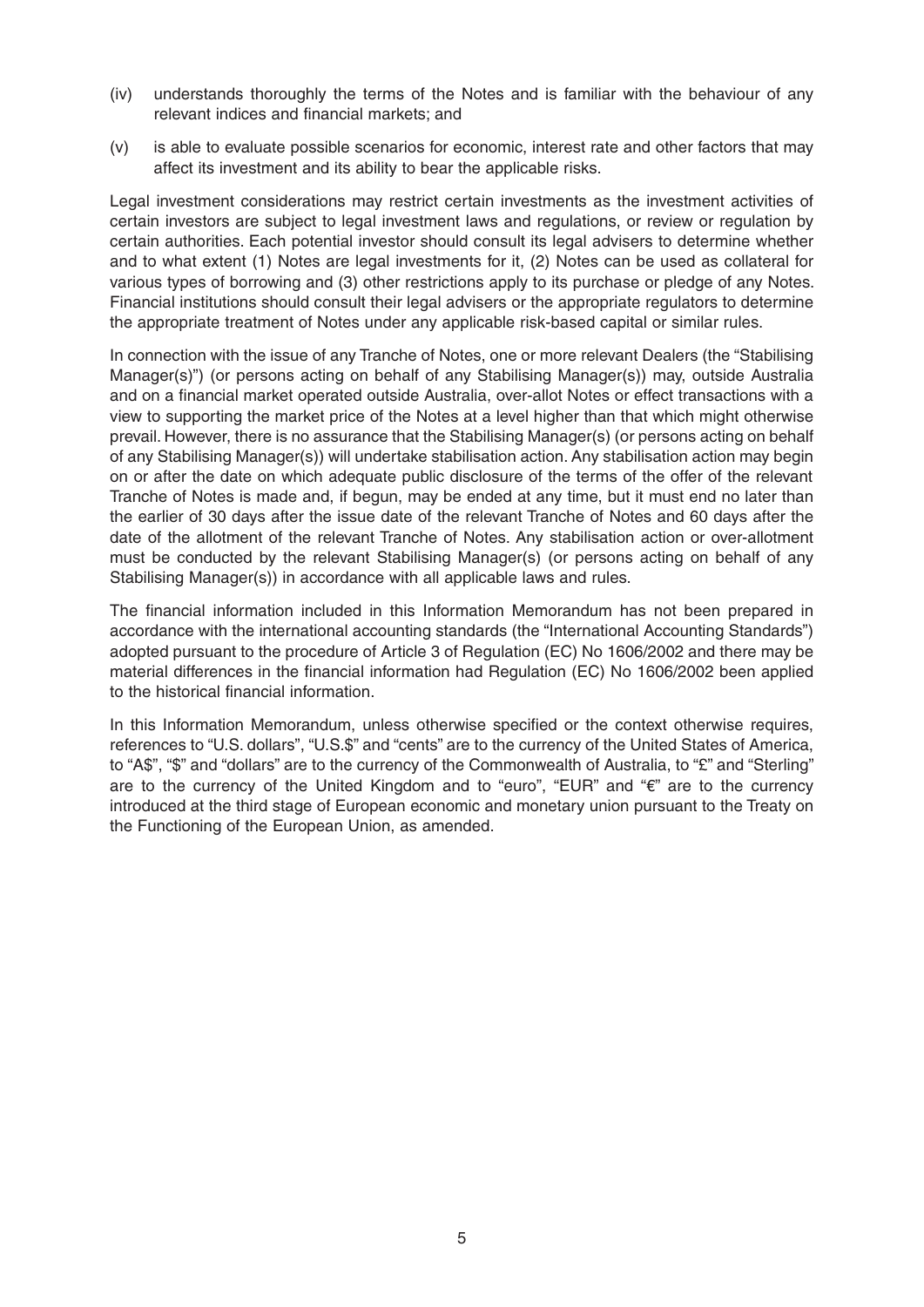(iv) understands thoroughly the terms of the Notes and is familiar with the behaviour of any relevant indices and financial markets; and

(v) is able to evaluate possible scenarios for economic, interest rate and other factors that may affect its investment and its ability to bear the applicable risks.

Legal investment considerations may restrict certain investments as the investment activities of certain investors are subject to legal investment laws and regulations, or review or regulation by certain authorities. Each potential investor should consult its legal advisers to determine whether and to what extent (1) Notes are legal investments for it, (2) Notes can be used as collateral for various types of borrowing and (3) other restrictions apply to its purchase or pledge of any Notes. Financial institutions should consult their legal advisers or the appropriate regulators to determine the appropriate treatment of Notes under any applicable risk-based capital or similar rules.

In connection with the issue of any Tranche of Notes, one or more relevant Dealers (the "Stabilising Manager(s)") (or persons acting on behalf of any Stabilising Manager(s)) may, outside Australia and on a financial market operated outside Australia, over-allot Notes or effect transactions with a view to supporting the market price of the Notes at a level higher than that which might otherwise prevail. However, there is no assurance that the Stabilising Manager(s) (or persons acting on behalf of any Stabilising Manager(s)) will undertake stabilisation action. Any stabilisation action may begin on or after the date on which adequate public disclosure of the terms of the offer of the relevant Tranche of Notes is made and, if begun, may be ended at any time, but it must end no later than the earlier of 30 days after the issue date of the relevant Tranche of Notes and 60 days after the date of the allotment of the relevant Tranche of Notes. Any stabilisation action or over-allotment must be conducted by the relevant Stabilising Manager(s) (or persons acting on behalf of any Stabilising Manager(s)) in accordance with all applicable laws and rules.

The financial information included in this Information Memorandum has not been prepared in accordance with the international accounting standards (the "International Accounting Standards") adopted pursuant to the procedure of Article 3 of Regulation (EC) No 1606/2002 and there may be material differences in the financial information had Regulation (EC) No 1606/2002 been applied to the historical financial information.

In this Information Memorandum, unless otherwise specified or the context otherwise requires, references to "U.S. dollars", "U.S.$" and "cents" are to the currency of the United States of America, to "A$", "$" and "dollars" are to the currency of the Commonwealth of Australia, to "£" and "Sterling" are to the currency of the United Kingdom and to "euro", "EUR" and "€" are to the currency introduced at the third stage of European economic and monetary union pursuant to the Treaty on the Functioning of the European Union, as amended.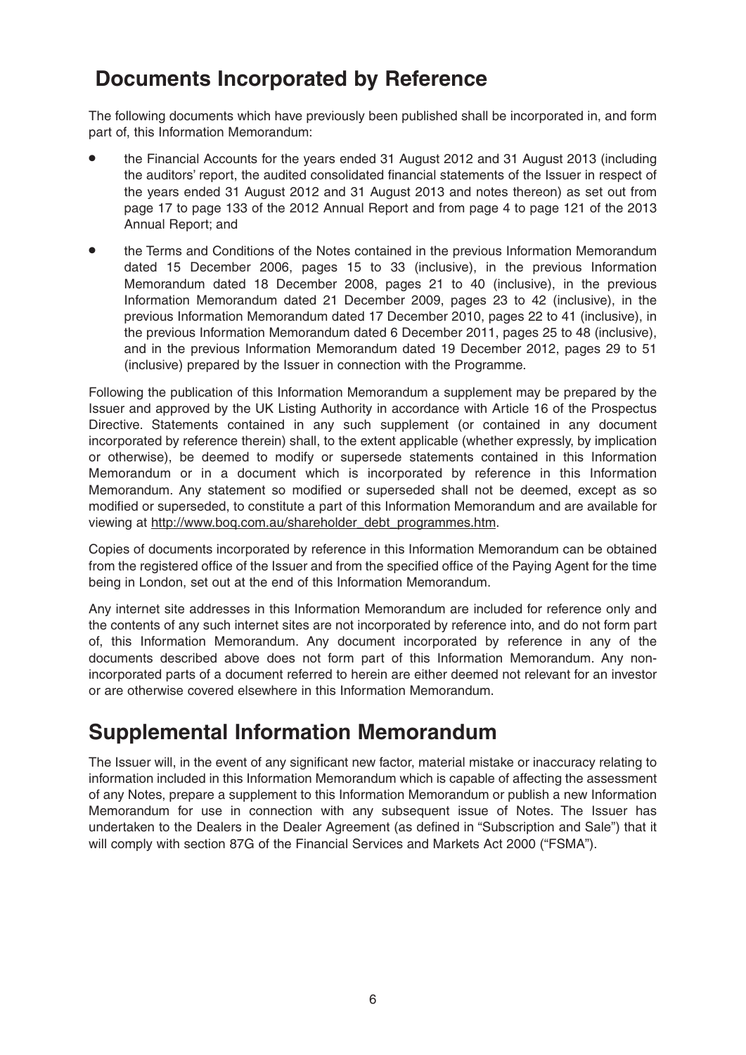# Documents Incorporated by Reference

The following documents which have previously been published shall be incorporated in, and form part of, this Information Memorandum:

- the Financial Accounts for the years ended 31 August 2012 and 31 August 2013 (including the auditors' report, the audited consolidated financial statements of the Issuer in respect of the years ended 31 August 2012 and 31 August 2013 and notes thereon) as set out from page 17 to page 133 of the 2012 Annual Report and from page 4 to page 121 of the 2013 Annual Report; and
- the Terms and Conditions of the Notes contained in the previous Information Memorandum dated 15 December 2006, pages 15 to 33 (inclusive), in the previous Information Memorandum dated 18 December 2008, pages 21 to 40 (inclusive), in the previous Information Memorandum dated 21 December 2009, pages 23 to 42 (inclusive), in the previous Information Memorandum dated 17 December 2010, pages 22 to 41 (inclusive), in the previous Information Memorandum dated 6 December 2011, pages 25 to 48 (inclusive), and in the previous Information Memorandum dated 19 December 2012, pages 29 to 51 (inclusive) prepared by the Issuer in connection with the Programme.

Following the publication of this Information Memorandum a supplement may be prepared by the Issuer and approved by the UK Listing Authority in accordance with Article 16 of the Prospectus Directive. Statements contained in any such supplement (or contained in any document incorporated by reference therein) shall, to the extent applicable (whether expressly, by implication or otherwise), be deemed to modify or supersede statements contained in this Information Memorandum or in a document which is incorporated by reference in this Information Memorandum. Any statement so modified or superseded shall not be deemed, except as so modified or superseded, to constitute a part of this Information Memorandum and are available for viewing at http://www.boq.com.au/shareholder_debt_programmes.htm.

Copies of documents incorporated by reference in this Information Memorandum can be obtained from the registered office of the Issuer and from the specified office of the Paying Agent for the time being in London, set out at the end of this Information Memorandum.

Any internet site addresses in this Information Memorandum are included for reference only and the contents of any such internet sites are not incorporated by reference into, and do not form part of, this Information Memorandum. Any document incorporated by reference in any of the documents described above does not form part of this Information Memorandum. Any non-incorporated parts of a document referred to herein are either deemed not relevant for an investor or are otherwise covered elsewhere in this Information Memorandum.

# Supplemental Information Memorandum

The Issuer will, in the event of any significant new factor, material mistake or inaccuracy relating to information included in this Information Memorandum which is capable of affecting the assessment of any Notes, prepare a supplement to this Information Memorandum or publish a new Information Memorandum for use in connection with any subsequent issue of Notes. The Issuer has undertaken to the Dealers in the Dealer Agreement (as defined in "Subscription and Sale") that it will comply with section 87G of the Financial Services and Markets Act 2000 ("FSMA").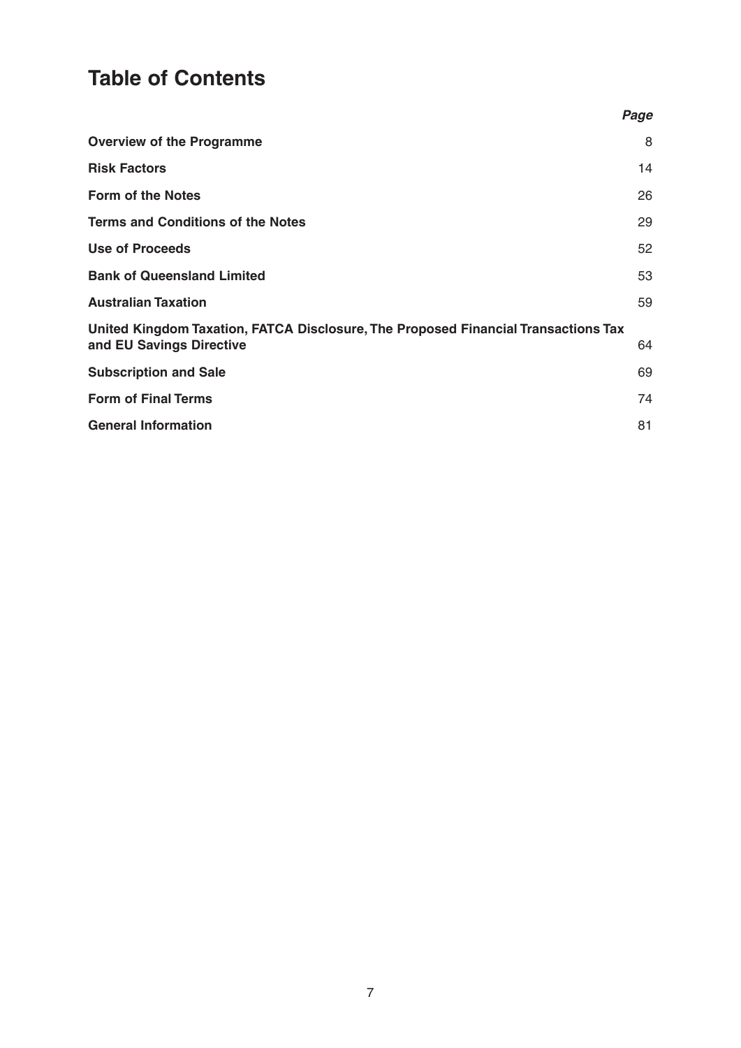# Table of Contents

| | *Page* |
|---|---|
| **Overview of the Programme** | 8 |
| **Risk Factors** | 14 |
| **Form of the Notes** | 26 |
| **Terms and Conditions of the Notes** | 29 |
| **Use of Proceeds** | 52 |
| **Bank of Queensland Limited** | 53 |
| **Australian Taxation** | 59 |
| **United Kingdom Taxation, FATCA Disclosure, The Proposed Financial Transactions Tax and EU Savings Directive** | 64 |
| **Subscription and Sale** | 69 |
| **Form of Final Terms** | 74 |
| **General Information** | 81 |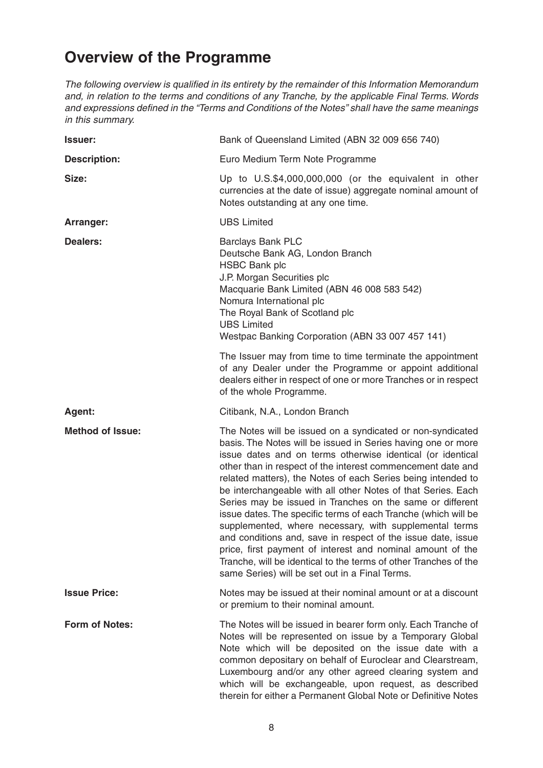# Overview of the Programme

*The following overview is qualified in its entirety by the remainder of this Information Memorandum and, in relation to the terms and conditions of any Tranche, by the applicable Final Terms. Words and expressions defined in the "Terms and Conditions of the Notes" shall have the same meanings in this summary.*

| | |
|---|---|
| **Issuer:** | Bank of Queensland Limited (ABN 32 009 656 740) |
| **Description:** | Euro Medium Term Note Programme |
| **Size:** | Up to U.S.$4,000,000,000 (or the equivalent in other currencies at the date of issue) aggregate nominal amount of Notes outstanding at any one time. |
| **Arranger:** | UBS Limited |
| **Dealers:** | Barclays Bank PLC<br>Deutsche Bank AG, London Branch<br>HSBC Bank plc<br>J.P. Morgan Securities plc<br>Macquarie Bank Limited (ABN 46 008 583 542)<br>Nomura International plc<br>The Royal Bank of Scotland plc<br>UBS Limited<br>Westpac Banking Corporation (ABN 33 007 457 141)<br><br>The Issuer may from time to time terminate the appointment of any Dealer under the Programme or appoint additional dealers either in respect of one or more Tranches or in respect of the whole Programme. |
| **Agent:** | Citibank, N.A., London Branch |
| **Method of Issue:** | The Notes will be issued on a syndicated or non-syndicated basis. The Notes will be issued in Series having one or more issue dates and on terms otherwise identical (or identical other than in respect of the interest commencement date and related matters), the Notes of each Series being intended to be interchangeable with all other Notes of that Series. Each Series may be issued in Tranches on the same or different issue dates. The specific terms of each Tranche (which will be supplemented, where necessary, with supplemental terms and conditions and, save in respect of the issue date, issue price, first payment of interest and nominal amount of the Tranche, will be identical to the terms of other Tranches of the same Series) will be set out in a Final Terms. |
| **Issue Price:** | Notes may be issued at their nominal amount or at a discount or premium to their nominal amount. |
| **Form of Notes:** | The Notes will be issued in bearer form only. Each Tranche of Notes will be represented on issue by a Temporary Global Note which will be deposited on the issue date with a common depositary on behalf of Euroclear and Clearstream, Luxembourg and/or any other agreed clearing system and which will be exchangeable, upon request, as described therein for either a Permanent Global Note or Definitive Notes |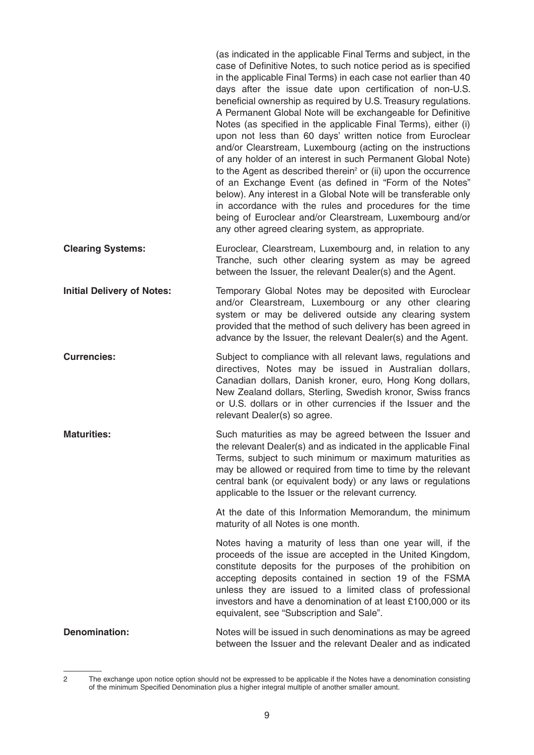(as indicated in the applicable Final Terms and subject, in the case of Definitive Notes, to such notice period as is specified in the applicable Final Terms) in each case not earlier than 40 days after the issue date upon certification of non-U.S. beneficial ownership as required by U.S. Treasury regulations. A Permanent Global Note will be exchangeable for Definitive Notes (as specified in the applicable Final Terms), either (i) upon not less than 60 days' written notice from Euroclear and/or Clearstream, Luxembourg (acting on the instructions of any holder of an interest in such Permanent Global Note) to the Agent as described therein[2] or (ii) upon the occurrence of an Exchange Event (as defined in "Form of the Notes" below). Any interest in a Global Note will be transferable only in accordance with the rules and procedures for the time being of Euroclear and/or Clearstream, Luxembourg and/or any other agreed clearing system, as appropriate.

**Clearing Systems:** Euroclear, Clearstream, Luxembourg and, in relation to any Tranche, such other clearing system as may be agreed between the Issuer, the relevant Dealer(s) and the Agent.

**Initial Delivery of Notes:** Temporary Global Notes may be deposited with Euroclear and/or Clearstream, Luxembourg or any other clearing system or may be delivered outside any clearing system provided that the method of such delivery has been agreed in advance by the Issuer, the relevant Dealer(s) and the Agent.

**Currencies:** Subject to compliance with all relevant laws, regulations and directives, Notes may be issued in Australian dollars, Canadian dollars, Danish kroner, euro, Hong Kong dollars, New Zealand dollars, Sterling, Swedish kronor, Swiss francs or U.S. dollars or in other currencies if the Issuer and the relevant Dealer(s) so agree.

**Maturities:** Such maturities as may be agreed between the Issuer and the relevant Dealer(s) and as indicated in the applicable Final Terms, subject to such minimum or maximum maturities as may be allowed or required from time to time by the relevant central bank (or equivalent body) or any laws or regulations applicable to the Issuer or the relevant currency.

At the date of this Information Memorandum, the minimum maturity of all Notes is one month.

Notes having a maturity of less than one year will, if the proceeds of the issue are accepted in the United Kingdom, constitute deposits for the purposes of the prohibition on accepting deposits contained in section 19 of the FSMA unless they are issued to a limited class of professional investors and have a denomination of at least £100,000 or its equivalent, see "Subscription and Sale".

**Denomination:** Notes will be issued in such denominations as may be agreed between the Issuer and the relevant Dealer and as indicated

---

2 The exchange upon notice option should not be expressed to be applicable if the Notes have a denomination consisting of the minimum Specified Denomination plus a higher integral multiple of another smaller amount.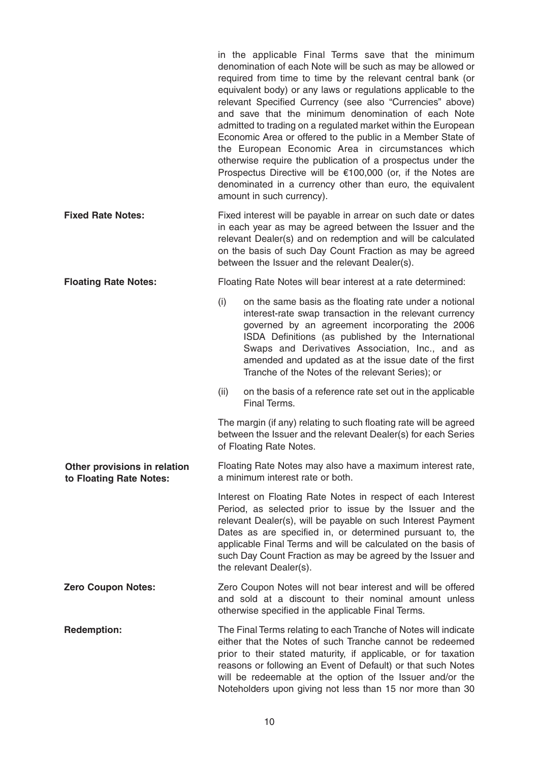in the applicable Final Terms save that the minimum denomination of each Note will be such as may be allowed or required from time to time by the relevant central bank (or equivalent body) or any laws or regulations applicable to the relevant Specified Currency (see also "Currencies" above) and save that the minimum denomination of each Note admitted to trading on a regulated market within the European Economic Area or offered to the public in a Member State of the European Economic Area in circumstances which otherwise require the publication of a prospectus under the Prospectus Directive will be €100,000 (or, if the Notes are denominated in a currency other than euro, the equivalent amount in such currency).

**Fixed Rate Notes:** Fixed interest will be payable in arrear on such date or dates in each year as may be agreed between the Issuer and the relevant Dealer(s) and on redemption and will be calculated on the basis of such Day Count Fraction as may be agreed between the Issuer and the relevant Dealer(s).

**Floating Rate Notes:** Floating Rate Notes will bear interest at a rate determined:

(i) on the same basis as the floating rate under a notional interest-rate swap transaction in the relevant currency governed by an agreement incorporating the 2006 ISDA Definitions (as published by the International Swaps and Derivatives Association, Inc., and as amended and updated as at the issue date of the first Tranche of the Notes of the relevant Series); or

(ii) on the basis of a reference rate set out in the applicable Final Terms.

The margin (if any) relating to such floating rate will be agreed between the Issuer and the relevant Dealer(s) for each Series of Floating Rate Notes.

**Other provisions in relation to Floating Rate Notes:** Floating Rate Notes may also have a maximum interest rate, a minimum interest rate or both.

Interest on Floating Rate Notes in respect of each Interest Period, as selected prior to issue by the Issuer and the relevant Dealer(s), will be payable on such Interest Payment Dates as are specified in, or determined pursuant to, the applicable Final Terms and will be calculated on the basis of such Day Count Fraction as may be agreed by the Issuer and the relevant Dealer(s).

**Zero Coupon Notes:** Zero Coupon Notes will not bear interest and will be offered and sold at a discount to their nominal amount unless otherwise specified in the applicable Final Terms.

**Redemption:** The Final Terms relating to each Tranche of Notes will indicate either that the Notes of such Tranche cannot be redeemed prior to their stated maturity, if applicable, or for taxation reasons or following an Event of Default) or that such Notes will be redeemable at the option of the Issuer and/or the Noteholders upon giving not less than 15 nor more than 30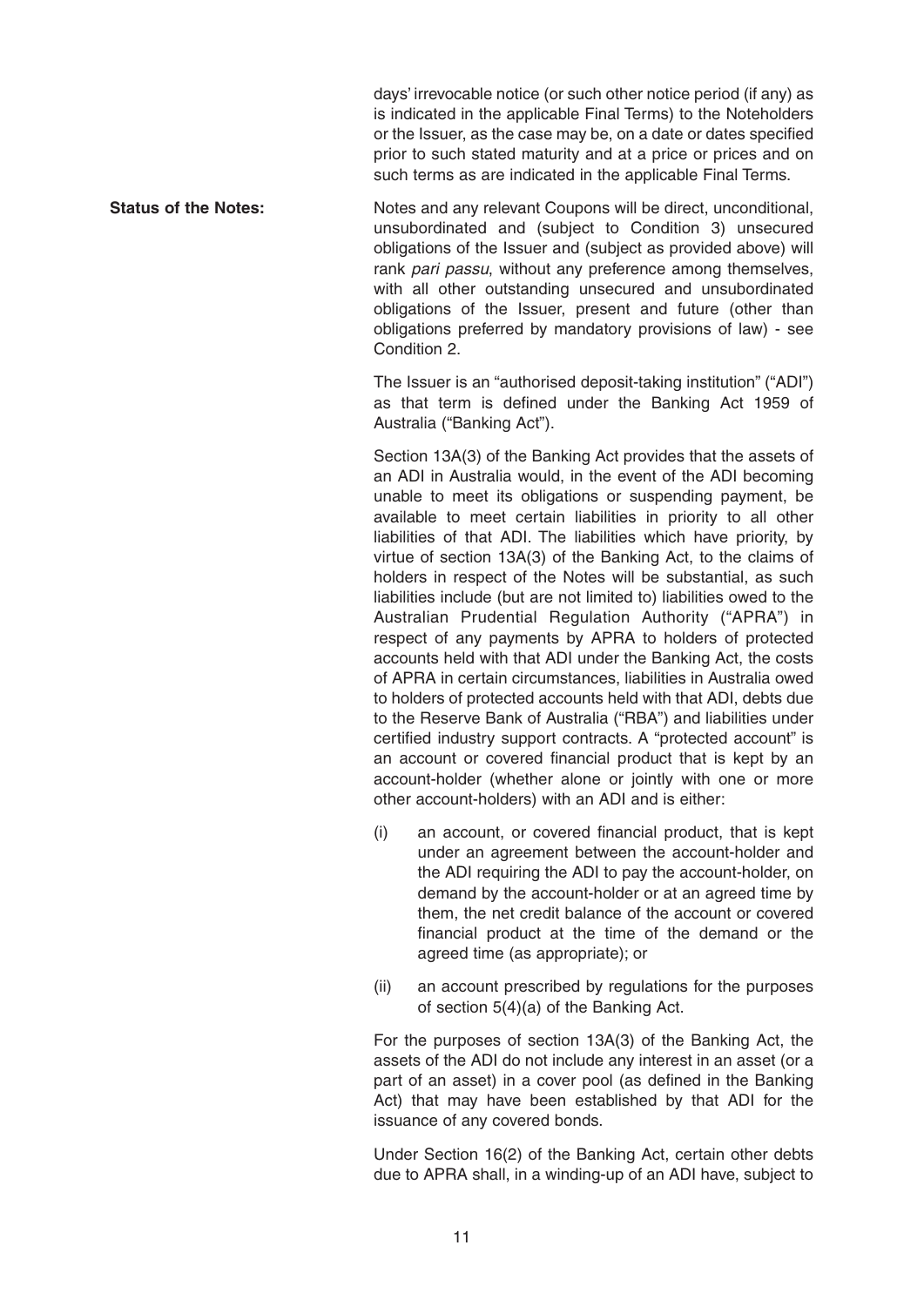days' irrevocable notice (or such other notice period (if any) as is indicated in the applicable Final Terms) to the Noteholders or the Issuer, as the case may be, on a date or dates specified prior to such stated maturity and at a price or prices and on such terms as are indicated in the applicable Final Terms.

**Status of the Notes:**

Notes and any relevant Coupons will be direct, unconditional, unsubordinated and (subject to Condition 3) unsecured obligations of the Issuer and (subject as provided above) will rank *pari passu*, without any preference among themselves, with all other outstanding unsecured and unsubordinated obligations of the Issuer, present and future (other than obligations preferred by mandatory provisions of law) - see Condition 2.

The Issuer is an "authorised deposit-taking institution" ("ADI") as that term is defined under the Banking Act 1959 of Australia ("Banking Act").

Section 13A(3) of the Banking Act provides that the assets of an ADI in Australia would, in the event of the ADI becoming unable to meet its obligations or suspending payment, be available to meet certain liabilities in priority to all other liabilities of that ADI. The liabilities which have priority, by virtue of section 13A(3) of the Banking Act, to the claims of holders in respect of the Notes will be substantial, as such liabilities include (but are not limited to) liabilities owed to the Australian Prudential Regulation Authority ("APRA") in respect of any payments by APRA to holders of protected accounts held with that ADI under the Banking Act, the costs of APRA in certain circumstances, liabilities in Australia owed to holders of protected accounts held with that ADI, debts due to the Reserve Bank of Australia ("RBA") and liabilities under certified industry support contracts. A "protected account" is an account or covered financial product that is kept by an account-holder (whether alone or jointly with one or more other account-holders) with an ADI and is either:

(i) an account, or covered financial product, that is kept under an agreement between the account-holder and the ADI requiring the ADI to pay the account-holder, on demand by the account-holder or at an agreed time by them, the net credit balance of the account or covered financial product at the time of the demand or the agreed time (as appropriate); or

(ii) an account prescribed by regulations for the purposes of section 5(4)(a) of the Banking Act.

For the purposes of section 13A(3) of the Banking Act, the assets of the ADI do not include any interest in an asset (or a part of an asset) in a cover pool (as defined in the Banking Act) that may have been established by that ADI for the issuance of any covered bonds.

Under Section 16(2) of the Banking Act, certain other debts due to APRA shall, in a winding-up of an ADI have, subject to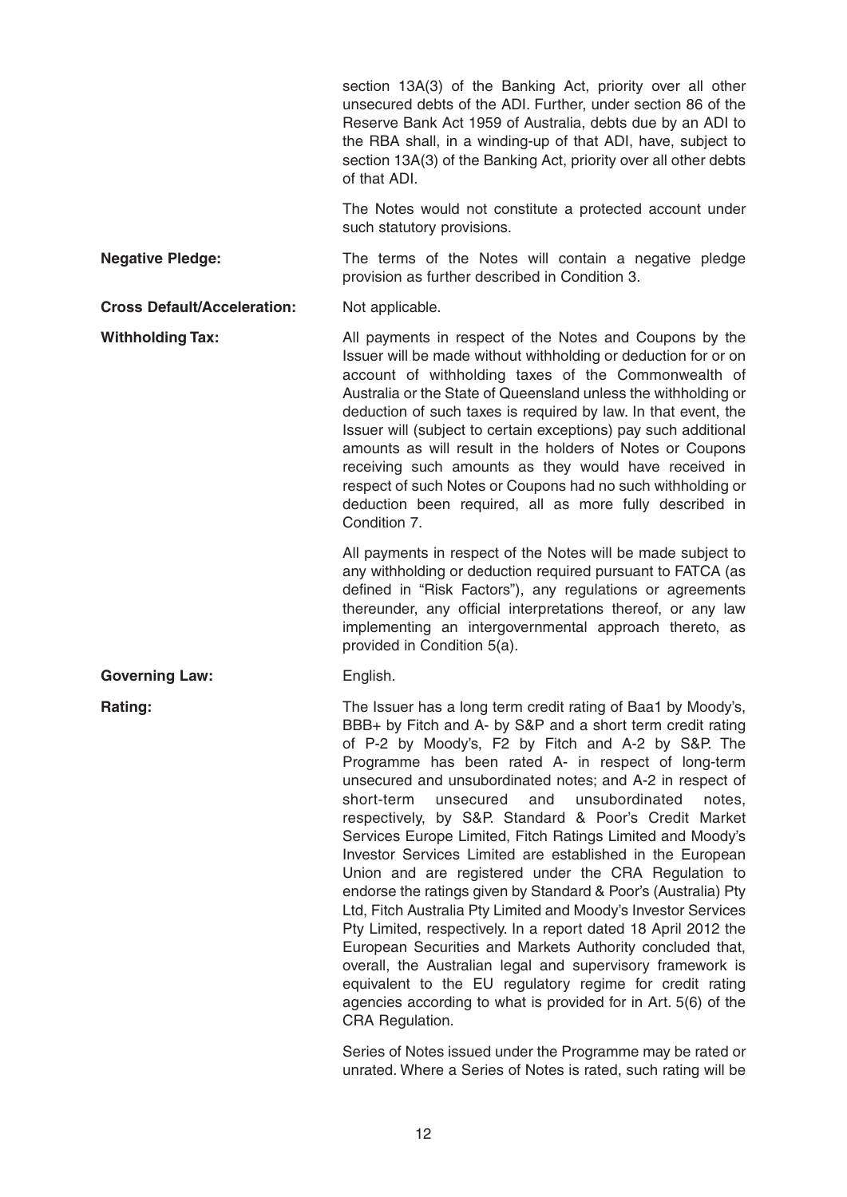section 13A(3) of the Banking Act, priority over all other unsecured debts of the ADI. Further, under section 86 of the Reserve Bank Act 1959 of Australia, debts due by an ADI to the RBA shall, in a winding-up of that ADI, have, subject to section 13A(3) of the Banking Act, priority over all other debts of that ADI.

The Notes would not constitute a protected account under such statutory provisions.

**Negative Pledge:** The terms of the Notes will contain a negative pledge provision as further described in Condition 3.

**Cross Default/Acceleration:** Not applicable.

**Withholding Tax:** All payments in respect of the Notes and Coupons by the Issuer will be made without withholding or deduction for or on account of withholding taxes of the Commonwealth of Australia or the State of Queensland unless the withholding or deduction of such taxes is required by law. In that event, the Issuer will (subject to certain exceptions) pay such additional amounts as will result in the holders of Notes or Coupons receiving such amounts as they would have received in respect of such Notes or Coupons had no such withholding or deduction been required, all as more fully described in Condition 7.

All payments in respect of the Notes will be made subject to any withholding or deduction required pursuant to FATCA (as defined in "Risk Factors"), any regulations or agreements thereunder, any official interpretations thereof, or any law implementing an intergovernmental approach thereto, as provided in Condition 5(a).

**Governing Law:** English.

**Rating:** The Issuer has a long term credit rating of Baa1 by Moody's, BBB+ by Fitch and A- by S&P and a short term credit rating of P-2 by Moody's, F2 by Fitch and A-2 by S&P. The Programme has been rated A- in respect of long-term unsecured and unsubordinated notes; and A-2 in respect of short-term unsecured and unsubordinated notes, respectively, by S&P. Standard & Poor's Credit Market Services Europe Limited, Fitch Ratings Limited and Moody's Investor Services Limited are established in the European Union and are registered under the CRA Regulation to endorse the ratings given by Standard & Poor's (Australia) Pty Ltd, Fitch Australia Pty Limited and Moody's Investor Services Pty Limited, respectively. In a report dated 18 April 2012 the European Securities and Markets Authority concluded that, overall, the Australian legal and supervisory framework is equivalent to the EU regulatory regime for credit rating agencies according to what is provided for in Art. 5(6) of the CRA Regulation.

Series of Notes issued under the Programme may be rated or unrated. Where a Series of Notes is rated, such rating will be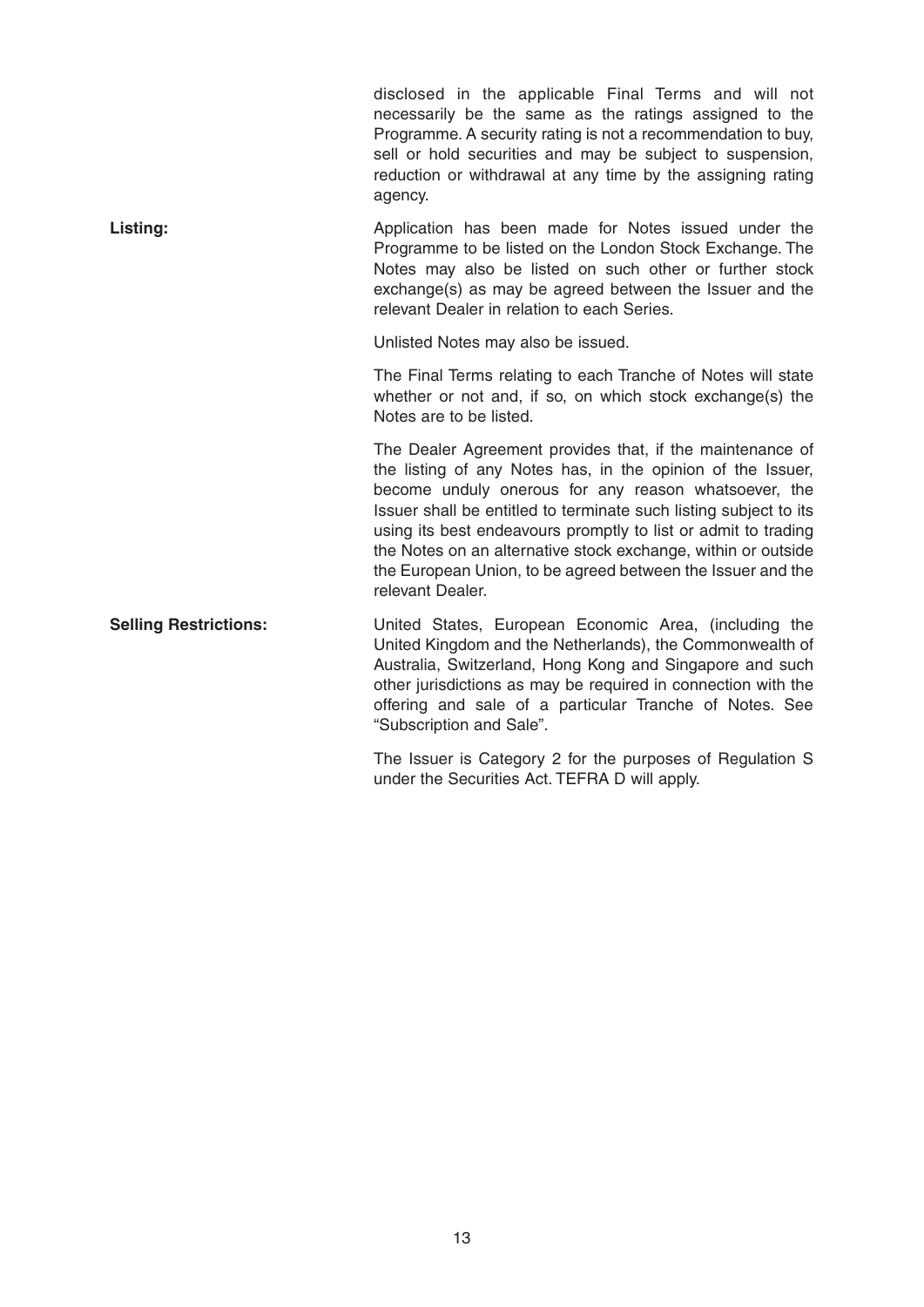disclosed in the applicable Final Terms and will not necessarily be the same as the ratings assigned to the Programme. A security rating is not a recommendation to buy, sell or hold securities and may be subject to suspension, reduction or withdrawal at any time by the assigning rating agency.

| | |
|---|---|
| **Listing:** | Application has been made for Notes issued under the Programme to be listed on the London Stock Exchange. The Notes may also be listed on such other or further stock exchange(s) as may be agreed between the Issuer and the relevant Dealer in relation to each Series. |
| | Unlisted Notes may also be issued. |
| | The Final Terms relating to each Tranche of Notes will state whether or not and, if so, on which stock exchange(s) the Notes are to be listed. |
| | The Dealer Agreement provides that, if the maintenance of the listing of any Notes has, in the opinion of the Issuer, become unduly onerous for any reason whatsoever, the Issuer shall be entitled to terminate such listing subject to its using its best endeavours promptly to list or admit to trading the Notes on an alternative stock exchange, within or outside the European Union, to be agreed between the Issuer and the relevant Dealer. |
| **Selling Restrictions:** | United States, European Economic Area, (including the United Kingdom and the Netherlands), the Commonwealth of Australia, Switzerland, Hong Kong and Singapore and such other jurisdictions as may be required in connection with the offering and sale of a particular Tranche of Notes. See "Subscription and Sale". |
| | The Issuer is Category 2 for the purposes of Regulation S under the Securities Act. TEFRA D will apply. |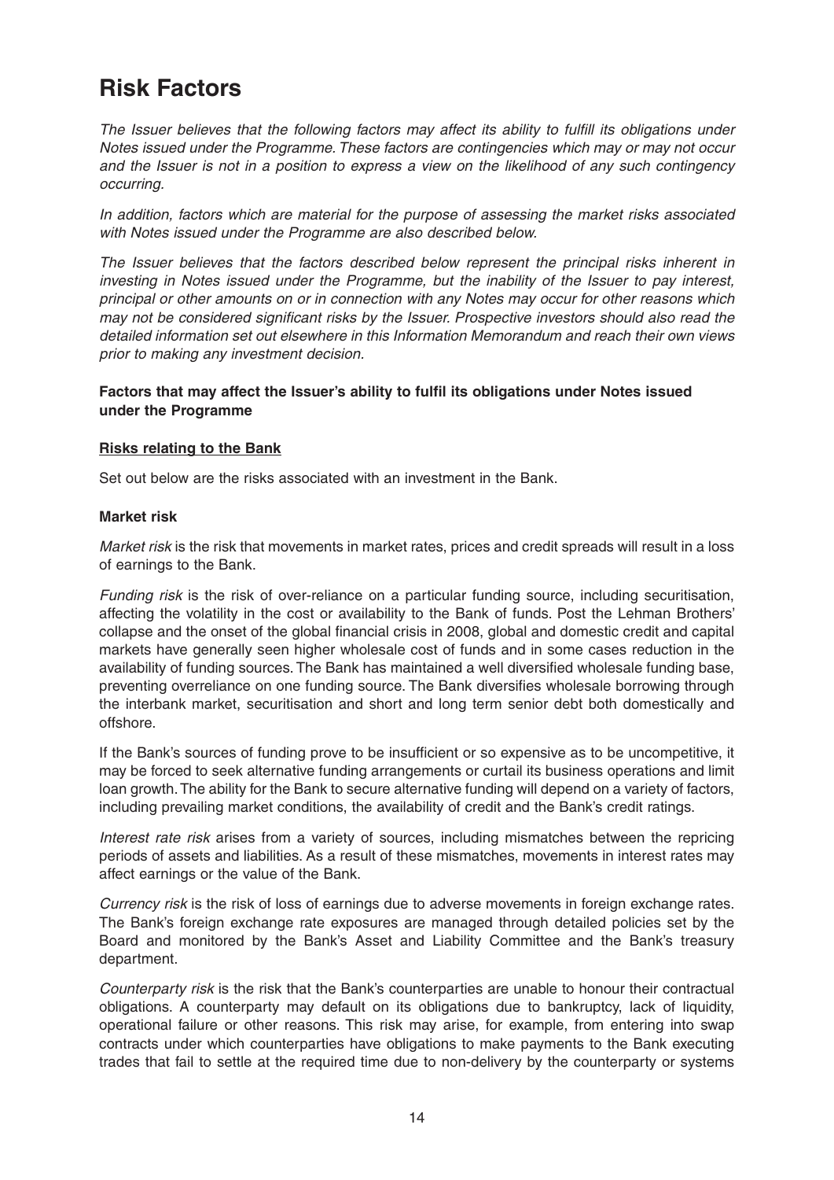# Risk Factors

*The Issuer believes that the following factors may affect its ability to fulfill its obligations under Notes issued under the Programme. These factors are contingencies which may or may not occur and the Issuer is not in a position to express a view on the likelihood of any such contingency occurring.*

*In addition, factors which are material for the purpose of assessing the market risks associated with Notes issued under the Programme are also described below.*

*The Issuer believes that the factors described below represent the principal risks inherent in investing in Notes issued under the Programme, but the inability of the Issuer to pay interest, principal or other amounts on or in connection with any Notes may occur for other reasons which may not be considered significant risks by the Issuer. Prospective investors should also read the detailed information set out elsewhere in this Information Memorandum and reach their own views prior to making any investment decision.*

**Factors that may affect the Issuer's ability to fulfil its obligations under Notes issued under the Programme**

**Risks relating to the Bank**

Set out below are the risks associated with an investment in the Bank.

**Market risk**

*Market risk* is the risk that movements in market rates, prices and credit spreads will result in a loss of earnings to the Bank.

*Funding risk* is the risk of over-reliance on a particular funding source, including securitisation, affecting the volatility in the cost or availability to the Bank of funds. Post the Lehman Brothers' collapse and the onset of the global financial crisis in 2008, global and domestic credit and capital markets have generally seen higher wholesale cost of funds and in some cases reduction in the availability of funding sources. The Bank has maintained a well diversified wholesale funding base, preventing overreliance on one funding source. The Bank diversifies wholesale borrowing through the interbank market, securitisation and short and long term senior debt both domestically and offshore.

If the Bank's sources of funding prove to be insufficient or so expensive as to be uncompetitive, it may be forced to seek alternative funding arrangements or curtail its business operations and limit loan growth. The ability for the Bank to secure alternative funding will depend on a variety of factors, including prevailing market conditions, the availability of credit and the Bank's credit ratings.

*Interest rate risk* arises from a variety of sources, including mismatches between the repricing periods of assets and liabilities. As a result of these mismatches, movements in interest rates may affect earnings or the value of the Bank.

*Currency risk* is the risk of loss of earnings due to adverse movements in foreign exchange rates. The Bank's foreign exchange rate exposures are managed through detailed policies set by the Board and monitored by the Bank's Asset and Liability Committee and the Bank's treasury department.

*Counterparty risk* is the risk that the Bank's counterparties are unable to honour their contractual obligations. A counterparty may default on its obligations due to bankruptcy, lack of liquidity, operational failure or other reasons. This risk may arise, for example, from entering into swap contracts under which counterparties have obligations to make payments to the Bank executing trades that fail to settle at the required time due to non-delivery by the counterparty or systems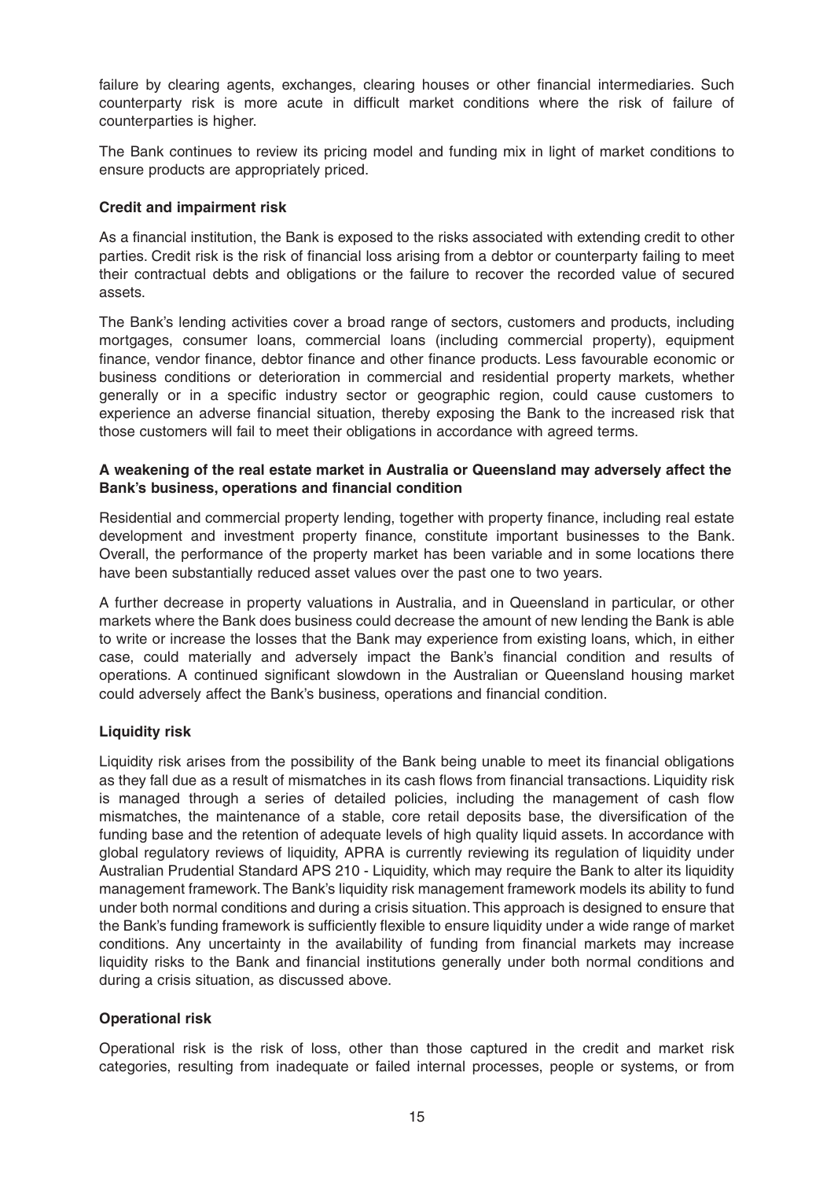failure by clearing agents, exchanges, clearing houses or other financial intermediaries. Such counterparty risk is more acute in difficult market conditions where the risk of failure of counterparties is higher.

The Bank continues to review its pricing model and funding mix in light of market conditions to ensure products are appropriately priced.

**Credit and impairment risk**

As a financial institution, the Bank is exposed to the risks associated with extending credit to other parties. Credit risk is the risk of financial loss arising from a debtor or counterparty failing to meet their contractual debts and obligations or the failure to recover the recorded value of secured assets.

The Bank's lending activities cover a broad range of sectors, customers and products, including mortgages, consumer loans, commercial loans (including commercial property), equipment finance, vendor finance, debtor finance and other finance products. Less favourable economic or business conditions or deterioration in commercial and residential property markets, whether generally or in a specific industry sector or geographic region, could cause customers to experience an adverse financial situation, thereby exposing the Bank to the increased risk that those customers will fail to meet their obligations in accordance with agreed terms.

**A weakening of the real estate market in Australia or Queensland may adversely affect the Bank's business, operations and financial condition**

Residential and commercial property lending, together with property finance, including real estate development and investment property finance, constitute important businesses to the Bank. Overall, the performance of the property market has been variable and in some locations there have been substantially reduced asset values over the past one to two years.

A further decrease in property valuations in Australia, and in Queensland in particular, or other markets where the Bank does business could decrease the amount of new lending the Bank is able to write or increase the losses that the Bank may experience from existing loans, which, in either case, could materially and adversely impact the Bank's financial condition and results of operations. A continued significant slowdown in the Australian or Queensland housing market could adversely affect the Bank's business, operations and financial condition.

**Liquidity risk**

Liquidity risk arises from the possibility of the Bank being unable to meet its financial obligations as they fall due as a result of mismatches in its cash flows from financial transactions. Liquidity risk is managed through a series of detailed policies, including the management of cash flow mismatches, the maintenance of a stable, core retail deposits base, the diversification of the funding base and the retention of adequate levels of high quality liquid assets. In accordance with global regulatory reviews of liquidity, APRA is currently reviewing its regulation of liquidity under Australian Prudential Standard APS 210 - Liquidity, which may require the Bank to alter its liquidity management framework. The Bank's liquidity risk management framework models its ability to fund under both normal conditions and during a crisis situation. This approach is designed to ensure that the Bank's funding framework is sufficiently flexible to ensure liquidity under a wide range of market conditions. Any uncertainty in the availability of funding from financial markets may increase liquidity risks to the Bank and financial institutions generally under both normal conditions and during a crisis situation, as discussed above.

**Operational risk**

Operational risk is the risk of loss, other than those captured in the credit and market risk categories, resulting from inadequate or failed internal processes, people or systems, or from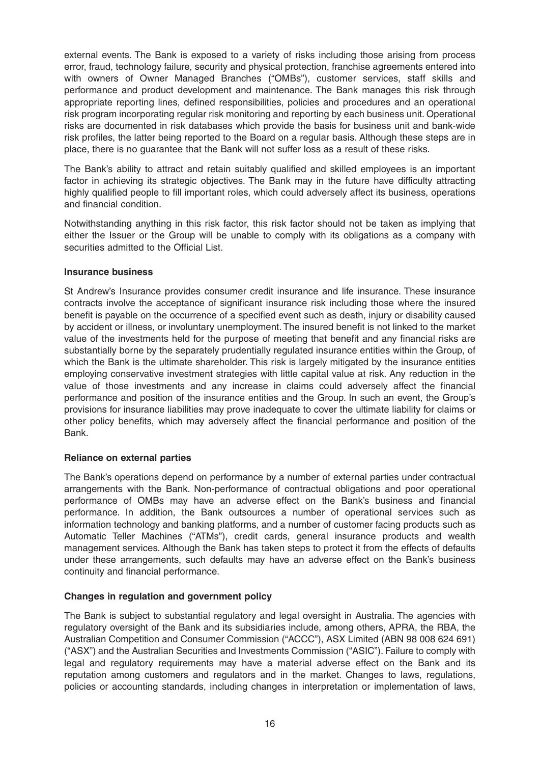external events. The Bank is exposed to a variety of risks including those arising from process error, fraud, technology failure, security and physical protection, franchise agreements entered into with owners of Owner Managed Branches ("OMBs"), customer services, staff skills and performance and product development and maintenance. The Bank manages this risk through appropriate reporting lines, defined responsibilities, policies and procedures and an operational risk program incorporating regular risk monitoring and reporting by each business unit. Operational risks are documented in risk databases which provide the basis for business unit and bank-wide risk profiles, the latter being reported to the Board on a regular basis. Although these steps are in place, there is no guarantee that the Bank will not suffer loss as a result of these risks.

The Bank's ability to attract and retain suitably qualified and skilled employees is an important factor in achieving its strategic objectives. The Bank may in the future have difficulty attracting highly qualified people to fill important roles, which could adversely affect its business, operations and financial condition.

Notwithstanding anything in this risk factor, this risk factor should not be taken as implying that either the Issuer or the Group will be unable to comply with its obligations as a company with securities admitted to the Official List.

**Insurance business**

St Andrew's Insurance provides consumer credit insurance and life insurance. These insurance contracts involve the acceptance of significant insurance risk including those where the insured benefit is payable on the occurrence of a specified event such as death, injury or disability caused by accident or illness, or involuntary unemployment. The insured benefit is not linked to the market value of the investments held for the purpose of meeting that benefit and any financial risks are substantially borne by the separately prudentially regulated insurance entities within the Group, of which the Bank is the ultimate shareholder. This risk is largely mitigated by the insurance entities employing conservative investment strategies with little capital value at risk. Any reduction in the value of those investments and any increase in claims could adversely affect the financial performance and position of the insurance entities and the Group. In such an event, the Group's provisions for insurance liabilities may prove inadequate to cover the ultimate liability for claims or other policy benefits, which may adversely affect the financial performance and position of the Bank.

**Reliance on external parties**

The Bank's operations depend on performance by a number of external parties under contractual arrangements with the Bank. Non-performance of contractual obligations and poor operational performance of OMBs may have an adverse effect on the Bank's business and financial performance. In addition, the Bank outsources a number of operational services such as information technology and banking platforms, and a number of customer facing products such as Automatic Teller Machines ("ATMs"), credit cards, general insurance products and wealth management services. Although the Bank has taken steps to protect it from the effects of defaults under these arrangements, such defaults may have an adverse effect on the Bank's business continuity and financial performance.

**Changes in regulation and government policy**

The Bank is subject to substantial regulatory and legal oversight in Australia. The agencies with regulatory oversight of the Bank and its subsidiaries include, among others, APRA, the RBA, the Australian Competition and Consumer Commission ("ACCC"), ASX Limited (ABN 98 008 624 691) ("ASX") and the Australian Securities and Investments Commission ("ASIC"). Failure to comply with legal and regulatory requirements may have a material adverse effect on the Bank and its reputation among customers and regulators and in the market. Changes to laws, regulations, policies or accounting standards, including changes in interpretation or implementation of laws,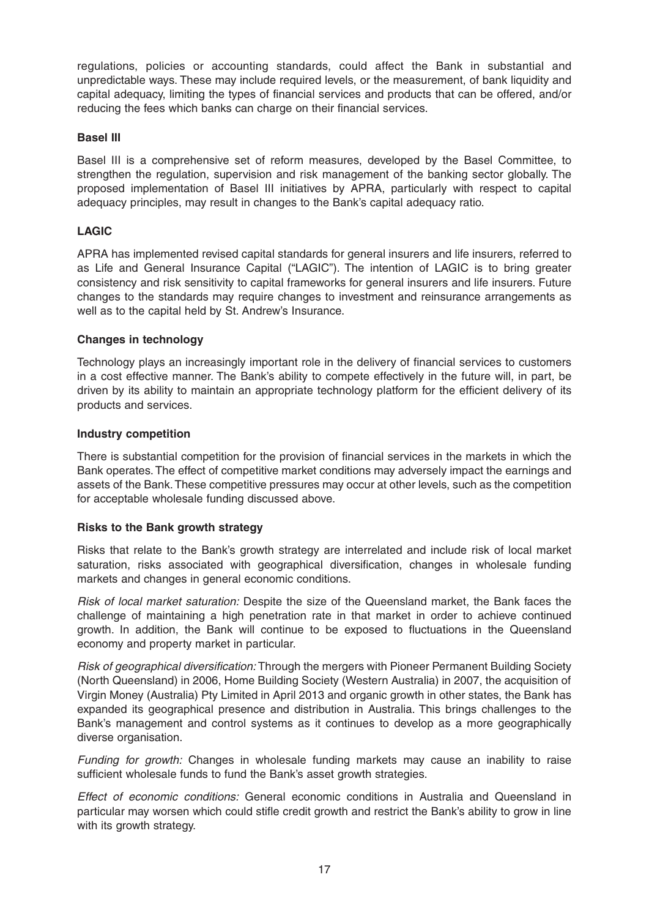regulations, policies or accounting standards, could affect the Bank in substantial and unpredictable ways. These may include required levels, or the measurement, of bank liquidity and capital adequacy, limiting the types of financial services and products that can be offered, and/or reducing the fees which banks can charge on their financial services.

**Basel III**

Basel III is a comprehensive set of reform measures, developed by the Basel Committee, to strengthen the regulation, supervision and risk management of the banking sector globally. The proposed implementation of Basel III initiatives by APRA, particularly with respect to capital adequacy principles, may result in changes to the Bank's capital adequacy ratio.

**LAGIC**

APRA has implemented revised capital standards for general insurers and life insurers, referred to as Life and General Insurance Capital ("LAGIC"). The intention of LAGIC is to bring greater consistency and risk sensitivity to capital frameworks for general insurers and life insurers. Future changes to the standards may require changes to investment and reinsurance arrangements as well as to the capital held by St. Andrew's Insurance.

**Changes in technology**

Technology plays an increasingly important role in the delivery of financial services to customers in a cost effective manner. The Bank's ability to compete effectively in the future will, in part, be driven by its ability to maintain an appropriate technology platform for the efficient delivery of its products and services.

**Industry competition**

There is substantial competition for the provision of financial services in the markets in which the Bank operates. The effect of competitive market conditions may adversely impact the earnings and assets of the Bank. These competitive pressures may occur at other levels, such as the competition for acceptable wholesale funding discussed above.

**Risks to the Bank growth strategy**

Risks that relate to the Bank's growth strategy are interrelated and include risk of local market saturation, risks associated with geographical diversification, changes in wholesale funding markets and changes in general economic conditions.

*Risk of local market saturation:* Despite the size of the Queensland market, the Bank faces the challenge of maintaining a high penetration rate in that market in order to achieve continued growth. In addition, the Bank will continue to be exposed to fluctuations in the Queensland economy and property market in particular.

*Risk of geographical diversification:* Through the mergers with Pioneer Permanent Building Society (North Queensland) in 2006, Home Building Society (Western Australia) in 2007, the acquisition of Virgin Money (Australia) Pty Limited in April 2013 and organic growth in other states, the Bank has expanded its geographical presence and distribution in Australia. This brings challenges to the Bank's management and control systems as it continues to develop as a more geographically diverse organisation.

*Funding for growth:* Changes in wholesale funding markets may cause an inability to raise sufficient wholesale funds to fund the Bank's asset growth strategies.

*Effect of economic conditions:* General economic conditions in Australia and Queensland in particular may worsen which could stifle credit growth and restrict the Bank's ability to grow in line with its growth strategy.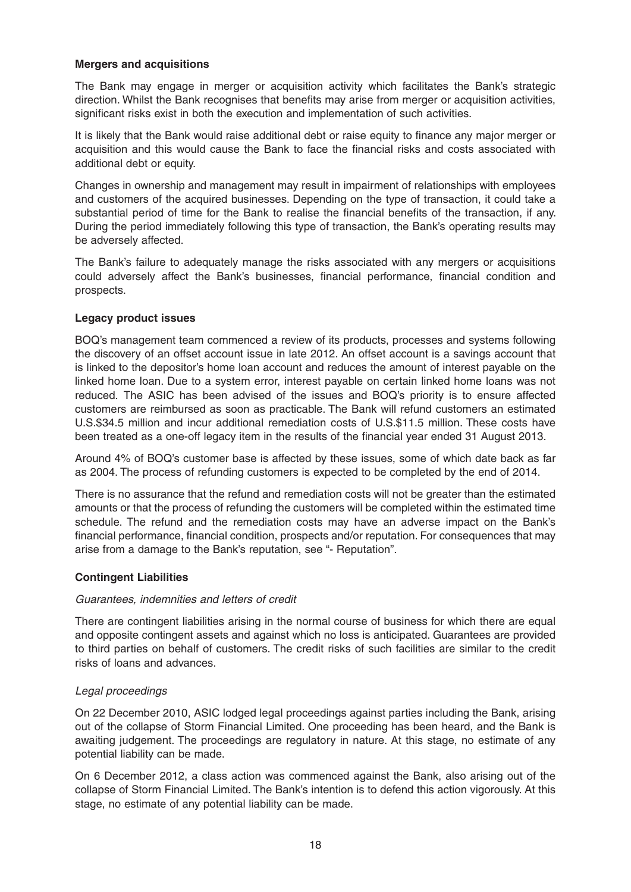**Mergers and acquisitions**

The Bank may engage in merger or acquisition activity which facilitates the Bank's strategic direction. Whilst the Bank recognises that benefits may arise from merger or acquisition activities, significant risks exist in both the execution and implementation of such activities.

It is likely that the Bank would raise additional debt or raise equity to finance any major merger or acquisition and this would cause the Bank to face the financial risks and costs associated with additional debt or equity.

Changes in ownership and management may result in impairment of relationships with employees and customers of the acquired businesses. Depending on the type of transaction, it could take a substantial period of time for the Bank to realise the financial benefits of the transaction, if any. During the period immediately following this type of transaction, the Bank's operating results may be adversely affected.

The Bank's failure to adequately manage the risks associated with any mergers or acquisitions could adversely affect the Bank's businesses, financial performance, financial condition and prospects.

**Legacy product issues**

BOQ's management team commenced a review of its products, processes and systems following the discovery of an offset account issue in late 2012. An offset account is a savings account that is linked to the depositor's home loan account and reduces the amount of interest payable on the linked home loan. Due to a system error, interest payable on certain linked home loans was not reduced. The ASIC has been advised of the issues and BOQ's priority is to ensure affected customers are reimbursed as soon as practicable. The Bank will refund customers an estimated U.S.$34.5 million and incur additional remediation costs of U.S.$11.5 million. These costs have been treated as a one-off legacy item in the results of the financial year ended 31 August 2013.

Around 4% of BOQ's customer base is affected by these issues, some of which date back as far as 2004. The process of refunding customers is expected to be completed by the end of 2014.

There is no assurance that the refund and remediation costs will not be greater than the estimated amounts or that the process of refunding the customers will be completed within the estimated time schedule. The refund and the remediation costs may have an adverse impact on the Bank's financial performance, financial condition, prospects and/or reputation. For consequences that may arise from a damage to the Bank's reputation, see "- Reputation".

**Contingent Liabilities**

*Guarantees, indemnities and letters of credit*

There are contingent liabilities arising in the normal course of business for which there are equal and opposite contingent assets and against which no loss is anticipated. Guarantees are provided to third parties on behalf of customers. The credit risks of such facilities are similar to the credit risks of loans and advances.

*Legal proceedings*

On 22 December 2010, ASIC lodged legal proceedings against parties including the Bank, arising out of the collapse of Storm Financial Limited. One proceeding has been heard, and the Bank is awaiting judgement. The proceedings are regulatory in nature. At this stage, no estimate of any potential liability can be made.

On 6 December 2012, a class action was commenced against the Bank, also arising out of the collapse of Storm Financial Limited. The Bank's intention is to defend this action vigorously. At this stage, no estimate of any potential liability can be made.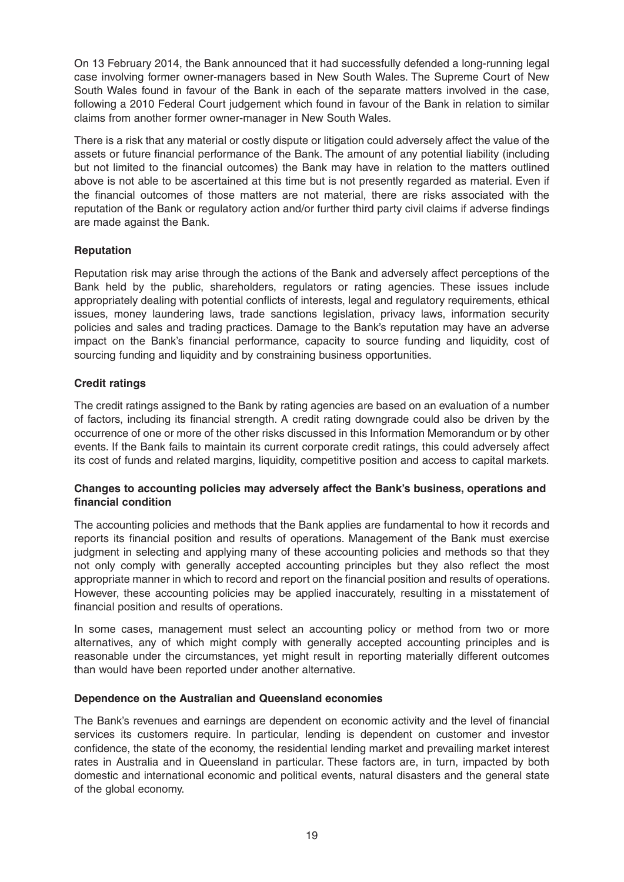On 13 February 2014, the Bank announced that it had successfully defended a long-running legal case involving former owner-managers based in New South Wales. The Supreme Court of New South Wales found in favour of the Bank in each of the separate matters involved in the case, following a 2010 Federal Court judgement which found in favour of the Bank in relation to similar claims from another former owner-manager in New South Wales.

There is a risk that any material or costly dispute or litigation could adversely affect the value of the assets or future financial performance of the Bank. The amount of any potential liability (including but not limited to the financial outcomes) the Bank may have in relation to the matters outlined above is not able to be ascertained at this time but is not presently regarded as material. Even if the financial outcomes of those matters are not material, there are risks associated with the reputation of the Bank or regulatory action and/or further third party civil claims if adverse findings are made against the Bank.

**Reputation**

Reputation risk may arise through the actions of the Bank and adversely affect perceptions of the Bank held by the public, shareholders, regulators or rating agencies. These issues include appropriately dealing with potential conflicts of interests, legal and regulatory requirements, ethical issues, money laundering laws, trade sanctions legislation, privacy laws, information security policies and sales and trading practices. Damage to the Bank's reputation may have an adverse impact on the Bank's financial performance, capacity to source funding and liquidity, cost of sourcing funding and liquidity and by constraining business opportunities.

**Credit ratings**

The credit ratings assigned to the Bank by rating agencies are based on an evaluation of a number of factors, including its financial strength. A credit rating downgrade could also be driven by the occurrence of one or more of the other risks discussed in this Information Memorandum or by other events. If the Bank fails to maintain its current corporate credit ratings, this could adversely affect its cost of funds and related margins, liquidity, competitive position and access to capital markets.

**Changes to accounting policies may adversely affect the Bank's business, operations and financial condition**

The accounting policies and methods that the Bank applies are fundamental to how it records and reports its financial position and results of operations. Management of the Bank must exercise judgment in selecting and applying many of these accounting policies and methods so that they not only comply with generally accepted accounting principles but they also reflect the most appropriate manner in which to record and report on the financial position and results of operations. However, these accounting policies may be applied inaccurately, resulting in a misstatement of financial position and results of operations.

In some cases, management must select an accounting policy or method from two or more alternatives, any of which might comply with generally accepted accounting principles and is reasonable under the circumstances, yet might result in reporting materially different outcomes than would have been reported under another alternative.

**Dependence on the Australian and Queensland economies**

The Bank's revenues and earnings are dependent on economic activity and the level of financial services its customers require. In particular, lending is dependent on customer and investor confidence, the state of the economy, the residential lending market and prevailing market interest rates in Australia and in Queensland in particular. These factors are, in turn, impacted by both domestic and international economic and political events, natural disasters and the general state of the global economy.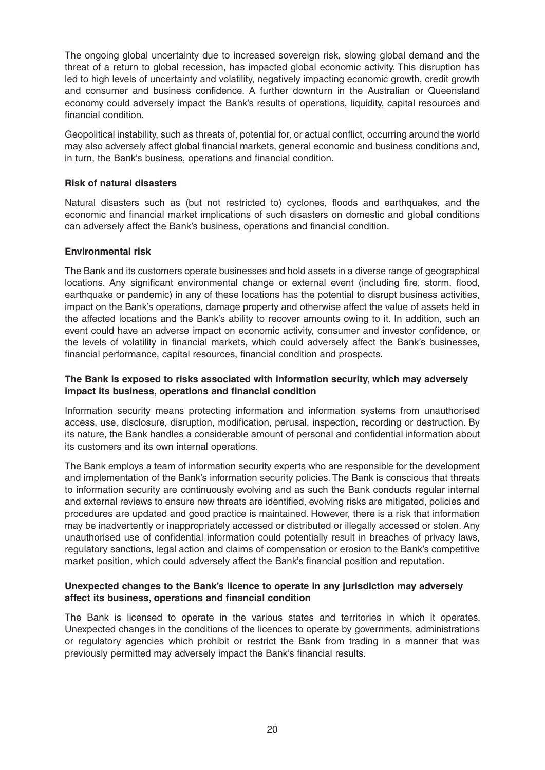The ongoing global uncertainty due to increased sovereign risk, slowing global demand and the threat of a return to global recession, has impacted global economic activity. This disruption has led to high levels of uncertainty and volatility, negatively impacting economic growth, credit growth and consumer and business confidence. A further downturn in the Australian or Queensland economy could adversely impact the Bank's results of operations, liquidity, capital resources and financial condition.

Geopolitical instability, such as threats of, potential for, or actual conflict, occurring around the world may also adversely affect global financial markets, general economic and business conditions and, in turn, the Bank's business, operations and financial condition.

**Risk of natural disasters**

Natural disasters such as (but not restricted to) cyclones, floods and earthquakes, and the economic and financial market implications of such disasters on domestic and global conditions can adversely affect the Bank's business, operations and financial condition.

**Environmental risk**

The Bank and its customers operate businesses and hold assets in a diverse range of geographical locations. Any significant environmental change or external event (including fire, storm, flood, earthquake or pandemic) in any of these locations has the potential to disrupt business activities, impact on the Bank's operations, damage property and otherwise affect the value of assets held in the affected locations and the Bank's ability to recover amounts owing to it. In addition, such an event could have an adverse impact on economic activity, consumer and investor confidence, or the levels of volatility in financial markets, which could adversely affect the Bank's businesses, financial performance, capital resources, financial condition and prospects.

**The Bank is exposed to risks associated with information security, which may adversely impact its business, operations and financial condition**

Information security means protecting information and information systems from unauthorised access, use, disclosure, disruption, modification, perusal, inspection, recording or destruction. By its nature, the Bank handles a considerable amount of personal and confidential information about its customers and its own internal operations.

The Bank employs a team of information security experts who are responsible for the development and implementation of the Bank's information security policies. The Bank is conscious that threats to information security are continuously evolving and as such the Bank conducts regular internal and external reviews to ensure new threats are identified, evolving risks are mitigated, policies and procedures are updated and good practice is maintained. However, there is a risk that information may be inadvertently or inappropriately accessed or distributed or illegally accessed or stolen. Any unauthorised use of confidential information could potentially result in breaches of privacy laws, regulatory sanctions, legal action and claims of compensation or erosion to the Bank's competitive market position, which could adversely affect the Bank's financial position and reputation.

**Unexpected changes to the Bank's licence to operate in any jurisdiction may adversely affect its business, operations and financial condition**

The Bank is licensed to operate in the various states and territories in which it operates. Unexpected changes in the conditions of the licences to operate by governments, administrations or regulatory agencies which prohibit or restrict the Bank from trading in a manner that was previously permitted may adversely impact the Bank's financial results.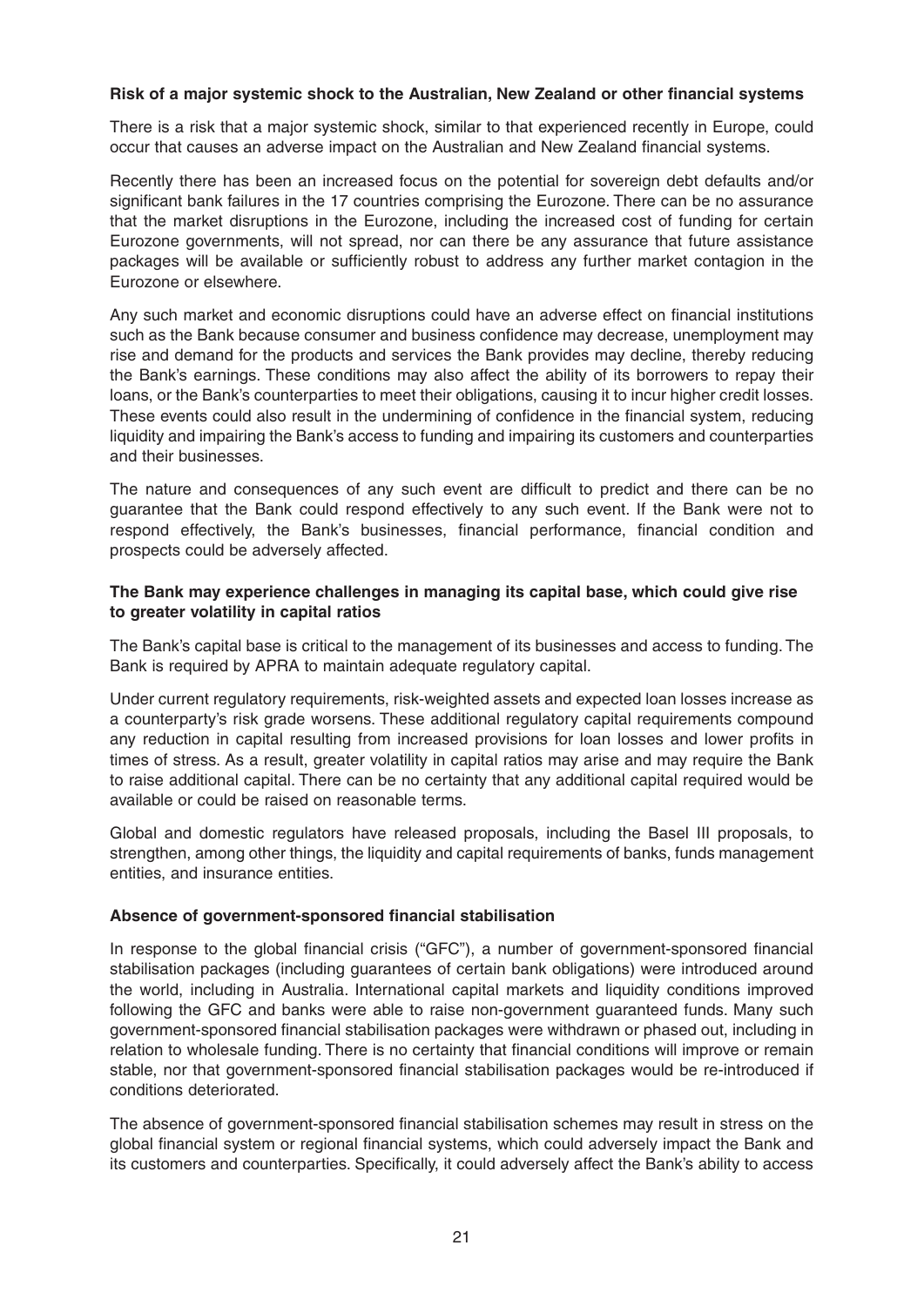**Risk of a major systemic shock to the Australian, New Zealand or other financial systems**

There is a risk that a major systemic shock, similar to that experienced recently in Europe, could occur that causes an adverse impact on the Australian and New Zealand financial systems.

Recently there has been an increased focus on the potential for sovereign debt defaults and/or significant bank failures in the 17 countries comprising the Eurozone. There can be no assurance that the market disruptions in the Eurozone, including the increased cost of funding for certain Eurozone governments, will not spread, nor can there be any assurance that future assistance packages will be available or sufficiently robust to address any further market contagion in the Eurozone or elsewhere.

Any such market and economic disruptions could have an adverse effect on financial institutions such as the Bank because consumer and business confidence may decrease, unemployment may rise and demand for the products and services the Bank provides may decline, thereby reducing the Bank's earnings. These conditions may also affect the ability of its borrowers to repay their loans, or the Bank's counterparties to meet their obligations, causing it to incur higher credit losses. These events could also result in the undermining of confidence in the financial system, reducing liquidity and impairing the Bank's access to funding and impairing its customers and counterparties and their businesses.

The nature and consequences of any such event are difficult to predict and there can be no guarantee that the Bank could respond effectively to any such event. If the Bank were not to respond effectively, the Bank's businesses, financial performance, financial condition and prospects could be adversely affected.

**The Bank may experience challenges in managing its capital base, which could give rise to greater volatility in capital ratios**

The Bank's capital base is critical to the management of its businesses and access to funding. The Bank is required by APRA to maintain adequate regulatory capital.

Under current regulatory requirements, risk-weighted assets and expected loan losses increase as a counterparty's risk grade worsens. These additional regulatory capital requirements compound any reduction in capital resulting from increased provisions for loan losses and lower profits in times of stress. As a result, greater volatility in capital ratios may arise and may require the Bank to raise additional capital. There can be no certainty that any additional capital required would be available or could be raised on reasonable terms.

Global and domestic regulators have released proposals, including the Basel III proposals, to strengthen, among other things, the liquidity and capital requirements of banks, funds management entities, and insurance entities.

**Absence of government-sponsored financial stabilisation**

In response to the global financial crisis ("GFC"), a number of government-sponsored financial stabilisation packages (including guarantees of certain bank obligations) were introduced around the world, including in Australia. International capital markets and liquidity conditions improved following the GFC and banks were able to raise non-government guaranteed funds. Many such government-sponsored financial stabilisation packages were withdrawn or phased out, including in relation to wholesale funding. There is no certainty that financial conditions will improve or remain stable, nor that government-sponsored financial stabilisation packages would be re-introduced if conditions deteriorated.

The absence of government-sponsored financial stabilisation schemes may result in stress on the global financial system or regional financial systems, which could adversely impact the Bank and its customers and counterparties. Specifically, it could adversely affect the Bank's ability to access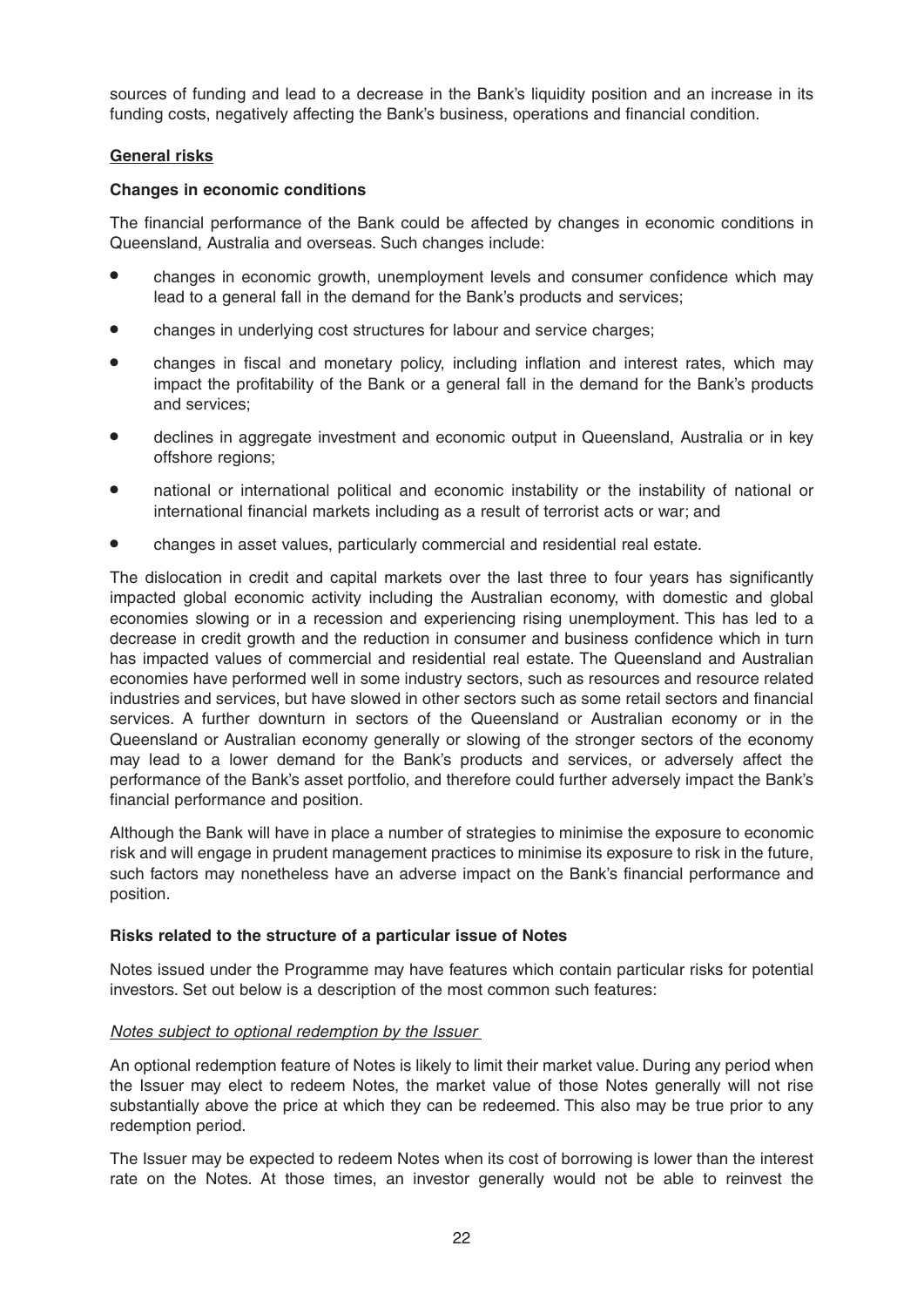sources of funding and lead to a decrease in the Bank's liquidity position and an increase in its funding costs, negatively affecting the Bank's business, operations and financial condition.

## General risks

### Changes in economic conditions

The financial performance of the Bank could be affected by changes in economic conditions in Queensland, Australia and overseas. Such changes include:

- changes in economic growth, unemployment levels and consumer confidence which may lead to a general fall in the demand for the Bank's products and services;
- changes in underlying cost structures for labour and service charges;
- changes in fiscal and monetary policy, including inflation and interest rates, which may impact the profitability of the Bank or a general fall in the demand for the Bank's products and services;
- declines in aggregate investment and economic output in Queensland, Australia or in key offshore regions;
- national or international political and economic instability or the instability of national or international financial markets including as a result of terrorist acts or war; and
- changes in asset values, particularly commercial and residential real estate.

The dislocation in credit and capital markets over the last three to four years has significantly impacted global economic activity including the Australian economy, with domestic and global economies slowing or in a recession and experiencing rising unemployment. This has led to a decrease in credit growth and the reduction in consumer and business confidence which in turn has impacted values of commercial and residential real estate. The Queensland and Australian economies have performed well in some industry sectors, such as resources and resource related industries and services, but have slowed in other sectors such as some retail sectors and financial services. A further downturn in sectors of the Queensland or Australian economy or in the Queensland or Australian economy generally or slowing of the stronger sectors of the economy may lead to a lower demand for the Bank's products and services, or adversely affect the performance of the Bank's asset portfolio, and therefore could further adversely impact the Bank's financial performance and position.

Although the Bank will have in place a number of strategies to minimise the exposure to economic risk and will engage in prudent management practices to minimise its exposure to risk in the future, such factors may nonetheless have an adverse impact on the Bank's financial performance and position.

### Risks related to the structure of a particular issue of Notes

Notes issued under the Programme may have features which contain particular risks for potential investors. Set out below is a description of the most common such features:

*Notes subject to optional redemption by the Issuer*

An optional redemption feature of Notes is likely to limit their market value. During any period when the Issuer may elect to redeem Notes, the market value of those Notes generally will not rise substantially above the price at which they can be redeemed. This also may be true prior to any redemption period.

The Issuer may be expected to redeem Notes when its cost of borrowing is lower than the interest rate on the Notes. At those times, an investor generally would not be able to reinvest the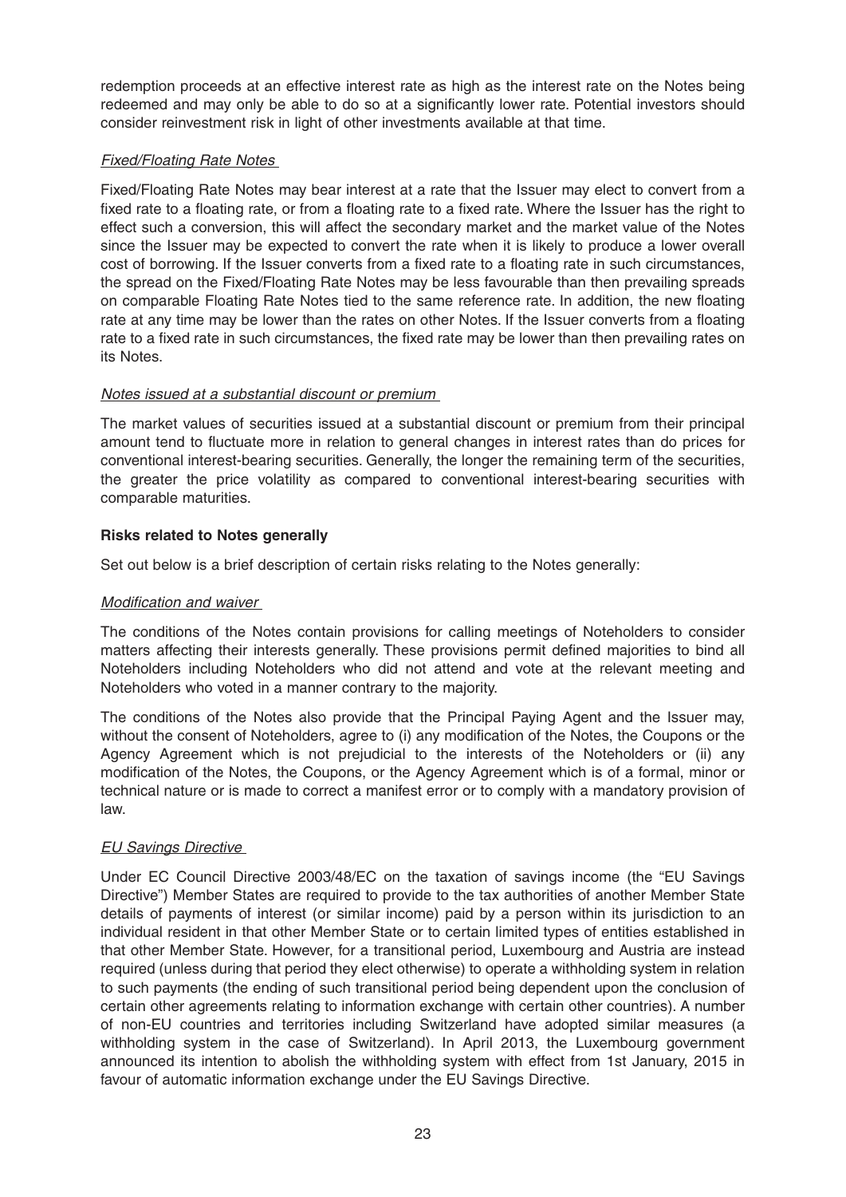redemption proceeds at an effective interest rate as high as the interest rate on the Notes being redeemed and may only be able to do so at a significantly lower rate. Potential investors should consider reinvestment risk in light of other investments available at that time.

*Fixed/Floating Rate Notes*

Fixed/Floating Rate Notes may bear interest at a rate that the Issuer may elect to convert from a fixed rate to a floating rate, or from a floating rate to a fixed rate. Where the Issuer has the right to effect such a conversion, this will affect the secondary market and the market value of the Notes since the Issuer may be expected to convert the rate when it is likely to produce a lower overall cost of borrowing. If the Issuer converts from a fixed rate to a floating rate in such circumstances, the spread on the Fixed/Floating Rate Notes may be less favourable than then prevailing spreads on comparable Floating Rate Notes tied to the same reference rate. In addition, the new floating rate at any time may be lower than the rates on other Notes. If the Issuer converts from a floating rate to a fixed rate in such circumstances, the fixed rate may be lower than then prevailing rates on its Notes.

*Notes issued at a substantial discount or premium*

The market values of securities issued at a substantial discount or premium from their principal amount tend to fluctuate more in relation to general changes in interest rates than do prices for conventional interest-bearing securities. Generally, the longer the remaining term of the securities, the greater the price volatility as compared to conventional interest-bearing securities with comparable maturities.

**Risks related to Notes generally**

Set out below is a brief description of certain risks relating to the Notes generally:

*Modification and waiver*

The conditions of the Notes contain provisions for calling meetings of Noteholders to consider matters affecting their interests generally. These provisions permit defined majorities to bind all Noteholders including Noteholders who did not attend and vote at the relevant meeting and Noteholders who voted in a manner contrary to the majority.

The conditions of the Notes also provide that the Principal Paying Agent and the Issuer may, without the consent of Noteholders, agree to (i) any modification of the Notes, the Coupons or the Agency Agreement which is not prejudicial to the interests of the Noteholders or (ii) any modification of the Notes, the Coupons, or the Agency Agreement which is of a formal, minor or technical nature or is made to correct a manifest error or to comply with a mandatory provision of law.

*EU Savings Directive*

Under EC Council Directive 2003/48/EC on the taxation of savings income (the "EU Savings Directive") Member States are required to provide to the tax authorities of another Member State details of payments of interest (or similar income) paid by a person within its jurisdiction to an individual resident in that other Member State or to certain limited types of entities established in that other Member State. However, for a transitional period, Luxembourg and Austria are instead required (unless during that period they elect otherwise) to operate a withholding system in relation to such payments (the ending of such transitional period being dependent upon the conclusion of certain other agreements relating to information exchange with certain other countries). A number of non-EU countries and territories including Switzerland have adopted similar measures (a withholding system in the case of Switzerland). In April 2013, the Luxembourg government announced its intention to abolish the withholding system with effect from 1st January, 2015 in favour of automatic information exchange under the EU Savings Directive.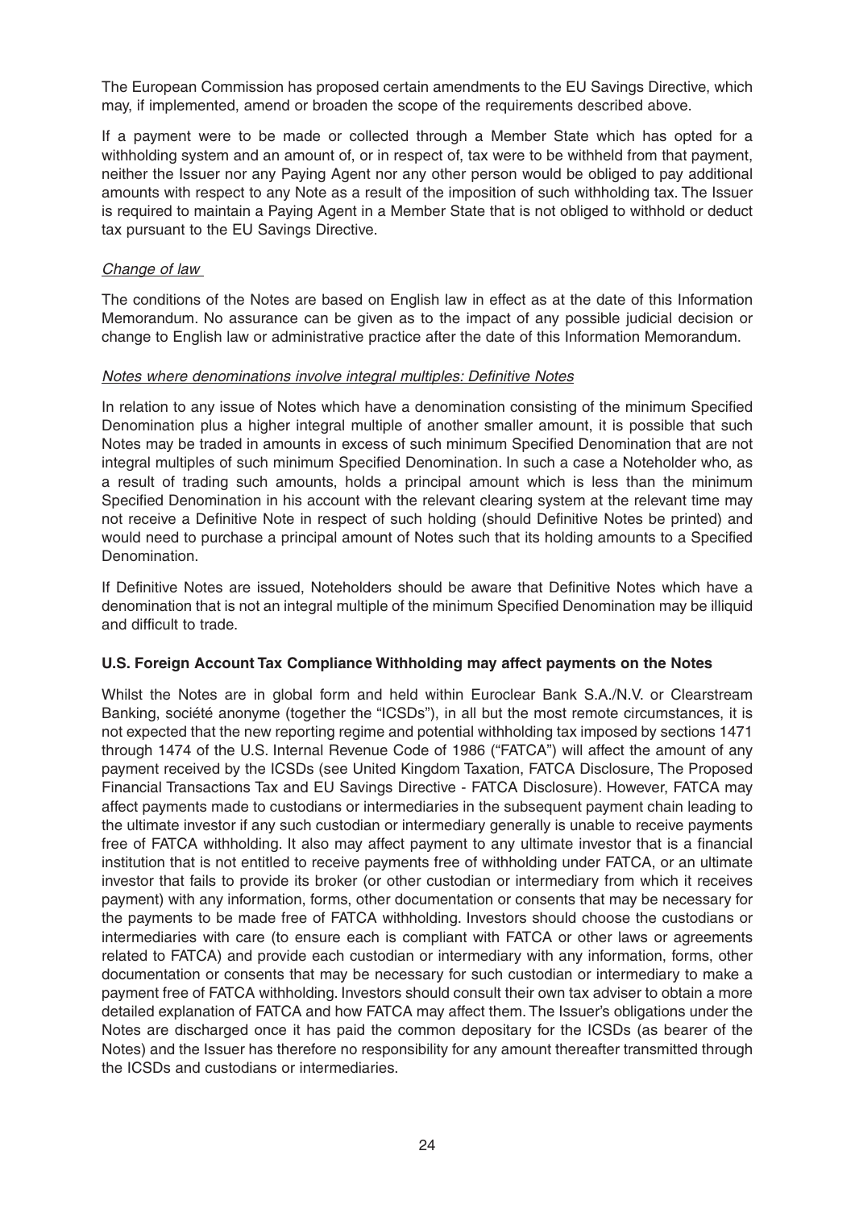The European Commission has proposed certain amendments to the EU Savings Directive, which may, if implemented, amend or broaden the scope of the requirements described above.

If a payment were to be made or collected through a Member State which has opted for a withholding system and an amount of, or in respect of, tax were to be withheld from that payment, neither the Issuer nor any Paying Agent nor any other person would be obliged to pay additional amounts with respect to any Note as a result of the imposition of such withholding tax. The Issuer is required to maintain a Paying Agent in a Member State that is not obliged to withhold or deduct tax pursuant to the EU Savings Directive.

*Change of law*

The conditions of the Notes are based on English law in effect as at the date of this Information Memorandum. No assurance can be given as to the impact of any possible judicial decision or change to English law or administrative practice after the date of this Information Memorandum.

*Notes where denominations involve integral multiples: Definitive Notes*

In relation to any issue of Notes which have a denomination consisting of the minimum Specified Denomination plus a higher integral multiple of another smaller amount, it is possible that such Notes may be traded in amounts in excess of such minimum Specified Denomination that are not integral multiples of such minimum Specified Denomination. In such a case a Noteholder who, as a result of trading such amounts, holds a principal amount which is less than the minimum Specified Denomination in his account with the relevant clearing system at the relevant time may not receive a Definitive Note in respect of such holding (should Definitive Notes be printed) and would need to purchase a principal amount of Notes such that its holding amounts to a Specified Denomination.

If Definitive Notes are issued, Noteholders should be aware that Definitive Notes which have a denomination that is not an integral multiple of the minimum Specified Denomination may be illiquid and difficult to trade.

**U.S. Foreign Account Tax Compliance Withholding may affect payments on the Notes**

Whilst the Notes are in global form and held within Euroclear Bank S.A./N.V. or Clearstream Banking, société anonyme (together the "ICSDs"), in all but the most remote circumstances, it is not expected that the new reporting regime and potential withholding tax imposed by sections 1471 through 1474 of the U.S. Internal Revenue Code of 1986 ("FATCA") will affect the amount of any payment received by the ICSDs (see United Kingdom Taxation, FATCA Disclosure, The Proposed Financial Transactions Tax and EU Savings Directive - FATCA Disclosure). However, FATCA may affect payments made to custodians or intermediaries in the subsequent payment chain leading to the ultimate investor if any such custodian or intermediary generally is unable to receive payments free of FATCA withholding. It also may affect payment to any ultimate investor that is a financial institution that is not entitled to receive payments free of withholding under FATCA, or an ultimate investor that fails to provide its broker (or other custodian or intermediary from which it receives payment) with any information, forms, other documentation or consents that may be necessary for the payments to be made free of FATCA withholding. Investors should choose the custodians or intermediaries with care (to ensure each is compliant with FATCA or other laws or agreements related to FATCA) and provide each custodian or intermediary with any information, forms, other documentation or consents that may be necessary for such custodian or intermediary to make a payment free of FATCA withholding. Investors should consult their own tax adviser to obtain a more detailed explanation of FATCA and how FATCA may affect them. The Issuer's obligations under the Notes are discharged once it has paid the common depositary for the ICSDs (as bearer of the Notes) and the Issuer has therefore no responsibility for any amount thereafter transmitted through the ICSDs and custodians or intermediaries.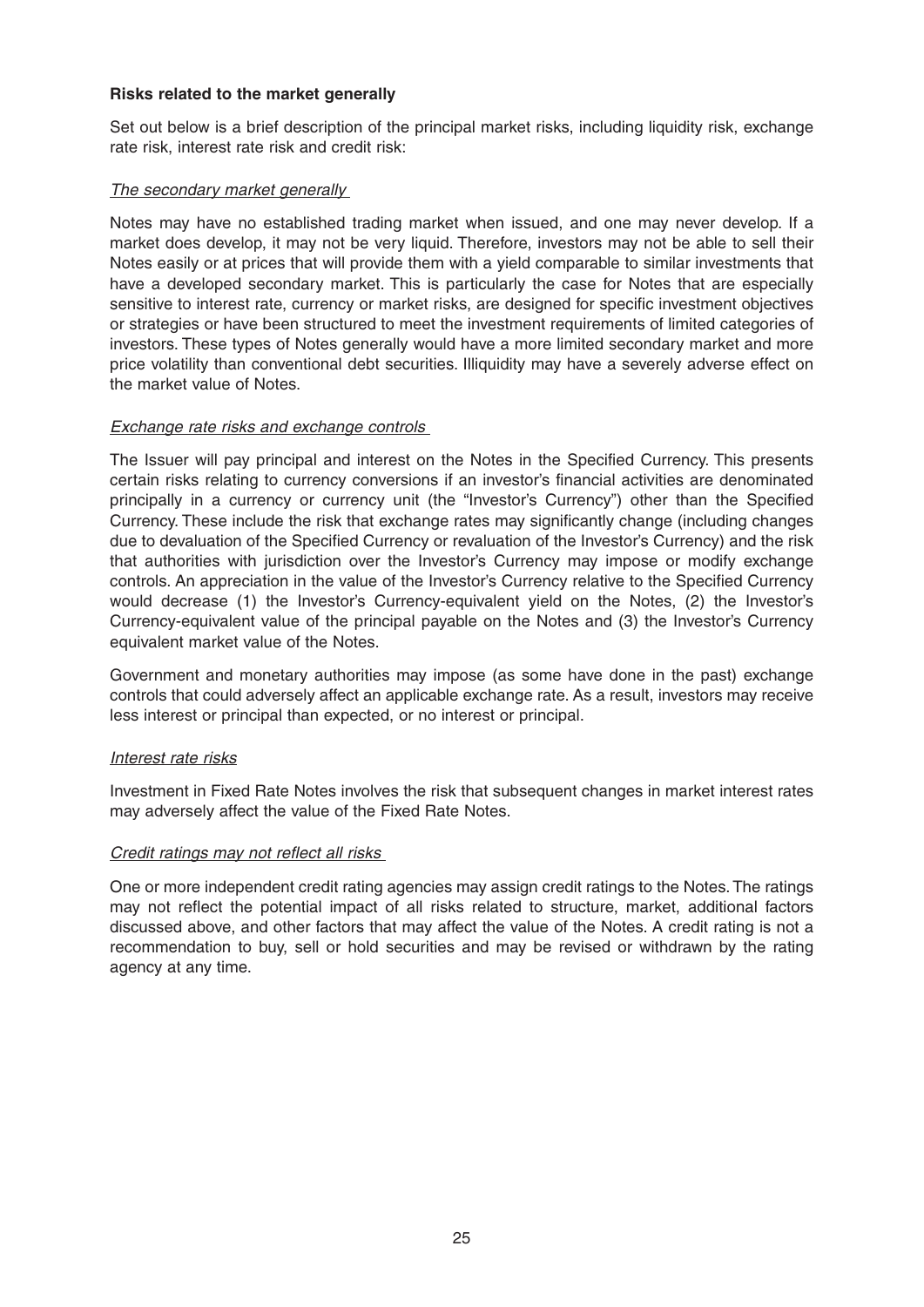**Risks related to the market generally**

Set out below is a brief description of the principal market risks, including liquidity risk, exchange rate risk, interest rate risk and credit risk:

*The secondary market generally*

Notes may have no established trading market when issued, and one may never develop. If a market does develop, it may not be very liquid. Therefore, investors may not be able to sell their Notes easily or at prices that will provide them with a yield comparable to similar investments that have a developed secondary market. This is particularly the case for Notes that are especially sensitive to interest rate, currency or market risks, are designed for specific investment objectives or strategies or have been structured to meet the investment requirements of limited categories of investors. These types of Notes generally would have a more limited secondary market and more price volatility than conventional debt securities. Illiquidity may have a severely adverse effect on the market value of Notes.

*Exchange rate risks and exchange controls*

The Issuer will pay principal and interest on the Notes in the Specified Currency. This presents certain risks relating to currency conversions if an investor's financial activities are denominated principally in a currency or currency unit (the "Investor's Currency") other than the Specified Currency. These include the risk that exchange rates may significantly change (including changes due to devaluation of the Specified Currency or revaluation of the Investor's Currency) and the risk that authorities with jurisdiction over the Investor's Currency may impose or modify exchange controls. An appreciation in the value of the Investor's Currency relative to the Specified Currency would decrease (1) the Investor's Currency-equivalent yield on the Notes, (2) the Investor's Currency-equivalent value of the principal payable on the Notes and (3) the Investor's Currency equivalent market value of the Notes.

Government and monetary authorities may impose (as some have done in the past) exchange controls that could adversely affect an applicable exchange rate. As a result, investors may receive less interest or principal than expected, or no interest or principal.

*Interest rate risks*

Investment in Fixed Rate Notes involves the risk that subsequent changes in market interest rates may adversely affect the value of the Fixed Rate Notes.

*Credit ratings may not reflect all risks*

One or more independent credit rating agencies may assign credit ratings to the Notes. The ratings may not reflect the potential impact of all risks related to structure, market, additional factors discussed above, and other factors that may affect the value of the Notes. A credit rating is not a recommendation to buy, sell or hold securities and may be revised or withdrawn by the rating agency at any time.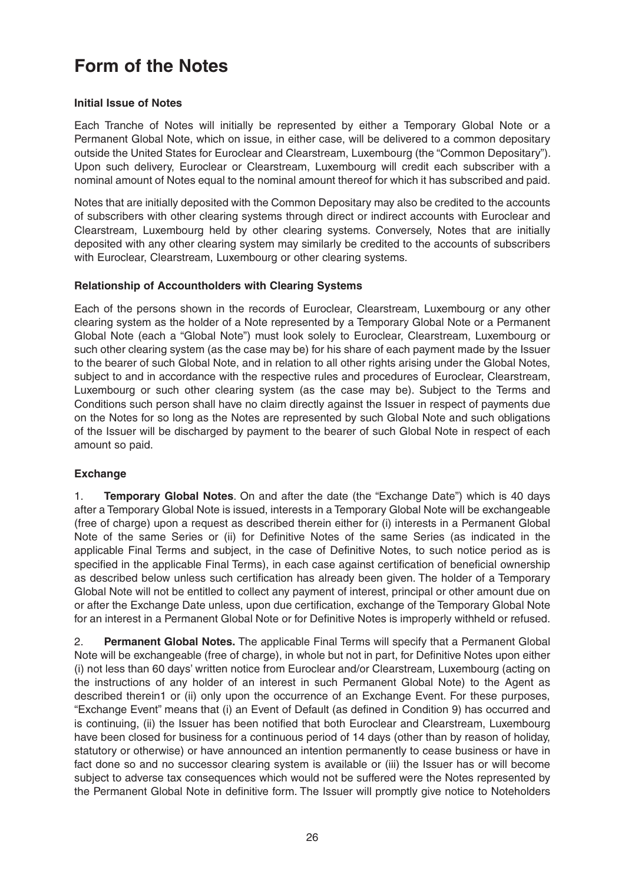# Form of the Notes

### Initial Issue of Notes

Each Tranche of Notes will initially be represented by either a Temporary Global Note or a Permanent Global Note, which on issue, in either case, will be delivered to a common depositary outside the United States for Euroclear and Clearstream, Luxembourg (the "Common Depositary"). Upon such delivery, Euroclear or Clearstream, Luxembourg will credit each subscriber with a nominal amount of Notes equal to the nominal amount thereof for which it has subscribed and paid.

Notes that are initially deposited with the Common Depositary may also be credited to the accounts of subscribers with other clearing systems through direct or indirect accounts with Euroclear and Clearstream, Luxembourg held by other clearing systems. Conversely, Notes that are initially deposited with any other clearing system may similarly be credited to the accounts of subscribers with Euroclear, Clearstream, Luxembourg or other clearing systems.

### Relationship of Accountholders with Clearing Systems

Each of the persons shown in the records of Euroclear, Clearstream, Luxembourg or any other clearing system as the holder of a Note represented by a Temporary Global Note or a Permanent Global Note (each a "Global Note") must look solely to Euroclear, Clearstream, Luxembourg or such other clearing system (as the case may be) for his share of each payment made by the Issuer to the bearer of such Global Note, and in relation to all other rights arising under the Global Notes, subject to and in accordance with the respective rules and procedures of Euroclear, Clearstream, Luxembourg or such other clearing system (as the case may be). Subject to the Terms and Conditions such person shall have no claim directly against the Issuer in respect of payments due on the Notes for so long as the Notes are represented by such Global Note and such obligations of the Issuer will be discharged by payment to the bearer of such Global Note in respect of each amount so paid.

### Exchange

1. **Temporary Global Notes**. On and after the date (the "Exchange Date") which is 40 days after a Temporary Global Note is issued, interests in a Temporary Global Note will be exchangeable (free of charge) upon a request as described therein either for (i) interests in a Permanent Global Note of the same Series or (ii) for Definitive Notes of the same Series (as indicated in the applicable Final Terms and subject, in the case of Definitive Notes, to such notice period as is specified in the applicable Final Terms), in each case against certification of beneficial ownership as described below unless such certification has already been given. The holder of a Temporary Global Note will not be entitled to collect any payment of interest, principal or other amount due on or after the Exchange Date unless, upon due certification, exchange of the Temporary Global Note for an interest in a Permanent Global Note or for Definitive Notes is improperly withheld or refused.

2. **Permanent Global Notes.** The applicable Final Terms will specify that a Permanent Global Note will be exchangeable (free of charge), in whole but not in part, for Definitive Notes upon either (i) not less than 60 days' written notice from Euroclear and/or Clearstream, Luxembourg (acting on the instructions of any holder of an interest in such Permanent Global Note) to the Agent as described therein1 or (ii) only upon the occurrence of an Exchange Event. For these purposes, "Exchange Event" means that (i) an Event of Default (as defined in Condition 9) has occurred and is continuing, (ii) the Issuer has been notified that both Euroclear and Clearstream, Luxembourg have been closed for business for a continuous period of 14 days (other than by reason of holiday, statutory or otherwise) or have announced an intention permanently to cease business or have in fact done so and no successor clearing system is available or (iii) the Issuer has or will become subject to adverse tax consequences which would not be suffered were the Notes represented by the Permanent Global Note in definitive form. The Issuer will promptly give notice to Noteholders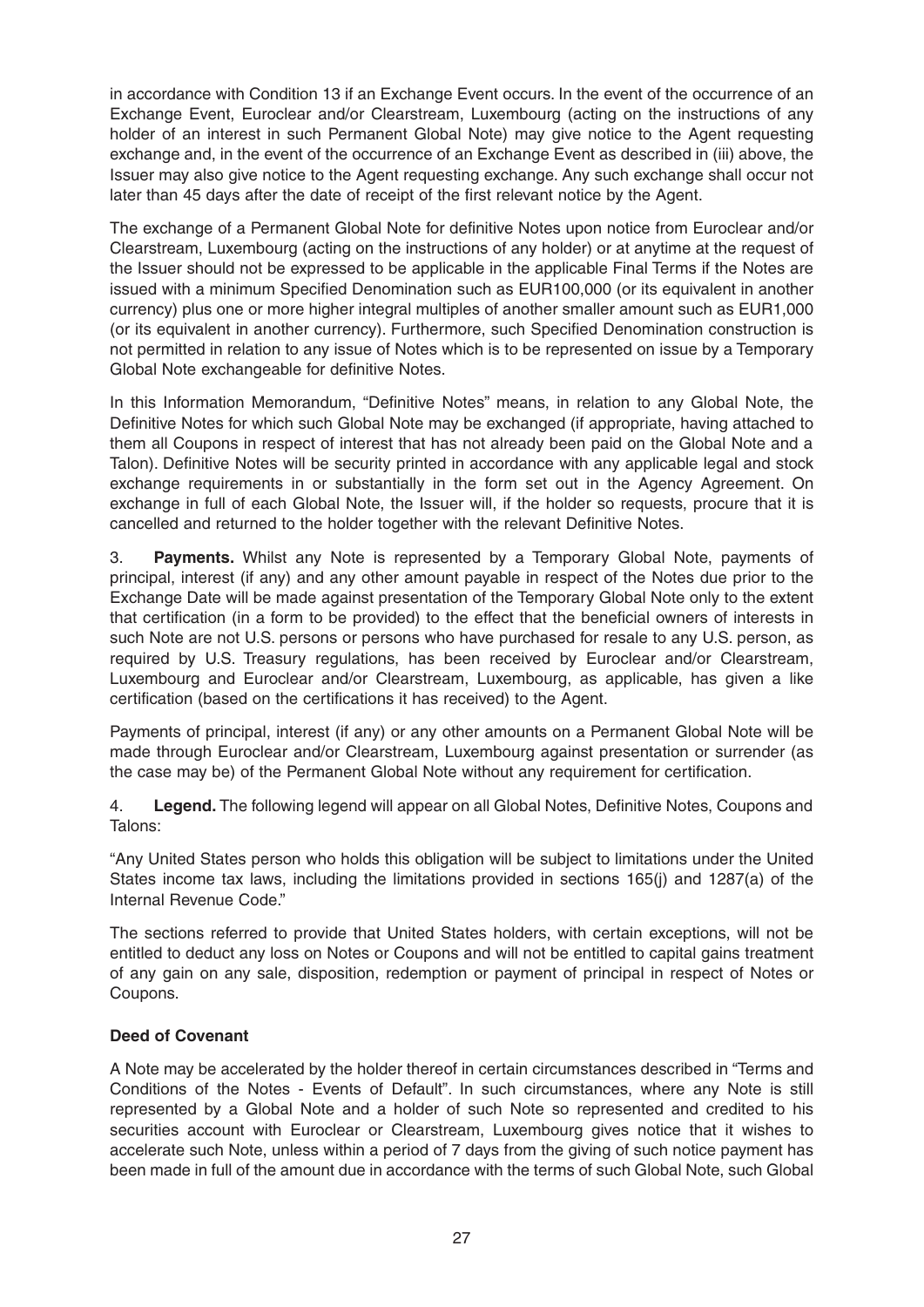in accordance with Condition 13 if an Exchange Event occurs. In the event of the occurrence of an Exchange Event, Euroclear and/or Clearstream, Luxembourg (acting on the instructions of any holder of an interest in such Permanent Global Note) may give notice to the Agent requesting exchange and, in the event of the occurrence of an Exchange Event as described in (iii) above, the Issuer may also give notice to the Agent requesting exchange. Any such exchange shall occur not later than 45 days after the date of receipt of the first relevant notice by the Agent.

The exchange of a Permanent Global Note for definitive Notes upon notice from Euroclear and/or Clearstream, Luxembourg (acting on the instructions of any holder) or at anytime at the request of the Issuer should not be expressed to be applicable in the applicable Final Terms if the Notes are issued with a minimum Specified Denomination such as EUR100,000 (or its equivalent in another currency) plus one or more higher integral multiples of another smaller amount such as EUR1,000 (or its equivalent in another currency). Furthermore, such Specified Denomination construction is not permitted in relation to any issue of Notes which is to be represented on issue by a Temporary Global Note exchangeable for definitive Notes.

In this Information Memorandum, "Definitive Notes" means, in relation to any Global Note, the Definitive Notes for which such Global Note may be exchanged (if appropriate, having attached to them all Coupons in respect of interest that has not already been paid on the Global Note and a Talon). Definitive Notes will be security printed in accordance with any applicable legal and stock exchange requirements in or substantially in the form set out in the Agency Agreement. On exchange in full of each Global Note, the Issuer will, if the holder so requests, procure that it is cancelled and returned to the holder together with the relevant Definitive Notes.

3. **Payments.** Whilst any Note is represented by a Temporary Global Note, payments of principal, interest (if any) and any other amount payable in respect of the Notes due prior to the Exchange Date will be made against presentation of the Temporary Global Note only to the extent that certification (in a form to be provided) to the effect that the beneficial owners of interests in such Note are not U.S. persons or persons who have purchased for resale to any U.S. person, as required by U.S. Treasury regulations, has been received by Euroclear and/or Clearstream, Luxembourg and Euroclear and/or Clearstream, Luxembourg, as applicable, has given a like certification (based on the certifications it has received) to the Agent.

Payments of principal, interest (if any) or any other amounts on a Permanent Global Note will be made through Euroclear and/or Clearstream, Luxembourg against presentation or surrender (as the case may be) of the Permanent Global Note without any requirement for certification.

4. **Legend.** The following legend will appear on all Global Notes, Definitive Notes, Coupons and Talons:

"Any United States person who holds this obligation will be subject to limitations under the United States income tax laws, including the limitations provided in sections 165(j) and 1287(a) of the Internal Revenue Code."

The sections referred to provide that United States holders, with certain exceptions, will not be entitled to deduct any loss on Notes or Coupons and will not be entitled to capital gains treatment of any gain on any sale, disposition, redemption or payment of principal in respect of Notes or Coupons.

**Deed of Covenant**

A Note may be accelerated by the holder thereof in certain circumstances described in "Terms and Conditions of the Notes - Events of Default". In such circumstances, where any Note is still represented by a Global Note and a holder of such Note so represented and credited to his securities account with Euroclear or Clearstream, Luxembourg gives notice that it wishes to accelerate such Note, unless within a period of 7 days from the giving of such notice payment has been made in full of the amount due in accordance with the terms of such Global Note, such Global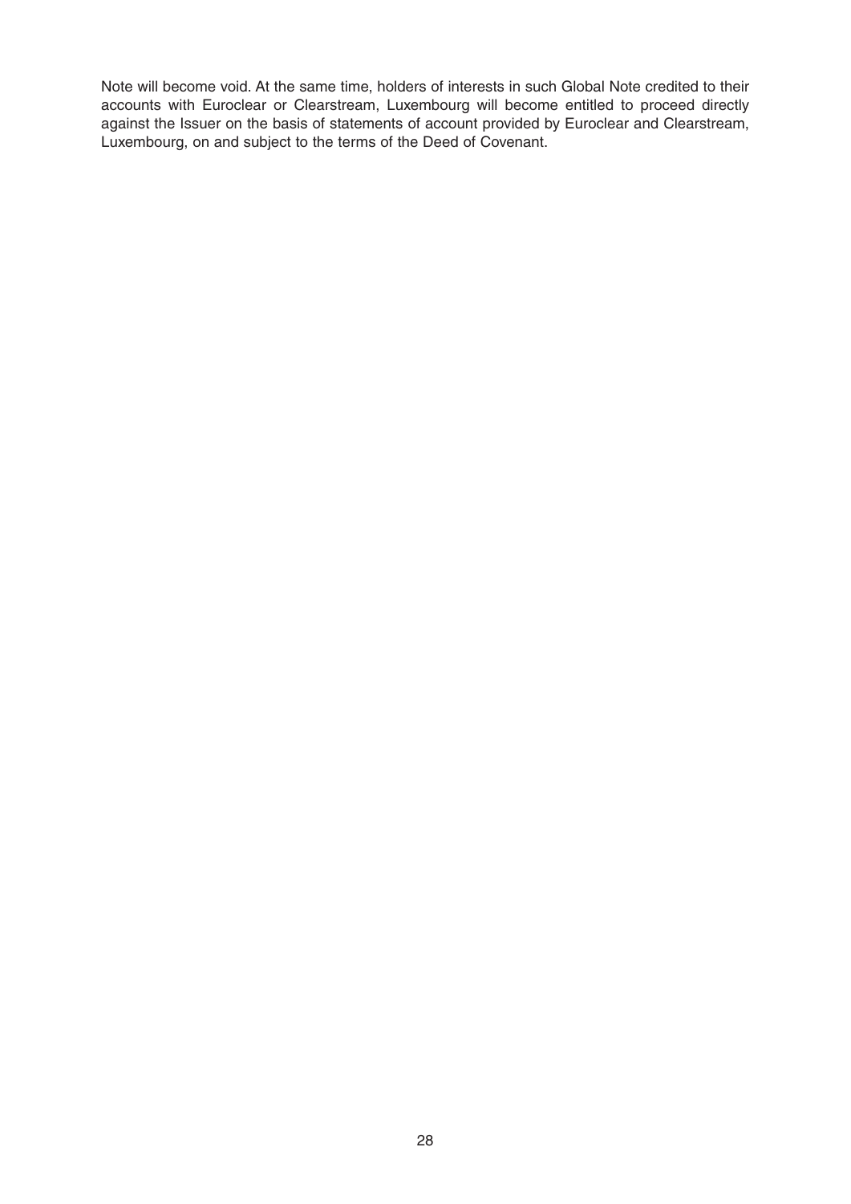Note will become void. At the same time, holders of interests in such Global Note credited to their accounts with Euroclear or Clearstream, Luxembourg will become entitled to proceed directly against the Issuer on the basis of statements of account provided by Euroclear and Clearstream, Luxembourg, on and subject to the terms of the Deed of Covenant.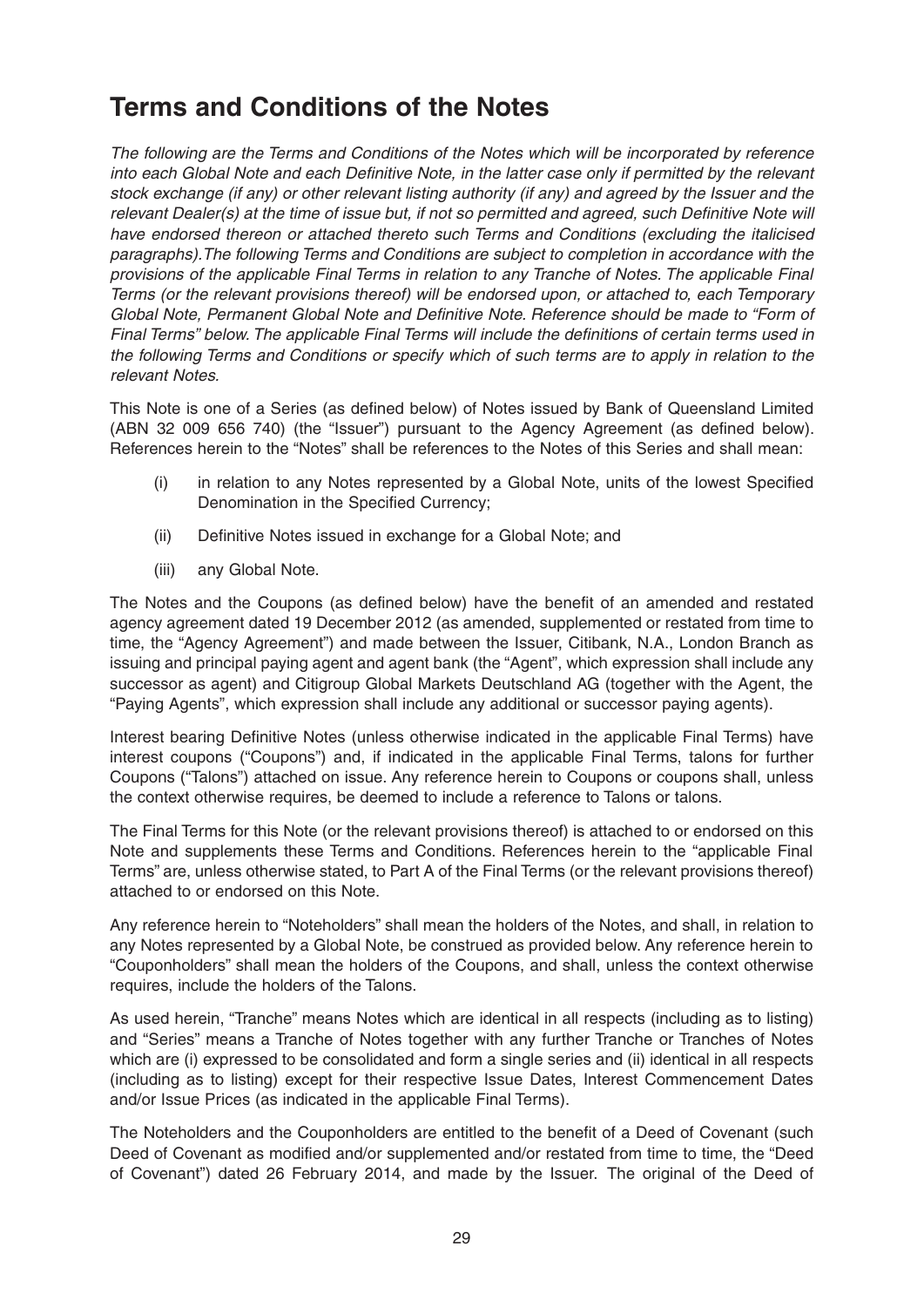# Terms and Conditions of the Notes

*The following are the Terms and Conditions of the Notes which will be incorporated by reference into each Global Note and each Definitive Note, in the latter case only if permitted by the relevant stock exchange (if any) or other relevant listing authority (if any) and agreed by the Issuer and the relevant Dealer(s) at the time of issue but, if not so permitted and agreed, such Definitive Note will have endorsed thereon or attached thereto such Terms and Conditions (excluding the italicised paragraphs).The following Terms and Conditions are subject to completion in accordance with the provisions of the applicable Final Terms in relation to any Tranche of Notes. The applicable Final Terms (or the relevant provisions thereof) will be endorsed upon, or attached to, each Temporary Global Note, Permanent Global Note and Definitive Note. Reference should be made to "Form of Final Terms" below. The applicable Final Terms will include the definitions of certain terms used in the following Terms and Conditions or specify which of such terms are to apply in relation to the relevant Notes.*

This Note is one of a Series (as defined below) of Notes issued by Bank of Queensland Limited (ABN 32 009 656 740) (the "Issuer") pursuant to the Agency Agreement (as defined below). References herein to the "Notes" shall be references to the Notes of this Series and shall mean:

(i) in relation to any Notes represented by a Global Note, units of the lowest Specified Denomination in the Specified Currency;

(ii) Definitive Notes issued in exchange for a Global Note; and

(iii) any Global Note.

The Notes and the Coupons (as defined below) have the benefit of an amended and restated agency agreement dated 19 December 2012 (as amended, supplemented or restated from time to time, the "Agency Agreement") and made between the Issuer, Citibank, N.A., London Branch as issuing and principal paying agent and agent bank (the "Agent", which expression shall include any successor as agent) and Citigroup Global Markets Deutschland AG (together with the Agent, the "Paying Agents", which expression shall include any additional or successor paying agents).

Interest bearing Definitive Notes (unless otherwise indicated in the applicable Final Terms) have interest coupons ("Coupons") and, if indicated in the applicable Final Terms, talons for further Coupons ("Talons") attached on issue. Any reference herein to Coupons or coupons shall, unless the context otherwise requires, be deemed to include a reference to Talons or talons.

The Final Terms for this Note (or the relevant provisions thereof) is attached to or endorsed on this Note and supplements these Terms and Conditions. References herein to the "applicable Final Terms" are, unless otherwise stated, to Part A of the Final Terms (or the relevant provisions thereof) attached to or endorsed on this Note.

Any reference herein to "Noteholders" shall mean the holders of the Notes, and shall, in relation to any Notes represented by a Global Note, be construed as provided below. Any reference herein to "Couponholders" shall mean the holders of the Coupons, and shall, unless the context otherwise requires, include the holders of the Talons.

As used herein, "Tranche" means Notes which are identical in all respects (including as to listing) and "Series" means a Tranche of Notes together with any further Tranche or Tranches of Notes which are (i) expressed to be consolidated and form a single series and (ii) identical in all respects (including as to listing) except for their respective Issue Dates, Interest Commencement Dates and/or Issue Prices (as indicated in the applicable Final Terms).

The Noteholders and the Couponholders are entitled to the benefit of a Deed of Covenant (such Deed of Covenant as modified and/or supplemented and/or restated from time to time, the "Deed of Covenant") dated 26 February 2014, and made by the Issuer. The original of the Deed of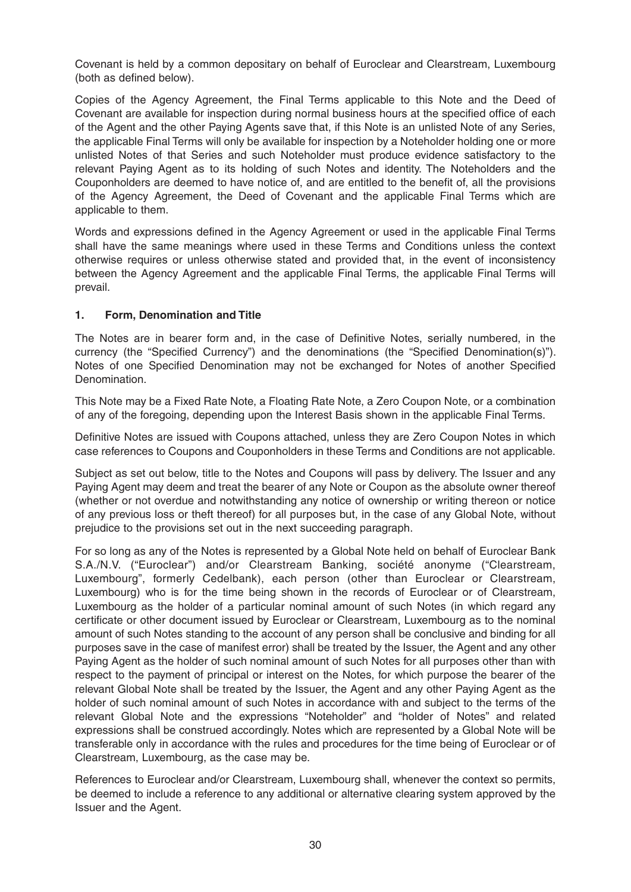Covenant is held by a common depositary on behalf of Euroclear and Clearstream, Luxembourg (both as defined below).

Copies of the Agency Agreement, the Final Terms applicable to this Note and the Deed of Covenant are available for inspection during normal business hours at the specified office of each of the Agent and the other Paying Agents save that, if this Note is an unlisted Note of any Series, the applicable Final Terms will only be available for inspection by a Noteholder holding one or more unlisted Notes of that Series and such Noteholder must produce evidence satisfactory to the relevant Paying Agent as to its holding of such Notes and identity. The Noteholders and the Couponholders are deemed to have notice of, and are entitled to the benefit of, all the provisions of the Agency Agreement, the Deed of Covenant and the applicable Final Terms which are applicable to them.

Words and expressions defined in the Agency Agreement or used in the applicable Final Terms shall have the same meanings where used in these Terms and Conditions unless the context otherwise requires or unless otherwise stated and provided that, in the event of inconsistency between the Agency Agreement and the applicable Final Terms, the applicable Final Terms will prevail.

### 1. Form, Denomination and Title

The Notes are in bearer form and, in the case of Definitive Notes, serially numbered, in the currency (the "Specified Currency") and the denominations (the "Specified Denomination(s)"). Notes of one Specified Denomination may not be exchanged for Notes of another Specified Denomination.

This Note may be a Fixed Rate Note, a Floating Rate Note, a Zero Coupon Note, or a combination of any of the foregoing, depending upon the Interest Basis shown in the applicable Final Terms.

Definitive Notes are issued with Coupons attached, unless they are Zero Coupon Notes in which case references to Coupons and Couponholders in these Terms and Conditions are not applicable.

Subject as set out below, title to the Notes and Coupons will pass by delivery. The Issuer and any Paying Agent may deem and treat the bearer of any Note or Coupon as the absolute owner thereof (whether or not overdue and notwithstanding any notice of ownership or writing thereon or notice of any previous loss or theft thereof) for all purposes but, in the case of any Global Note, without prejudice to the provisions set out in the next succeeding paragraph.

For so long as any of the Notes is represented by a Global Note held on behalf of Euroclear Bank S.A./N.V. ("Euroclear") and/or Clearstream Banking, société anonyme ("Clearstream, Luxembourg", formerly Cedelbank), each person (other than Euroclear or Clearstream, Luxembourg) who is for the time being shown in the records of Euroclear or of Clearstream, Luxembourg as the holder of a particular nominal amount of such Notes (in which regard any certificate or other document issued by Euroclear or Clearstream, Luxembourg as to the nominal amount of such Notes standing to the account of any person shall be conclusive and binding for all purposes save in the case of manifest error) shall be treated by the Issuer, the Agent and any other Paying Agent as the holder of such nominal amount of such Notes for all purposes other than with respect to the payment of principal or interest on the Notes, for which purpose the bearer of the relevant Global Note shall be treated by the Issuer, the Agent and any other Paying Agent as the holder of such nominal amount of such Notes in accordance with and subject to the terms of the relevant Global Note and the expressions "Noteholder" and "holder of Notes" and related expressions shall be construed accordingly. Notes which are represented by a Global Note will be transferable only in accordance with the rules and procedures for the time being of Euroclear or of Clearstream, Luxembourg, as the case may be.

References to Euroclear and/or Clearstream, Luxembourg shall, whenever the context so permits, be deemed to include a reference to any additional or alternative clearing system approved by the Issuer and the Agent.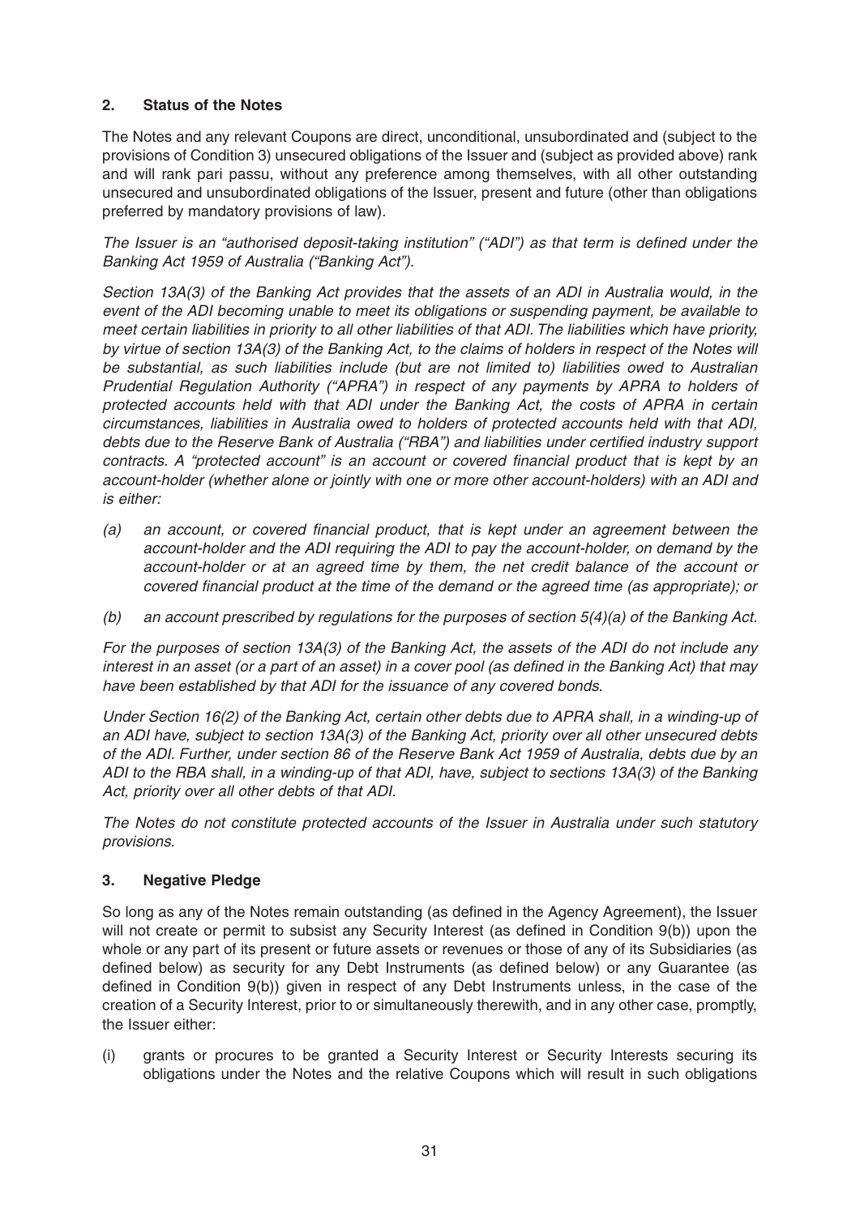## 2. Status of the Notes

The Notes and any relevant Coupons are direct, unconditional, unsubordinated and (subject to the provisions of Condition 3) unsecured obligations of the Issuer and (subject as provided above) rank and will rank pari passu, without any preference among themselves, with all other outstanding unsecured and unsubordinated obligations of the Issuer, present and future (other than obligations preferred by mandatory provisions of law).

*The Issuer is an "authorised deposit-taking institution" ("ADI") as that term is defined under the Banking Act 1959 of Australia ("Banking Act").*

*Section 13A(3) of the Banking Act provides that the assets of an ADI in Australia would, in the event of the ADI becoming unable to meet its obligations or suspending payment, be available to meet certain liabilities in priority to all other liabilities of that ADI. The liabilities which have priority, by virtue of section 13A(3) of the Banking Act, to the claims of holders in respect of the Notes will be substantial, as such liabilities include (but are not limited to) liabilities owed to Australian Prudential Regulation Authority ("APRA") in respect of any payments by APRA to holders of protected accounts held with that ADI under the Banking Act, the costs of APRA in certain circumstances, liabilities in Australia owed to holders of protected accounts held with that ADI, debts due to the Reserve Bank of Australia ("RBA") and liabilities under certified industry support contracts. A "protected account" is an account or covered financial product that is kept by an account-holder (whether alone or jointly with one or more other account-holders) with an ADI and is either:*

*(a) an account, or covered financial product, that is kept under an agreement between the account-holder and the ADI requiring the ADI to pay the account-holder, on demand by the account-holder or at an agreed time by them, the net credit balance of the account or covered financial product at the time of the demand or the agreed time (as appropriate); or*

*(b) an account prescribed by regulations for the purposes of section 5(4)(a) of the Banking Act.*

*For the purposes of section 13A(3) of the Banking Act, the assets of the ADI do not include any interest in an asset (or a part of an asset) in a cover pool (as defined in the Banking Act) that may have been established by that ADI for the issuance of any covered bonds.*

*Under Section 16(2) of the Banking Act, certain other debts due to APRA shall, in a winding-up of an ADI have, subject to section 13A(3) of the Banking Act, priority over all other unsecured debts of the ADI. Further, under section 86 of the Reserve Bank Act 1959 of Australia, debts due by an ADI to the RBA shall, in a winding-up of that ADI, have, subject to sections 13A(3) of the Banking Act, priority over all other debts of that ADI.*

*The Notes do not constitute protected accounts of the Issuer in Australia under such statutory provisions.*

## 3. Negative Pledge

So long as any of the Notes remain outstanding (as defined in the Agency Agreement), the Issuer will not create or permit to subsist any Security Interest (as defined in Condition 9(b)) upon the whole or any part of its present or future assets or revenues or those of any of its Subsidiaries (as defined below) as security for any Debt Instruments (as defined below) or any Guarantee (as defined in Condition 9(b)) given in respect of any Debt Instruments unless, in the case of the creation of a Security Interest, prior to or simultaneously therewith, and in any other case, promptly, the Issuer either:

(i) grants or procures to be granted a Security Interest or Security Interests securing its obligations under the Notes and the relative Coupons which will result in such obligations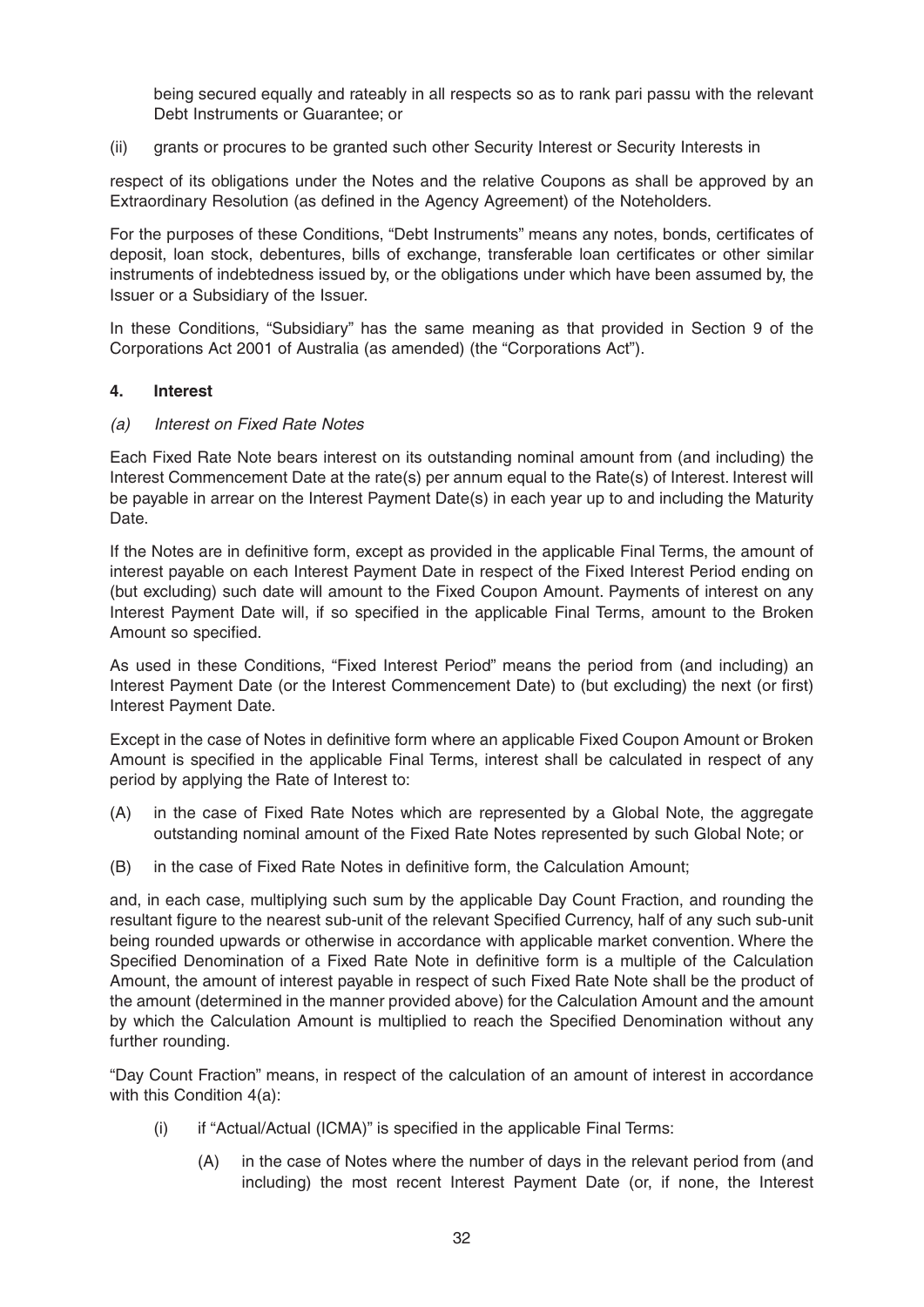being secured equally and rateably in all respects so as to rank pari passu with the relevant Debt Instruments or Guarantee; or

(ii) grants or procures to be granted such other Security Interest or Security Interests in

respect of its obligations under the Notes and the relative Coupons as shall be approved by an Extraordinary Resolution (as defined in the Agency Agreement) of the Noteholders.

For the purposes of these Conditions, "Debt Instruments" means any notes, bonds, certificates of deposit, loan stock, debentures, bills of exchange, transferable loan certificates or other similar instruments of indebtedness issued by, or the obligations under which have been assumed by, the Issuer or a Subsidiary of the Issuer.

In these Conditions, "Subsidiary" has the same meaning as that provided in Section 9 of the Corporations Act 2001 of Australia (as amended) (the "Corporations Act").

## 4. Interest

*(a) Interest on Fixed Rate Notes*

Each Fixed Rate Note bears interest on its outstanding nominal amount from (and including) the Interest Commencement Date at the rate(s) per annum equal to the Rate(s) of Interest. Interest will be payable in arrear on the Interest Payment Date(s) in each year up to and including the Maturity Date.

If the Notes are in definitive form, except as provided in the applicable Final Terms, the amount of interest payable on each Interest Payment Date in respect of the Fixed Interest Period ending on (but excluding) such date will amount to the Fixed Coupon Amount. Payments of interest on any Interest Payment Date will, if so specified in the applicable Final Terms, amount to the Broken Amount so specified.

As used in these Conditions, "Fixed Interest Period" means the period from (and including) an Interest Payment Date (or the Interest Commencement Date) to (but excluding) the next (or first) Interest Payment Date.

Except in the case of Notes in definitive form where an applicable Fixed Coupon Amount or Broken Amount is specified in the applicable Final Terms, interest shall be calculated in respect of any period by applying the Rate of Interest to:

(A) in the case of Fixed Rate Notes which are represented by a Global Note, the aggregate outstanding nominal amount of the Fixed Rate Notes represented by such Global Note; or

(B) in the case of Fixed Rate Notes in definitive form, the Calculation Amount;

and, in each case, multiplying such sum by the applicable Day Count Fraction, and rounding the resultant figure to the nearest sub-unit of the relevant Specified Currency, half of any such sub-unit being rounded upwards or otherwise in accordance with applicable market convention. Where the Specified Denomination of a Fixed Rate Note in definitive form is a multiple of the Calculation Amount, the amount of interest payable in respect of such Fixed Rate Note shall be the product of the amount (determined in the manner provided above) for the Calculation Amount and the amount by which the Calculation Amount is multiplied to reach the Specified Denomination without any further rounding.

"Day Count Fraction" means, in respect of the calculation of an amount of interest in accordance with this Condition 4(a):

(i) if "Actual/Actual (ICMA)" is specified in the applicable Final Terms:

(A) in the case of Notes where the number of days in the relevant period from (and including) the most recent Interest Payment Date (or, if none, the Interest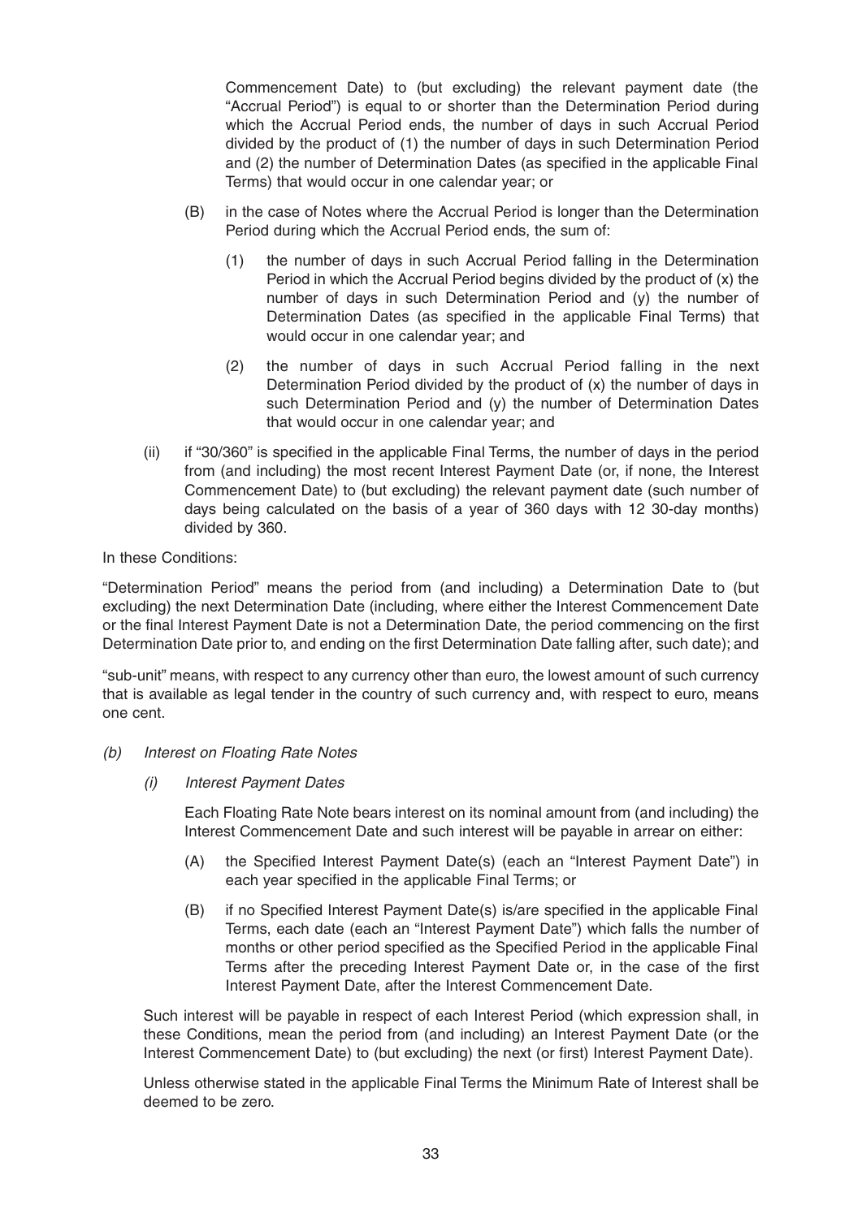Commencement Date) to (but excluding) the relevant payment date (the "Accrual Period") is equal to or shorter than the Determination Period during which the Accrual Period ends, the number of days in such Accrual Period divided by the product of (1) the number of days in such Determination Period and (2) the number of Determination Dates (as specified in the applicable Final Terms) that would occur in one calendar year; or

(B) in the case of Notes where the Accrual Period is longer than the Determination Period during which the Accrual Period ends, the sum of:

(1) the number of days in such Accrual Period falling in the Determination Period in which the Accrual Period begins divided by the product of (x) the number of days in such Determination Period and (y) the number of Determination Dates (as specified in the applicable Final Terms) that would occur in one calendar year; and

(2) the number of days in such Accrual Period falling in the next Determination Period divided by the product of (x) the number of days in such Determination Period and (y) the number of Determination Dates that would occur in one calendar year; and

(ii) if "30/360" is specified in the applicable Final Terms, the number of days in the period from (and including) the most recent Interest Payment Date (or, if none, the Interest Commencement Date) to (but excluding) the relevant payment date (such number of days being calculated on the basis of a year of 360 days with 12 30-day months) divided by 360.

In these Conditions:

"Determination Period" means the period from (and including) a Determination Date to (but excluding) the next Determination Date (including, where either the Interest Commencement Date or the final Interest Payment Date is not a Determination Date, the period commencing on the first Determination Date prior to, and ending on the first Determination Date falling after, such date); and

"sub-unit" means, with respect to any currency other than euro, the lowest amount of such currency that is available as legal tender in the country of such currency and, with respect to euro, means one cent.

*(b) Interest on Floating Rate Notes*

*(i) Interest Payment Dates*

Each Floating Rate Note bears interest on its nominal amount from (and including) the Interest Commencement Date and such interest will be payable in arrear on either:

(A) the Specified Interest Payment Date(s) (each an "Interest Payment Date") in each year specified in the applicable Final Terms; or

(B) if no Specified Interest Payment Date(s) is/are specified in the applicable Final Terms, each date (each an "Interest Payment Date") which falls the number of months or other period specified as the Specified Period in the applicable Final Terms after the preceding Interest Payment Date or, in the case of the first Interest Payment Date, after the Interest Commencement Date.

Such interest will be payable in respect of each Interest Period (which expression shall, in these Conditions, mean the period from (and including) an Interest Payment Date (or the Interest Commencement Date) to (but excluding) the next (or first) Interest Payment Date).

Unless otherwise stated in the applicable Final Terms the Minimum Rate of Interest shall be deemed to be zero.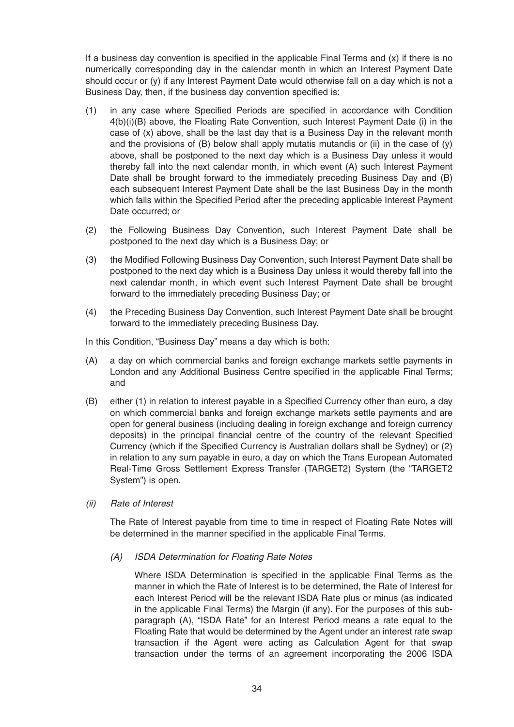If a business day convention is specified in the applicable Final Terms and (x) if there is no numerically corresponding day in the calendar month in which an Interest Payment Date should occur or (y) if any Interest Payment Date would otherwise fall on a day which is not a Business Day, then, if the business day convention specified is:

(1) in any case where Specified Periods are specified in accordance with Condition 4(b)(i)(B) above, the Floating Rate Convention, such Interest Payment Date (i) in the case of (x) above, shall be the last day that is a Business Day in the relevant month and the provisions of (B) below shall apply mutatis mutandis or (ii) in the case of (y) above, shall be postponed to the next day which is a Business Day unless it would thereby fall into the next calendar month, in which event (A) such Interest Payment Date shall be brought forward to the immediately preceding Business Day and (B) each subsequent Interest Payment Date shall be the last Business Day in the month which falls within the Specified Period after the preceding applicable Interest Payment Date occurred; or

(2) the Following Business Day Convention, such Interest Payment Date shall be postponed to the next day which is a Business Day; or

(3) the Modified Following Business Day Convention, such Interest Payment Date shall be postponed to the next day which is a Business Day unless it would thereby fall into the next calendar month, in which event such Interest Payment Date shall be brought forward to the immediately preceding Business Day; or

(4) the Preceding Business Day Convention, such Interest Payment Date shall be brought forward to the immediately preceding Business Day.

In this Condition, "Business Day" means a day which is both:

(A) a day on which commercial banks and foreign exchange markets settle payments in London and any Additional Business Centre specified in the applicable Final Terms; and

(B) either (1) in relation to interest payable in a Specified Currency other than euro, a day on which commercial banks and foreign exchange markets settle payments and are open for general business (including dealing in foreign exchange and foreign currency deposits) in the principal financial centre of the country of the relevant Specified Currency (which if the Specified Currency is Australian dollars shall be Sydney) or (2) in relation to any sum payable in euro, a day on which the Trans European Automated Real-Time Gross Settlement Express Transfer (TARGET2) System (the "TARGET2 System") is open.

*(ii) Rate of Interest*

The Rate of Interest payable from time to time in respect of Floating Rate Notes will be determined in the manner specified in the applicable Final Terms.

*(A) ISDA Determination for Floating Rate Notes*

Where ISDA Determination is specified in the applicable Final Terms as the manner in which the Rate of Interest is to be determined, the Rate of Interest for each Interest Period will be the relevant ISDA Rate plus or minus (as indicated in the applicable Final Terms) the Margin (if any). For the purposes of this sub-paragraph (A), "ISDA Rate" for an Interest Period means a rate equal to the Floating Rate that would be determined by the Agent under an interest rate swap transaction if the Agent were acting as Calculation Agent for that swap transaction under the terms of an agreement incorporating the 2006 ISDA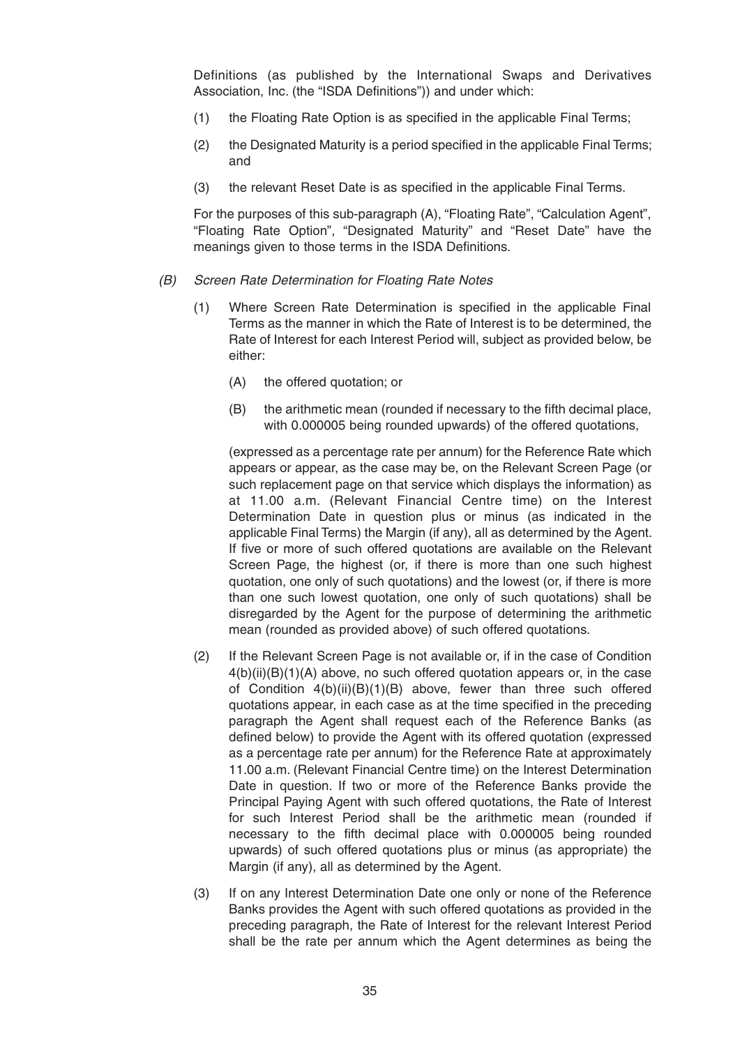Definitions (as published by the International Swaps and Derivatives Association, Inc. (the "ISDA Definitions")) and under which:

(1) the Floating Rate Option is as specified in the applicable Final Terms;

(2) the Designated Maturity is a period specified in the applicable Final Terms; and

(3) the relevant Reset Date is as specified in the applicable Final Terms.

For the purposes of this sub-paragraph (A), "Floating Rate", "Calculation Agent", "Floating Rate Option", "Designated Maturity" and "Reset Date" have the meanings given to those terms in the ISDA Definitions.

*(B) Screen Rate Determination for Floating Rate Notes*

(1) Where Screen Rate Determination is specified in the applicable Final Terms as the manner in which the Rate of Interest is to be determined, the Rate of Interest for each Interest Period will, subject as provided below, be either:

(A) the offered quotation; or

(B) the arithmetic mean (rounded if necessary to the fifth decimal place, with 0.000005 being rounded upwards) of the offered quotations,

(expressed as a percentage rate per annum) for the Reference Rate which appears or appear, as the case may be, on the Relevant Screen Page (or such replacement page on that service which displays the information) as at 11.00 a.m. (Relevant Financial Centre time) on the Interest Determination Date in question plus or minus (as indicated in the applicable Final Terms) the Margin (if any), all as determined by the Agent. If five or more of such offered quotations are available on the Relevant Screen Page, the highest (or, if there is more than one such highest quotation, one only of such quotations) and the lowest (or, if there is more than one such lowest quotation, one only of such quotations) shall be disregarded by the Agent for the purpose of determining the arithmetic mean (rounded as provided above) of such offered quotations.

(2) If the Relevant Screen Page is not available or, if in the case of Condition 4(b)(ii)(B)(1)(A) above, no such offered quotation appears or, in the case of Condition 4(b)(ii)(B)(1)(B) above, fewer than three such offered quotations appear, in each case as at the time specified in the preceding paragraph the Agent shall request each of the Reference Banks (as defined below) to provide the Agent with its offered quotation (expressed as a percentage rate per annum) for the Reference Rate at approximately 11.00 a.m. (Relevant Financial Centre time) on the Interest Determination Date in question. If two or more of the Reference Banks provide the Principal Paying Agent with such offered quotations, the Rate of Interest for such Interest Period shall be the arithmetic mean (rounded if necessary to the fifth decimal place with 0.000005 being rounded upwards) of such offered quotations plus or minus (as appropriate) the Margin (if any), all as determined by the Agent.

(3) If on any Interest Determination Date one only or none of the Reference Banks provides the Agent with such offered quotations as provided in the preceding paragraph, the Rate of Interest for the relevant Interest Period shall be the rate per annum which the Agent determines as being the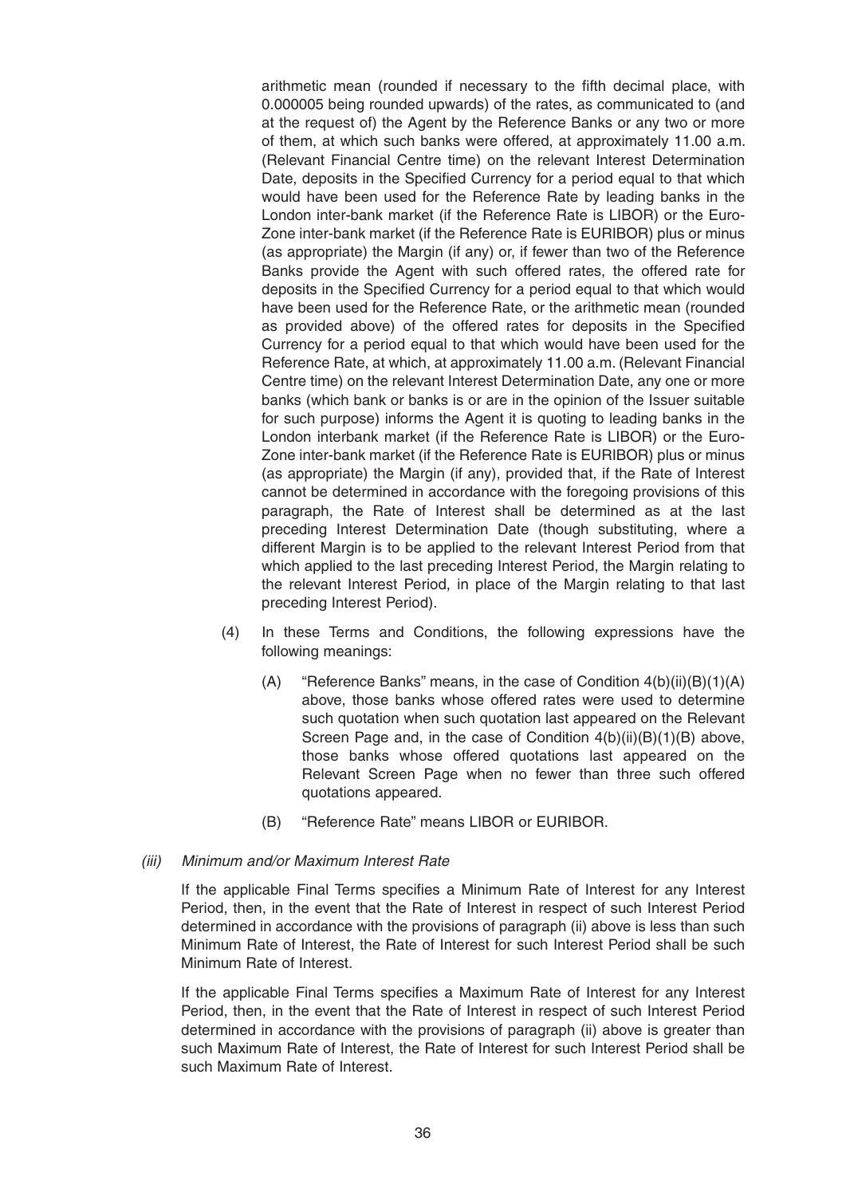arithmetic mean (rounded if necessary to the fifth decimal place, with 0.000005 being rounded upwards) of the rates, as communicated to (and at the request of) the Agent by the Reference Banks or any two or more of them, at which such banks were offered, at approximately 11.00 a.m. (Relevant Financial Centre time) on the relevant Interest Determination Date, deposits in the Specified Currency for a period equal to that which would have been used for the Reference Rate by leading banks in the London inter-bank market (if the Reference Rate is LIBOR) or the Euro-Zone inter-bank market (if the Reference Rate is EURIBOR) plus or minus (as appropriate) the Margin (if any) or, if fewer than two of the Reference Banks provide the Agent with such offered rates, the offered rate for deposits in the Specified Currency for a period equal to that which would have been used for the Reference Rate, or the arithmetic mean (rounded as provided above) of the offered rates for deposits in the Specified Currency for a period equal to that which would have been used for the Reference Rate, at which, at approximately 11.00 a.m. (Relevant Financial Centre time) on the relevant Interest Determination Date, any one or more banks (which bank or banks is or are in the opinion of the Issuer suitable for such purpose) informs the Agent it is quoting to leading banks in the London interbank market (if the Reference Rate is LIBOR) or the Euro-Zone inter-bank market (if the Reference Rate is EURIBOR) plus or minus (as appropriate) the Margin (if any), provided that, if the Rate of Interest cannot be determined in accordance with the foregoing provisions of this paragraph, the Rate of Interest shall be determined as at the last preceding Interest Determination Date (though substituting, where a different Margin is to be applied to the relevant Interest Period from that which applied to the last preceding Interest Period, the Margin relating to the relevant Interest Period, in place of the Margin relating to that last preceding Interest Period).

(4) In these Terms and Conditions, the following expressions have the following meanings:

(A) "Reference Banks" means, in the case of Condition 4(b)(ii)(B)(1)(A) above, those banks whose offered rates were used to determine such quotation when such quotation last appeared on the Relevant Screen Page and, in the case of Condition 4(b)(ii)(B)(1)(B) above, those banks whose offered quotations last appeared on the Relevant Screen Page when no fewer than three such offered quotations appeared.

(B) "Reference Rate" means LIBOR or EURIBOR.

*(iii) Minimum and/or Maximum Interest Rate*

If the applicable Final Terms specifies a Minimum Rate of Interest for any Interest Period, then, in the event that the Rate of Interest in respect of such Interest Period determined in accordance with the provisions of paragraph (ii) above is less than such Minimum Rate of Interest, the Rate of Interest for such Interest Period shall be such Minimum Rate of Interest.

If the applicable Final Terms specifies a Maximum Rate of Interest for any Interest Period, then, in the event that the Rate of Interest in respect of such Interest Period determined in accordance with the provisions of paragraph (ii) above is greater than such Maximum Rate of Interest, the Rate of Interest for such Interest Period shall be such Maximum Rate of Interest.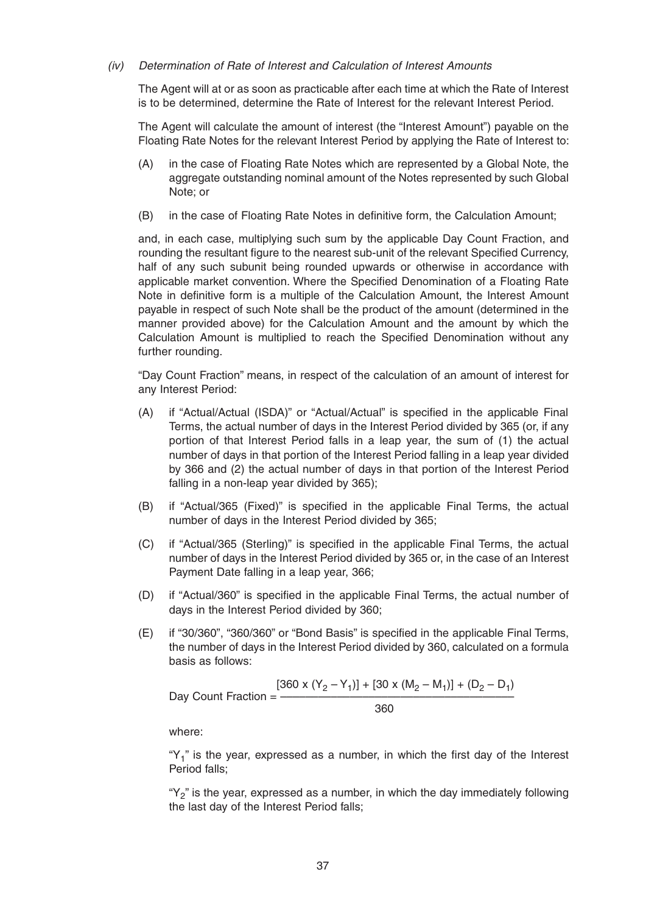*(iv) Determination of Rate of Interest and Calculation of Interest Amounts*

The Agent will at or as soon as practicable after each time at which the Rate of Interest is to be determined, determine the Rate of Interest for the relevant Interest Period.

The Agent will calculate the amount of interest (the "Interest Amount") payable on the Floating Rate Notes for the relevant Interest Period by applying the Rate of Interest to:

(A) in the case of Floating Rate Notes which are represented by a Global Note, the aggregate outstanding nominal amount of the Notes represented by such Global Note; or

(B) in the case of Floating Rate Notes in definitive form, the Calculation Amount;

and, in each case, multiplying such sum by the applicable Day Count Fraction, and rounding the resultant figure to the nearest sub-unit of the relevant Specified Currency, half of any such subunit being rounded upwards or otherwise in accordance with applicable market convention. Where the Specified Denomination of a Floating Rate Note in definitive form is a multiple of the Calculation Amount, the Interest Amount payable in respect of such Note shall be the product of the amount (determined in the manner provided above) for the Calculation Amount and the amount by which the Calculation Amount is multiplied to reach the Specified Denomination without any further rounding.

"Day Count Fraction" means, in respect of the calculation of an amount of interest for any Interest Period:

(A) if "Actual/Actual (ISDA)" or "Actual/Actual" is specified in the applicable Final Terms, the actual number of days in the Interest Period divided by 365 (or, if any portion of that Interest Period falls in a leap year, the sum of (1) the actual number of days in that portion of the Interest Period falling in a leap year divided by 366 and (2) the actual number of days in that portion of the Interest Period falling in a non-leap year divided by 365);

(B) if "Actual/365 (Fixed)" is specified in the applicable Final Terms, the actual number of days in the Interest Period divided by 365;

(C) if "Actual/365 (Sterling)" is specified in the applicable Final Terms, the actual number of days in the Interest Period divided by 365 or, in the case of an Interest Payment Date falling in a leap year, 366;

(D) if "Actual/360" is specified in the applicable Final Terms, the actual number of days in the Interest Period divided by 360;

(E) if "30/360", "360/360" or "Bond Basis" is specified in the applicable Final Terms, the number of days in the Interest Period divided by 360, calculated on a formula basis as follows:

$$\text{Day Count Fraction} = \frac{[360 \times (Y_2 - Y_1)] + [30 \times (M_2 - M_1)] + (D_2 - D_1)}{360}$$

where:

"$Y_1$" is the year, expressed as a number, in which the first day of the Interest Period falls;

"$Y_2$" is the year, expressed as a number, in which the day immediately following the last day of the Interest Period falls;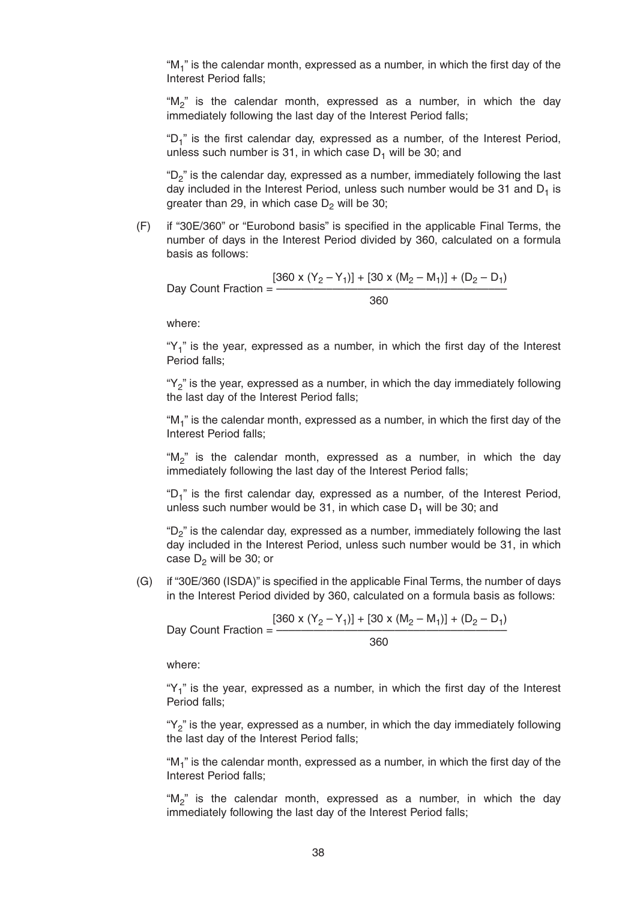"$M_1$" is the calendar month, expressed as a number, in which the first day of the Interest Period falls;

"$M_2$" is the calendar month, expressed as a number, in which the day immediately following the last day of the Interest Period falls;

"$D_1$" is the first calendar day, expressed as a number, of the Interest Period, unless such number is 31, in which case $D_1$ will be 30; and

"$D_2$" is the calendar day, expressed as a number, immediately following the last day included in the Interest Period, unless such number would be 31 and $D_1$ is greater than 29, in which case $D_2$ will be 30;

(F) if "30E/360" or "Eurobond basis" is specified in the applicable Final Terms, the number of days in the Interest Period divided by 360, calculated on a formula basis as follows:

$$\text{Day Count Fraction} = \frac{[360 \times (Y_2 - Y_1)] + [30 \times (M_2 - M_1)] + (D_2 - D_1)}{360}$$

where:

"$Y_1$" is the year, expressed as a number, in which the first day of the Interest Period falls;

"$Y_2$" is the year, expressed as a number, in which the day immediately following the last day of the Interest Period falls;

"$M_1$" is the calendar month, expressed as a number, in which the first day of the Interest Period falls;

"$M_2$" is the calendar month, expressed as a number, in which the day immediately following the last day of the Interest Period falls;

"$D_1$" is the first calendar day, expressed as a number, of the Interest Period, unless such number would be 31, in which case $D_1$ will be 30; and

"$D_2$" is the calendar day, expressed as a number, immediately following the last day included in the Interest Period, unless such number would be 31, in which case $D_2$ will be 30; or

(G) if "30E/360 (ISDA)" is specified in the applicable Final Terms, the number of days in the Interest Period divided by 360, calculated on a formula basis as follows:

$$\text{Day Count Fraction} = \frac{[360 \times (Y_2 - Y_1)] + [30 \times (M_2 - M_1)] + (D_2 - D_1)}{360}$$

where:

"$Y_1$" is the year, expressed as a number, in which the first day of the Interest Period falls;

"$Y_2$" is the year, expressed as a number, in which the day immediately following the last day of the Interest Period falls;

"$M_1$" is the calendar month, expressed as a number, in which the first day of the Interest Period falls;

"$M_2$" is the calendar month, expressed as a number, in which the day immediately following the last day of the Interest Period falls;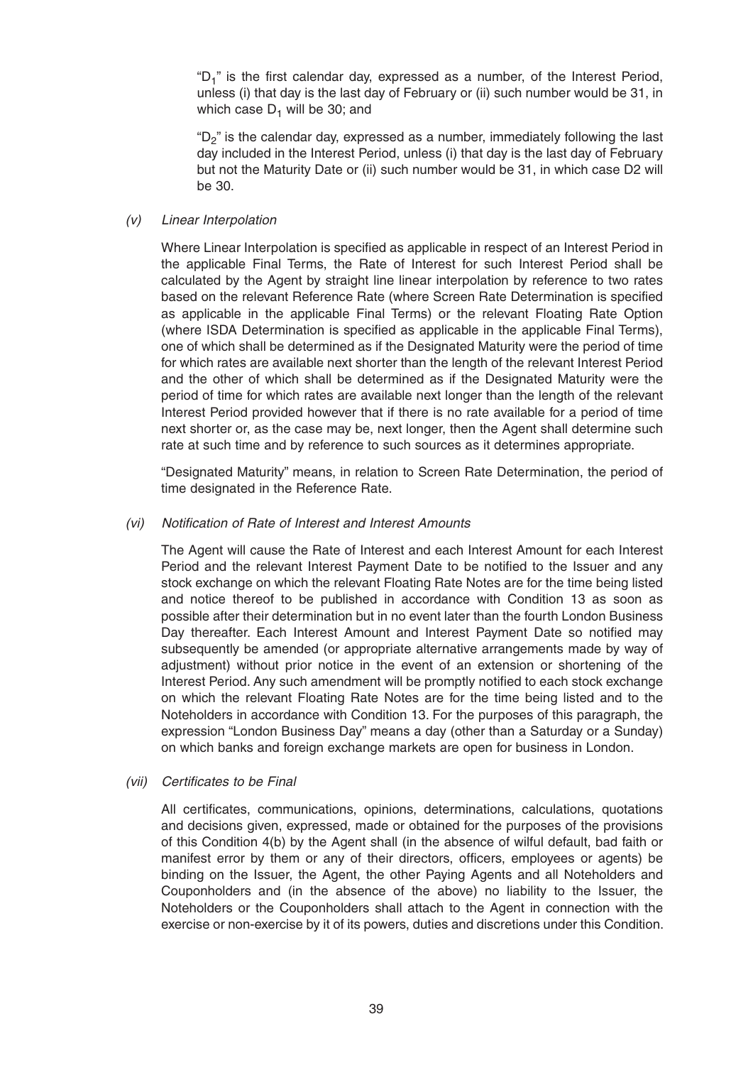"$D_1$" is the first calendar day, expressed as a number, of the Interest Period, unless (i) that day is the last day of February or (ii) such number would be 31, in which case $D_1$ will be 30; and

"$D_2$" is the calendar day, expressed as a number, immediately following the last day included in the Interest Period, unless (i) that day is the last day of February but not the Maturity Date or (ii) such number would be 31, in which case D2 will be 30.

*(v) Linear Interpolation*

Where Linear Interpolation is specified as applicable in respect of an Interest Period in the applicable Final Terms, the Rate of Interest for such Interest Period shall be calculated by the Agent by straight line linear interpolation by reference to two rates based on the relevant Reference Rate (where Screen Rate Determination is specified as applicable in the applicable Final Terms) or the relevant Floating Rate Option (where ISDA Determination is specified as applicable in the applicable Final Terms), one of which shall be determined as if the Designated Maturity were the period of time for which rates are available next shorter than the length of the relevant Interest Period and the other of which shall be determined as if the Designated Maturity were the period of time for which rates are available next longer than the length of the relevant Interest Period provided however that if there is no rate available for a period of time next shorter or, as the case may be, next longer, then the Agent shall determine such rate at such time and by reference to such sources as it determines appropriate.

"Designated Maturity" means, in relation to Screen Rate Determination, the period of time designated in the Reference Rate.

*(vi) Notification of Rate of Interest and Interest Amounts*

The Agent will cause the Rate of Interest and each Interest Amount for each Interest Period and the relevant Interest Payment Date to be notified to the Issuer and any stock exchange on which the relevant Floating Rate Notes are for the time being listed and notice thereof to be published in accordance with Condition 13 as soon as possible after their determination but in no event later than the fourth London Business Day thereafter. Each Interest Amount and Interest Payment Date so notified may subsequently be amended (or appropriate alternative arrangements made by way of adjustment) without prior notice in the event of an extension or shortening of the Interest Period. Any such amendment will be promptly notified to each stock exchange on which the relevant Floating Rate Notes are for the time being listed and to the Noteholders in accordance with Condition 13. For the purposes of this paragraph, the expression "London Business Day" means a day (other than a Saturday or a Sunday) on which banks and foreign exchange markets are open for business in London.

*(vii) Certificates to be Final*

All certificates, communications, opinions, determinations, calculations, quotations and decisions given, expressed, made or obtained for the purposes of the provisions of this Condition 4(b) by the Agent shall (in the absence of wilful default, bad faith or manifest error by them or any of their directors, officers, employees or agents) be binding on the Issuer, the Agent, the other Paying Agents and all Noteholders and Couponholders and (in the absence of the above) no liability to the Issuer, the Noteholders or the Couponholders shall attach to the Agent in connection with the exercise or non-exercise by it of its powers, duties and discretions under this Condition.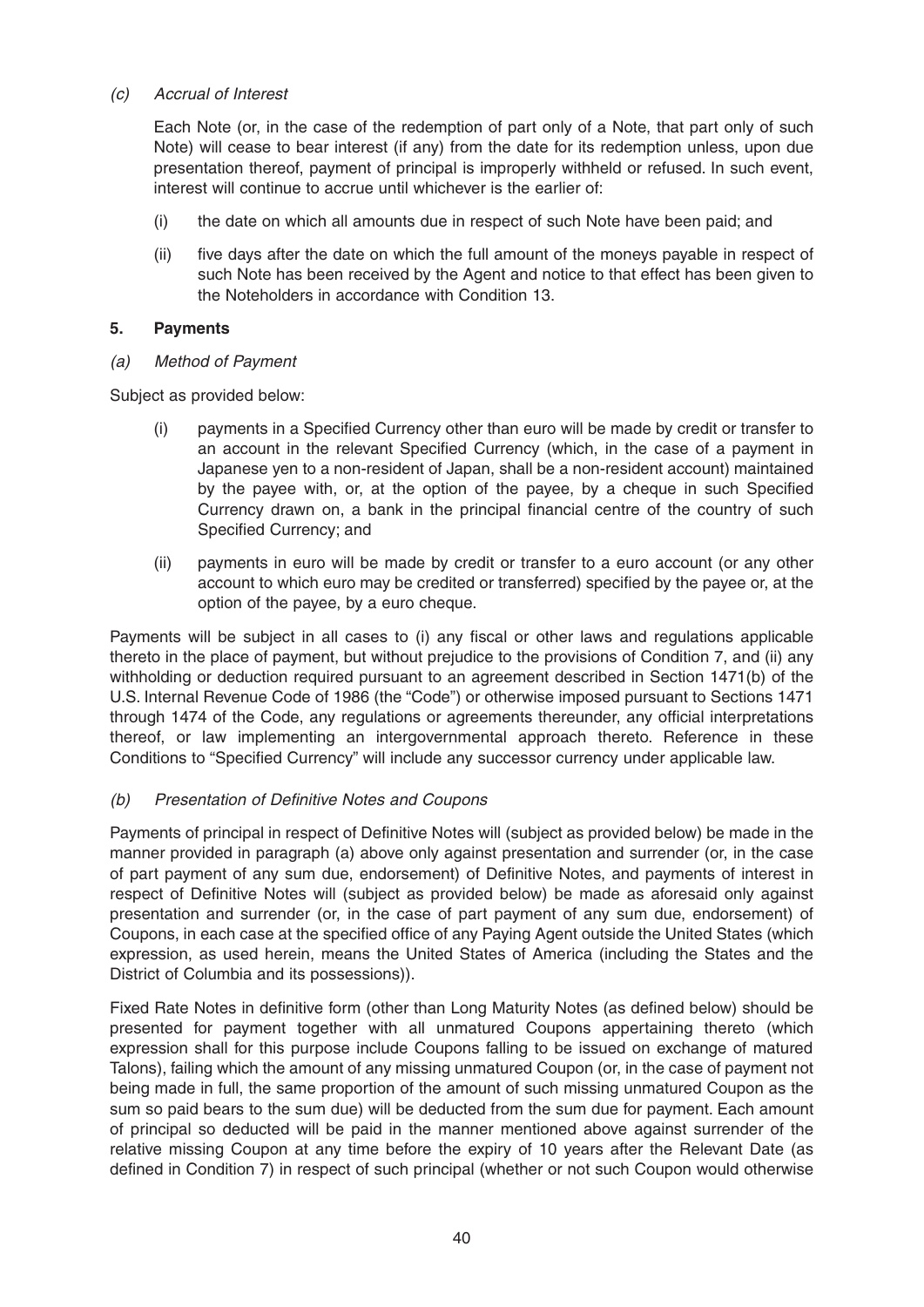*(c) Accrual of Interest*

Each Note (or, in the case of the redemption of part only of a Note, that part only of such Note) will cease to bear interest (if any) from the date for its redemption unless, upon due presentation thereof, payment of principal is improperly withheld or refused. In such event, interest will continue to accrue until whichever is the earlier of:

(i) the date on which all amounts due in respect of such Note have been paid; and

(ii) five days after the date on which the full amount of the moneys payable in respect of such Note has been received by the Agent and notice to that effect has been given to the Noteholders in accordance with Condition 13.

## 5. Payments

*(a) Method of Payment*

Subject as provided below:

(i) payments in a Specified Currency other than euro will be made by credit or transfer to an account in the relevant Specified Currency (which, in the case of a payment in Japanese yen to a non-resident of Japan, shall be a non-resident account) maintained by the payee with, or, at the option of the payee, by a cheque in such Specified Currency drawn on, a bank in the principal financial centre of the country of such Specified Currency; and

(ii) payments in euro will be made by credit or transfer to a euro account (or any other account to which euro may be credited or transferred) specified by the payee or, at the option of the payee, by a euro cheque.

Payments will be subject in all cases to (i) any fiscal or other laws and regulations applicable thereto in the place of payment, but without prejudice to the provisions of Condition 7, and (ii) any withholding or deduction required pursuant to an agreement described in Section 1471(b) of the U.S. Internal Revenue Code of 1986 (the "Code") or otherwise imposed pursuant to Sections 1471 through 1474 of the Code, any regulations or agreements thereunder, any official interpretations thereof, or law implementing an intergovernmental approach thereto. Reference in these Conditions to "Specified Currency" will include any successor currency under applicable law.

*(b) Presentation of Definitive Notes and Coupons*

Payments of principal in respect of Definitive Notes will (subject as provided below) be made in the manner provided in paragraph (a) above only against presentation and surrender (or, in the case of part payment of any sum due, endorsement) of Definitive Notes, and payments of interest in respect of Definitive Notes will (subject as provided below) be made as aforesaid only against presentation and surrender (or, in the case of part payment of any sum due, endorsement) of Coupons, in each case at the specified office of any Paying Agent outside the United States (which expression, as used herein, means the United States of America (including the States and the District of Columbia and its possessions)).

Fixed Rate Notes in definitive form (other than Long Maturity Notes (as defined below) should be presented for payment together with all unmatured Coupons appertaining thereto (which expression shall for this purpose include Coupons falling to be issued on exchange of matured Talons), failing which the amount of any missing unmatured Coupon (or, in the case of payment not being made in full, the same proportion of the amount of such missing unmatured Coupon as the sum so paid bears to the sum due) will be deducted from the sum due for payment. Each amount of principal so deducted will be paid in the manner mentioned above against surrender of the relative missing Coupon at any time before the expiry of 10 years after the Relevant Date (as defined in Condition 7) in respect of such principal (whether or not such Coupon would otherwise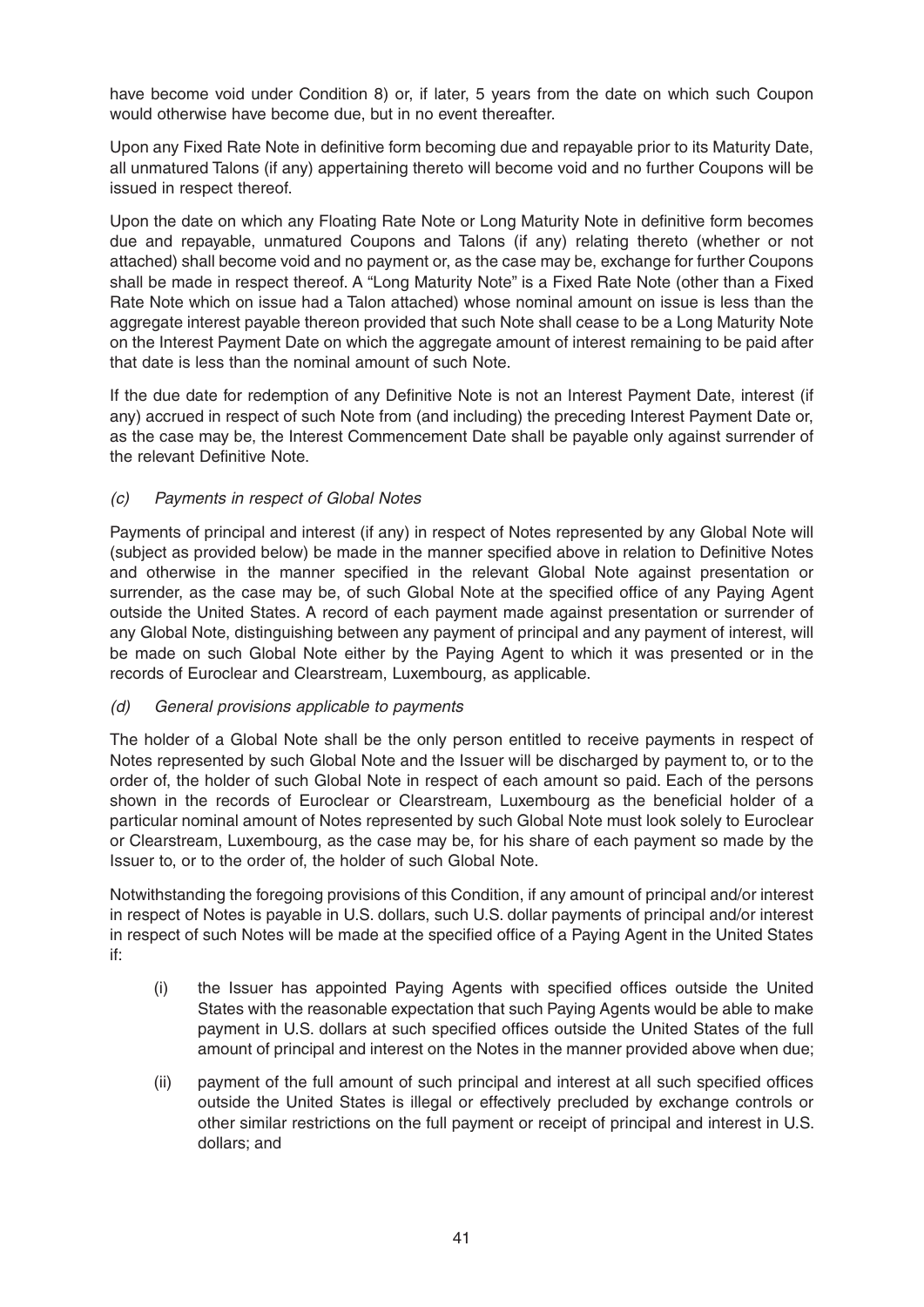have become void under Condition 8) or, if later, 5 years from the date on which such Coupon would otherwise have become due, but in no event thereafter.

Upon any Fixed Rate Note in definitive form becoming due and repayable prior to its Maturity Date, all unmatured Talons (if any) appertaining thereto will become void and no further Coupons will be issued in respect thereof.

Upon the date on which any Floating Rate Note or Long Maturity Note in definitive form becomes due and repayable, unmatured Coupons and Talons (if any) relating thereto (whether or not attached) shall become void and no payment or, as the case may be, exchange for further Coupons shall be made in respect thereof. A "Long Maturity Note" is a Fixed Rate Note (other than a Fixed Rate Note which on issue had a Talon attached) whose nominal amount on issue is less than the aggregate interest payable thereon provided that such Note shall cease to be a Long Maturity Note on the Interest Payment Date on which the aggregate amount of interest remaining to be paid after that date is less than the nominal amount of such Note.

If the due date for redemption of any Definitive Note is not an Interest Payment Date, interest (if any) accrued in respect of such Note from (and including) the preceding Interest Payment Date or, as the case may be, the Interest Commencement Date shall be payable only against surrender of the relevant Definitive Note.

*(c) Payments in respect of Global Notes*

Payments of principal and interest (if any) in respect of Notes represented by any Global Note will (subject as provided below) be made in the manner specified above in relation to Definitive Notes and otherwise in the manner specified in the relevant Global Note against presentation or surrender, as the case may be, of such Global Note at the specified office of any Paying Agent outside the United States. A record of each payment made against presentation or surrender of any Global Note, distinguishing between any payment of principal and any payment of interest, will be made on such Global Note either by the Paying Agent to which it was presented or in the records of Euroclear and Clearstream, Luxembourg, as applicable.

*(d) General provisions applicable to payments*

The holder of a Global Note shall be the only person entitled to receive payments in respect of Notes represented by such Global Note and the Issuer will be discharged by payment to, or to the order of, the holder of such Global Note in respect of each amount so paid. Each of the persons shown in the records of Euroclear or Clearstream, Luxembourg as the beneficial holder of a particular nominal amount of Notes represented by such Global Note must look solely to Euroclear or Clearstream, Luxembourg, as the case may be, for his share of each payment so made by the Issuer to, or to the order of, the holder of such Global Note.

Notwithstanding the foregoing provisions of this Condition, if any amount of principal and/or interest in respect of Notes is payable in U.S. dollars, such U.S. dollar payments of principal and/or interest in respect of such Notes will be made at the specified office of a Paying Agent in the United States if:

(i) the Issuer has appointed Paying Agents with specified offices outside the United States with the reasonable expectation that such Paying Agents would be able to make payment in U.S. dollars at such specified offices outside the United States of the full amount of principal and interest on the Notes in the manner provided above when due;

(ii) payment of the full amount of such principal and interest at all such specified offices outside the United States is illegal or effectively precluded by exchange controls or other similar restrictions on the full payment or receipt of principal and interest in U.S. dollars; and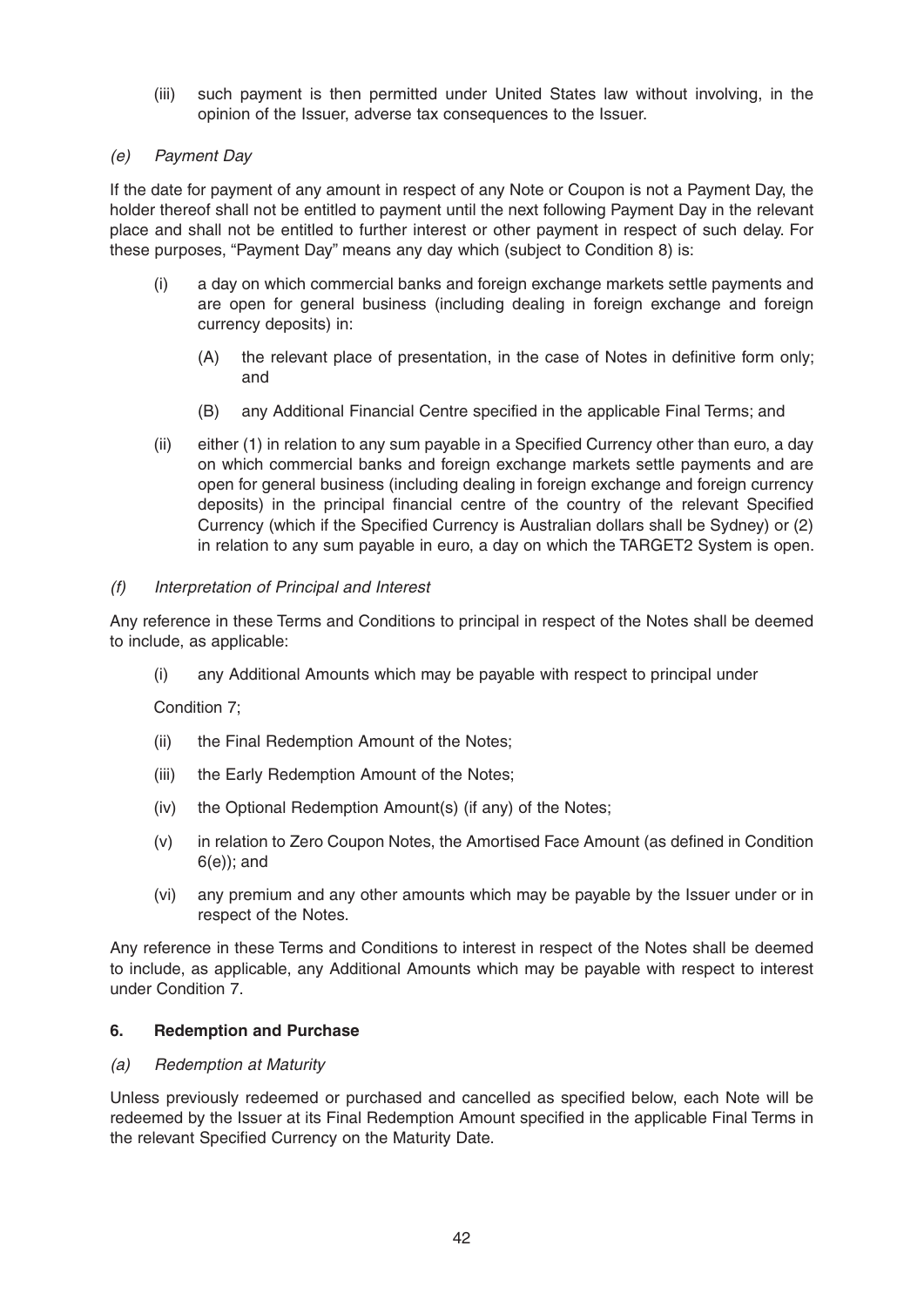(iii) such payment is then permitted under United States law without involving, in the opinion of the Issuer, adverse tax consequences to the Issuer.

*(e) Payment Day*

If the date for payment of any amount in respect of any Note or Coupon is not a Payment Day, the holder thereof shall not be entitled to payment until the next following Payment Day in the relevant place and shall not be entitled to further interest or other payment in respect of such delay. For these purposes, "Payment Day" means any day which (subject to Condition 8) is:

(i) a day on which commercial banks and foreign exchange markets settle payments and are open for general business (including dealing in foreign exchange and foreign currency deposits) in:

(A) the relevant place of presentation, in the case of Notes in definitive form only; and

(B) any Additional Financial Centre specified in the applicable Final Terms; and

(ii) either (1) in relation to any sum payable in a Specified Currency other than euro, a day on which commercial banks and foreign exchange markets settle payments and are open for general business (including dealing in foreign exchange and foreign currency deposits) in the principal financial centre of the country of the relevant Specified Currency (which if the Specified Currency is Australian dollars shall be Sydney) or (2) in relation to any sum payable in euro, a day on which the TARGET2 System is open.

*(f) Interpretation of Principal and Interest*

Any reference in these Terms and Conditions to principal in respect of the Notes shall be deemed to include, as applicable:

(i) any Additional Amounts which may be payable with respect to principal under

Condition 7;

(ii) the Final Redemption Amount of the Notes;

(iii) the Early Redemption Amount of the Notes;

(iv) the Optional Redemption Amount(s) (if any) of the Notes;

(v) in relation to Zero Coupon Notes, the Amortised Face Amount (as defined in Condition 6(e)); and

(vi) any premium and any other amounts which may be payable by the Issuer under or in respect of the Notes.

Any reference in these Terms and Conditions to interest in respect of the Notes shall be deemed to include, as applicable, any Additional Amounts which may be payable with respect to interest under Condition 7.

**6. Redemption and Purchase**

*(a) Redemption at Maturity*

Unless previously redeemed or purchased and cancelled as specified below, each Note will be redeemed by the Issuer at its Final Redemption Amount specified in the applicable Final Terms in the relevant Specified Currency on the Maturity Date.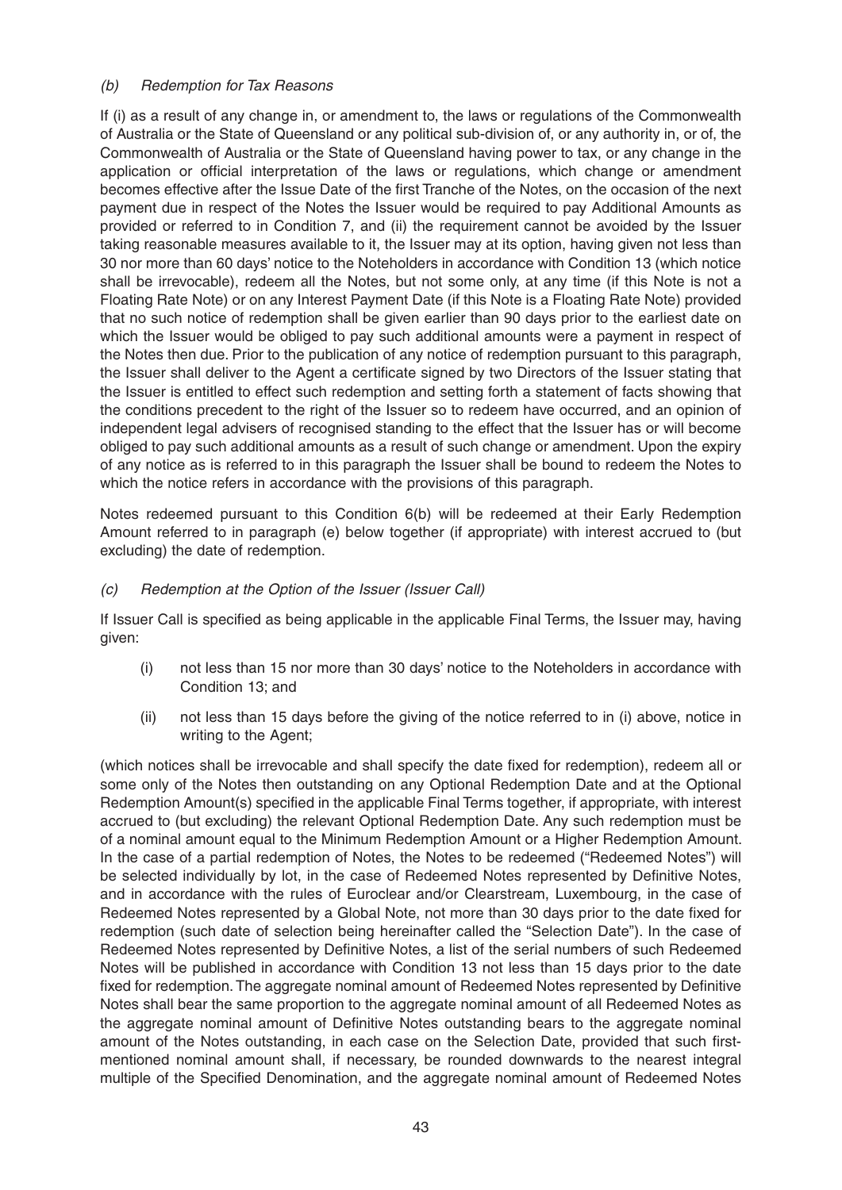### *(b) Redemption for Tax Reasons*

If (i) as a result of any change in, or amendment to, the laws or regulations of the Commonwealth of Australia or the State of Queensland or any political sub-division of, or any authority in, or of, the Commonwealth of Australia or the State of Queensland having power to tax, or any change in the application or official interpretation of the laws or regulations, which change or amendment becomes effective after the Issue Date of the first Tranche of the Notes, on the occasion of the next payment due in respect of the Notes the Issuer would be required to pay Additional Amounts as provided or referred to in Condition 7, and (ii) the requirement cannot be avoided by the Issuer taking reasonable measures available to it, the Issuer may at its option, having given not less than 30 nor more than 60 days' notice to the Noteholders in accordance with Condition 13 (which notice shall be irrevocable), redeem all the Notes, but not some only, at any time (if this Note is not a Floating Rate Note) or on any Interest Payment Date (if this Note is a Floating Rate Note) provided that no such notice of redemption shall be given earlier than 90 days prior to the earliest date on which the Issuer would be obliged to pay such additional amounts were a payment in respect of the Notes then due. Prior to the publication of any notice of redemption pursuant to this paragraph, the Issuer shall deliver to the Agent a certificate signed by two Directors of the Issuer stating that the Issuer is entitled to effect such redemption and setting forth a statement of facts showing that the conditions precedent to the right of the Issuer so to redeem have occurred, and an opinion of independent legal advisers of recognised standing to the effect that the Issuer has or will become obliged to pay such additional amounts as a result of such change or amendment. Upon the expiry of any notice as is referred to in this paragraph the Issuer shall be bound to redeem the Notes to which the notice refers in accordance with the provisions of this paragraph.

Notes redeemed pursuant to this Condition 6(b) will be redeemed at their Early Redemption Amount referred to in paragraph (e) below together (if appropriate) with interest accrued to (but excluding) the date of redemption.

### *(c) Redemption at the Option of the Issuer (Issuer Call)*

If Issuer Call is specified as being applicable in the applicable Final Terms, the Issuer may, having given:

(i) not less than 15 nor more than 30 days' notice to the Noteholders in accordance with Condition 13; and

(ii) not less than 15 days before the giving of the notice referred to in (i) above, notice in writing to the Agent;

(which notices shall be irrevocable and shall specify the date fixed for redemption), redeem all or some only of the Notes then outstanding on any Optional Redemption Date and at the Optional Redemption Amount(s) specified in the applicable Final Terms together, if appropriate, with interest accrued to (but excluding) the relevant Optional Redemption Date. Any such redemption must be of a nominal amount equal to the Minimum Redemption Amount or a Higher Redemption Amount. In the case of a partial redemption of Notes, the Notes to be redeemed ("Redeemed Notes") will be selected individually by lot, in the case of Redeemed Notes represented by Definitive Notes, and in accordance with the rules of Euroclear and/or Clearstream, Luxembourg, in the case of Redeemed Notes represented by a Global Note, not more than 30 days prior to the date fixed for redemption (such date of selection being hereinafter called the "Selection Date"). In the case of Redeemed Notes represented by Definitive Notes, a list of the serial numbers of such Redeemed Notes will be published in accordance with Condition 13 not less than 15 days prior to the date fixed for redemption. The aggregate nominal amount of Redeemed Notes represented by Definitive Notes shall bear the same proportion to the aggregate nominal amount of all Redeemed Notes as the aggregate nominal amount of Definitive Notes outstanding bears to the aggregate nominal amount of the Notes outstanding, in each case on the Selection Date, provided that such first-mentioned nominal amount shall, if necessary, be rounded downwards to the nearest integral multiple of the Specified Denomination, and the aggregate nominal amount of Redeemed Notes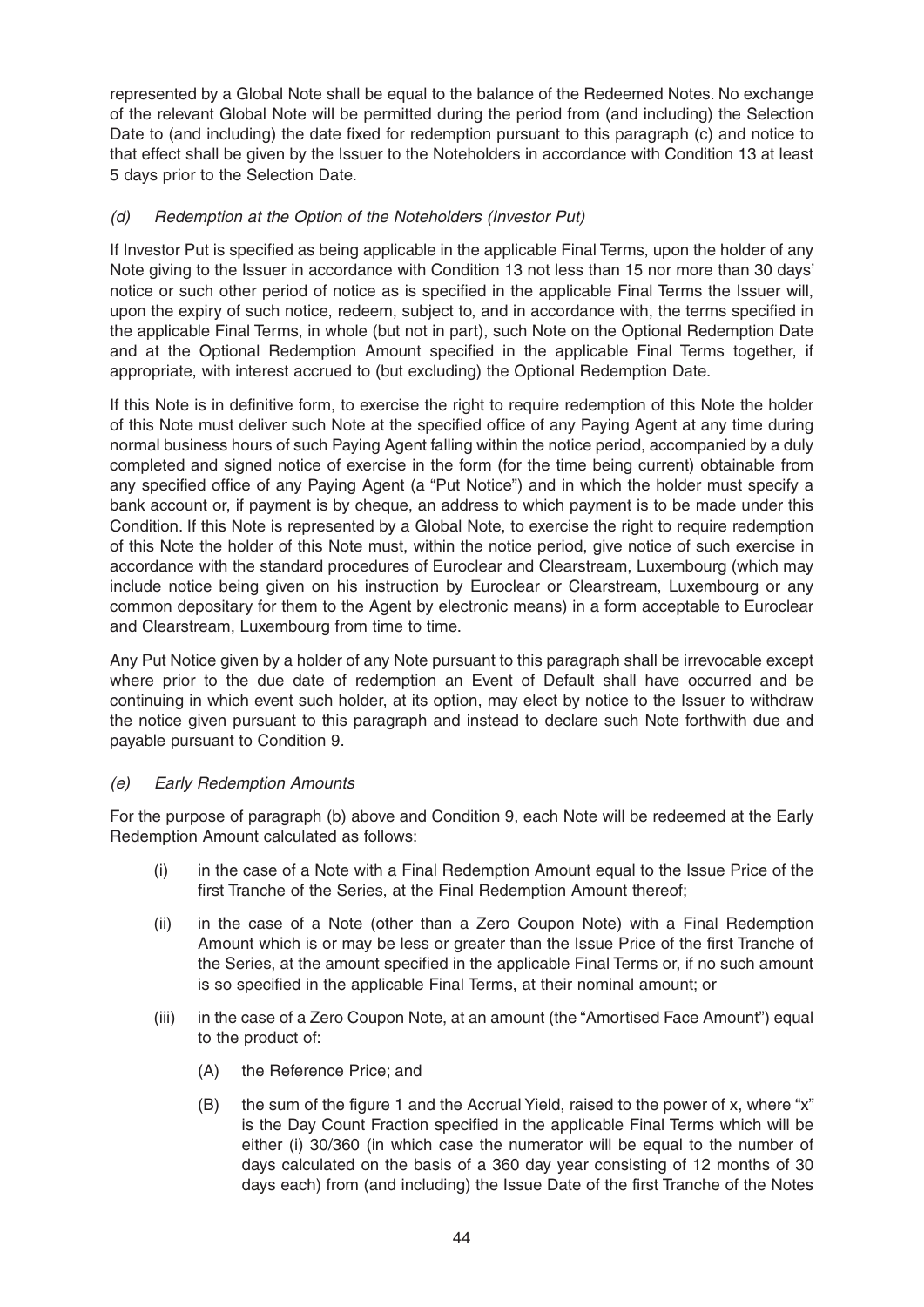represented by a Global Note shall be equal to the balance of the Redeemed Notes. No exchange of the relevant Global Note will be permitted during the period from (and including) the Selection Date to (and including) the date fixed for redemption pursuant to this paragraph (c) and notice to that effect shall be given by the Issuer to the Noteholders in accordance with Condition 13 at least 5 days prior to the Selection Date.

*(d) Redemption at the Option of the Noteholders (Investor Put)*

If Investor Put is specified as being applicable in the applicable Final Terms, upon the holder of any Note giving to the Issuer in accordance with Condition 13 not less than 15 nor more than 30 days' notice or such other period of notice as is specified in the applicable Final Terms the Issuer will, upon the expiry of such notice, redeem, subject to, and in accordance with, the terms specified in the applicable Final Terms, in whole (but not in part), such Note on the Optional Redemption Date and at the Optional Redemption Amount specified in the applicable Final Terms together, if appropriate, with interest accrued to (but excluding) the Optional Redemption Date.

If this Note is in definitive form, to exercise the right to require redemption of this Note the holder of this Note must deliver such Note at the specified office of any Paying Agent at any time during normal business hours of such Paying Agent falling within the notice period, accompanied by a duly completed and signed notice of exercise in the form (for the time being current) obtainable from any specified office of any Paying Agent (a "Put Notice") and in which the holder must specify a bank account or, if payment is by cheque, an address to which payment is to be made under this Condition. If this Note is represented by a Global Note, to exercise the right to require redemption of this Note the holder of this Note must, within the notice period, give notice of such exercise in accordance with the standard procedures of Euroclear and Clearstream, Luxembourg (which may include notice being given on his instruction by Euroclear or Clearstream, Luxembourg or any common depositary for them to the Agent by electronic means) in a form acceptable to Euroclear and Clearstream, Luxembourg from time to time.

Any Put Notice given by a holder of any Note pursuant to this paragraph shall be irrevocable except where prior to the due date of redemption an Event of Default shall have occurred and be continuing in which event such holder, at its option, may elect by notice to the Issuer to withdraw the notice given pursuant to this paragraph and instead to declare such Note forthwith due and payable pursuant to Condition 9.

*(e) Early Redemption Amounts*

For the purpose of paragraph (b) above and Condition 9, each Note will be redeemed at the Early Redemption Amount calculated as follows:

(i) in the case of a Note with a Final Redemption Amount equal to the Issue Price of the first Tranche of the Series, at the Final Redemption Amount thereof;

(ii) in the case of a Note (other than a Zero Coupon Note) with a Final Redemption Amount which is or may be less or greater than the Issue Price of the first Tranche of the Series, at the amount specified in the applicable Final Terms or, if no such amount is so specified in the applicable Final Terms, at their nominal amount; or

(iii) in the case of a Zero Coupon Note, at an amount (the "Amortised Face Amount") equal to the product of:

(A) the Reference Price; and

(B) the sum of the figure 1 and the Accrual Yield, raised to the power of x, where "x" is the Day Count Fraction specified in the applicable Final Terms which will be either (i) 30/360 (in which case the numerator will be equal to the number of days calculated on the basis of a 360 day year consisting of 12 months of 30 days each) from (and including) the Issue Date of the first Tranche of the Notes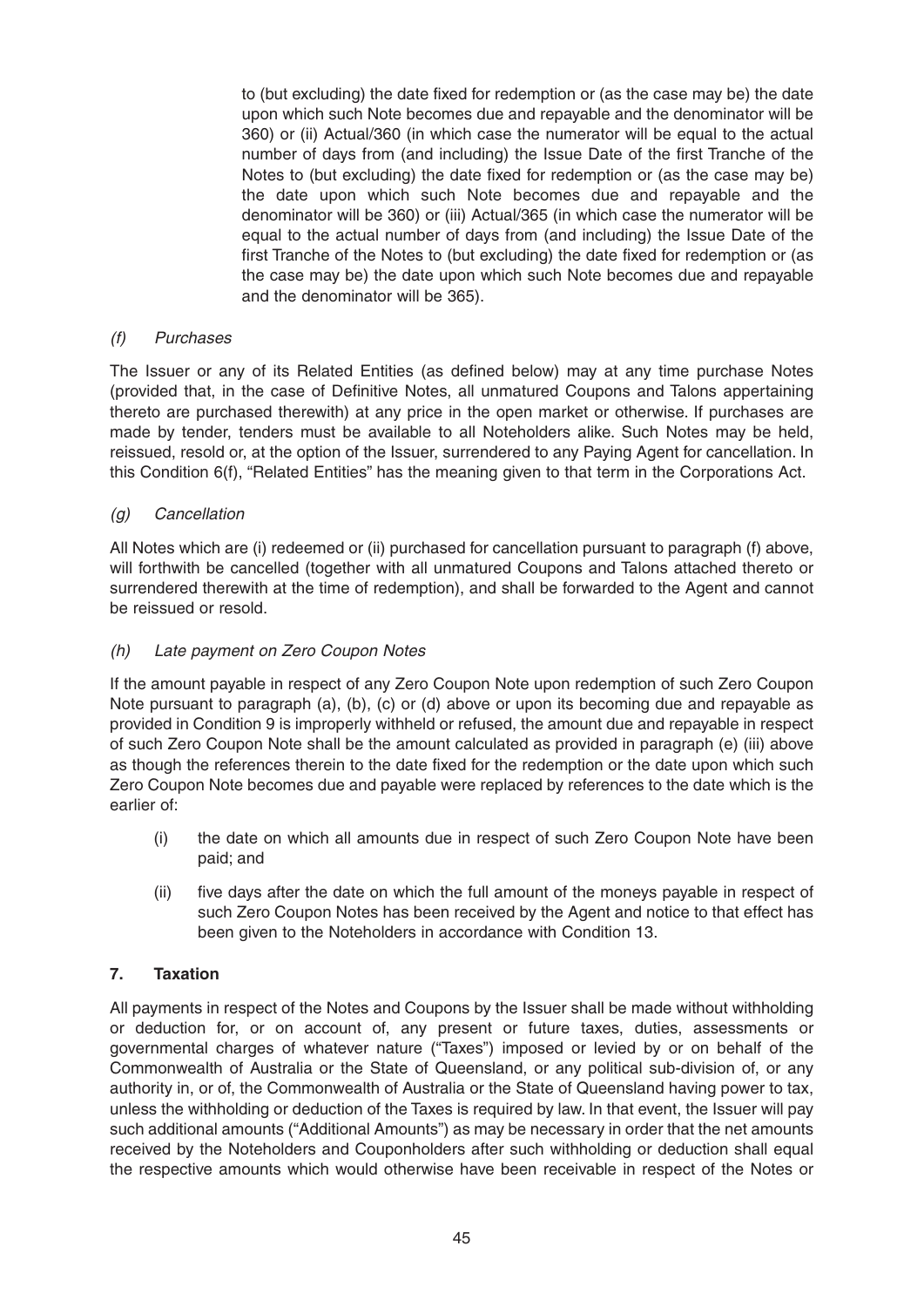to (but excluding) the date fixed for redemption or (as the case may be) the date upon which such Note becomes due and repayable and the denominator will be 360) or (ii) Actual/360 (in which case the numerator will be equal to the actual number of days from (and including) the Issue Date of the first Tranche of the Notes to (but excluding) the date fixed for redemption or (as the case may be) the date upon which such Note becomes due and repayable and the denominator will be 360) or (iii) Actual/365 (in which case the numerator will be equal to the actual number of days from (and including) the Issue Date of the first Tranche of the Notes to (but excluding) the date fixed for redemption or (as the case may be) the date upon which such Note becomes due and repayable and the denominator will be 365).

*(f) Purchases*

The Issuer or any of its Related Entities (as defined below) may at any time purchase Notes (provided that, in the case of Definitive Notes, all unmatured Coupons and Talons appertaining thereto are purchased therewith) at any price in the open market or otherwise. If purchases are made by tender, tenders must be available to all Noteholders alike. Such Notes may be held, reissued, resold or, at the option of the Issuer, surrendered to any Paying Agent for cancellation. In this Condition 6(f), "Related Entities" has the meaning given to that term in the Corporations Act.

*(g) Cancellation*

All Notes which are (i) redeemed or (ii) purchased for cancellation pursuant to paragraph (f) above, will forthwith be cancelled (together with all unmatured Coupons and Talons attached thereto or surrendered therewith at the time of redemption), and shall be forwarded to the Agent and cannot be reissued or resold.

*(h) Late payment on Zero Coupon Notes*

If the amount payable in respect of any Zero Coupon Note upon redemption of such Zero Coupon Note pursuant to paragraph (a), (b), (c) or (d) above or upon its becoming due and repayable as provided in Condition 9 is improperly withheld or refused, the amount due and repayable in respect of such Zero Coupon Note shall be the amount calculated as provided in paragraph (e) (iii) above as though the references therein to the date fixed for the redemption or the date upon which such Zero Coupon Note becomes due and payable were replaced by references to the date which is the earlier of:

(i) the date on which all amounts due in respect of such Zero Coupon Note have been paid; and

(ii) five days after the date on which the full amount of the moneys payable in respect of such Zero Coupon Notes has been received by the Agent and notice to that effect has been given to the Noteholders in accordance with Condition 13.

## 7. Taxation

All payments in respect of the Notes and Coupons by the Issuer shall be made without withholding or deduction for, or on account of, any present or future taxes, duties, assessments or governmental charges of whatever nature ("Taxes") imposed or levied by or on behalf of the Commonwealth of Australia or the State of Queensland, or any political sub-division of, or any authority in, or of, the Commonwealth of Australia or the State of Queensland having power to tax, unless the withholding or deduction of the Taxes is required by law. In that event, the Issuer will pay such additional amounts ("Additional Amounts") as may be necessary in order that the net amounts received by the Noteholders and Couponholders after such withholding or deduction shall equal the respective amounts which would otherwise have been receivable in respect of the Notes or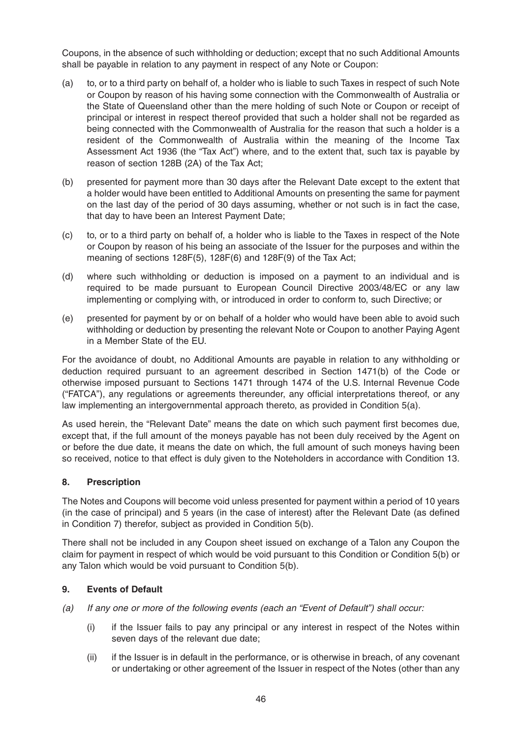Coupons, in the absence of such withholding or deduction; except that no such Additional Amounts shall be payable in relation to any payment in respect of any Note or Coupon:

(a) to, or to a third party on behalf of, a holder who is liable to such Taxes in respect of such Note or Coupon by reason of his having some connection with the Commonwealth of Australia or the State of Queensland other than the mere holding of such Note or Coupon or receipt of principal or interest in respect thereof provided that such a holder shall not be regarded as being connected with the Commonwealth of Australia for the reason that such a holder is a resident of the Commonwealth of Australia within the meaning of the Income Tax Assessment Act 1936 (the "Tax Act") where, and to the extent that, such tax is payable by reason of section 128B (2A) of the Tax Act;

(b) presented for payment more than 30 days after the Relevant Date except to the extent that a holder would have been entitled to Additional Amounts on presenting the same for payment on the last day of the period of 30 days assuming, whether or not such is in fact the case, that day to have been an Interest Payment Date;

(c) to, or to a third party on behalf of, a holder who is liable to the Taxes in respect of the Note or Coupon by reason of his being an associate of the Issuer for the purposes and within the meaning of sections 128F(5), 128F(6) and 128F(9) of the Tax Act;

(d) where such withholding or deduction is imposed on a payment to an individual and is required to be made pursuant to European Council Directive 2003/48/EC or any law implementing or complying with, or introduced in order to conform to, such Directive; or

(e) presented for payment by or on behalf of a holder who would have been able to avoid such withholding or deduction by presenting the relevant Note or Coupon to another Paying Agent in a Member State of the EU.

For the avoidance of doubt, no Additional Amounts are payable in relation to any withholding or deduction required pursuant to an agreement described in Section 1471(b) of the Code or otherwise imposed pursuant to Sections 1471 through 1474 of the U.S. Internal Revenue Code ("FATCA"), any regulations or agreements thereunder, any official interpretations thereof, or any law implementing an intergovernmental approach thereto, as provided in Condition 5(a).

As used herein, the "Relevant Date" means the date on which such payment first becomes due, except that, if the full amount of the moneys payable has not been duly received by the Agent on or before the due date, it means the date on which, the full amount of such moneys having been so received, notice to that effect is duly given to the Noteholders in accordance with Condition 13.

## 8. Prescription

The Notes and Coupons will become void unless presented for payment within a period of 10 years (in the case of principal) and 5 years (in the case of interest) after the Relevant Date (as defined in Condition 7) therefor, subject as provided in Condition 5(b).

There shall not be included in any Coupon sheet issued on exchange of a Talon any Coupon the claim for payment in respect of which would be void pursuant to this Condition or Condition 5(b) or any Talon which would be void pursuant to Condition 5(b).

## 9. Events of Default

*(a) If any one or more of the following events (each an "Event of Default") shall occur:*

(i) if the Issuer fails to pay any principal or any interest in respect of the Notes within seven days of the relevant due date;

(ii) if the Issuer is in default in the performance, or is otherwise in breach, of any covenant or undertaking or other agreement of the Issuer in respect of the Notes (other than any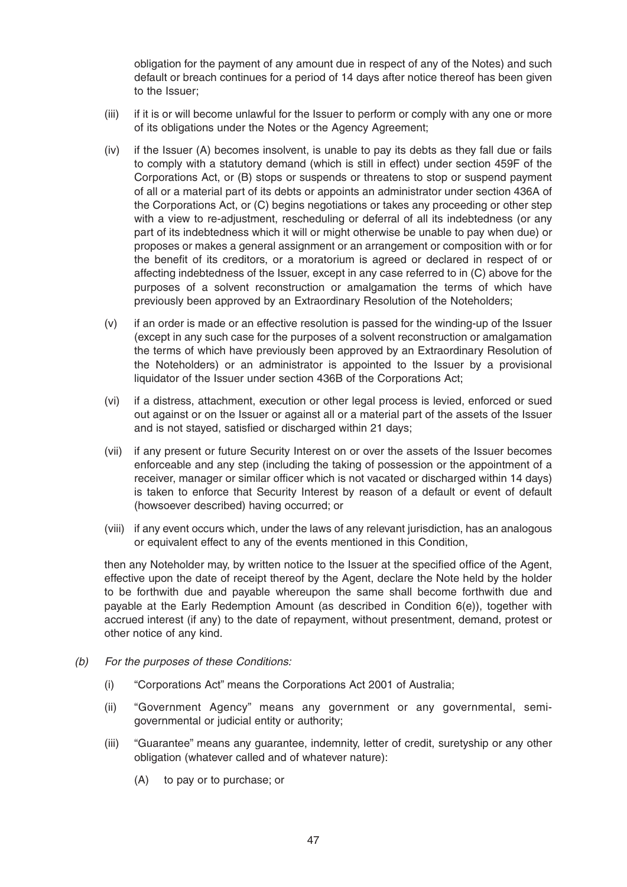obligation for the payment of any amount due in respect of any of the Notes) and such default or breach continues for a period of 14 days after notice thereof has been given to the Issuer;

(iii) if it is or will become unlawful for the Issuer to perform or comply with any one or more of its obligations under the Notes or the Agency Agreement;

(iv) if the Issuer (A) becomes insolvent, is unable to pay its debts as they fall due or fails to comply with a statutory demand (which is still in effect) under section 459F of the Corporations Act, or (B) stops or suspends or threatens to stop or suspend payment of all or a material part of its debts or appoints an administrator under section 436A of the Corporations Act, or (C) begins negotiations or takes any proceeding or other step with a view to re-adjustment, rescheduling or deferral of all its indebtedness (or any part of its indebtedness which it will or might otherwise be unable to pay when due) or proposes or makes a general assignment or an arrangement or composition with or for the benefit of its creditors, or a moratorium is agreed or declared in respect of or affecting indebtedness of the Issuer, except in any case referred to in (C) above for the purposes of a solvent reconstruction or amalgamation the terms of which have previously been approved by an Extraordinary Resolution of the Noteholders;

(v) if an order is made or an effective resolution is passed for the winding-up of the Issuer (except in any such case for the purposes of a solvent reconstruction or amalgamation the terms of which have previously been approved by an Extraordinary Resolution of the Noteholders) or an administrator is appointed to the Issuer by a provisional liquidator of the Issuer under section 436B of the Corporations Act;

(vi) if a distress, attachment, execution or other legal process is levied, enforced or sued out against or on the Issuer or against all or a material part of the assets of the Issuer and is not stayed, satisfied or discharged within 21 days;

(vii) if any present or future Security Interest on or over the assets of the Issuer becomes enforceable and any step (including the taking of possession or the appointment of a receiver, manager or similar officer which is not vacated or discharged within 14 days) is taken to enforce that Security Interest by reason of a default or event of default (howsoever described) having occurred; or

(viii) if any event occurs which, under the laws of any relevant jurisdiction, has an analogous or equivalent effect to any of the events mentioned in this Condition,

then any Noteholder may, by written notice to the Issuer at the specified office of the Agent, effective upon the date of receipt thereof by the Agent, declare the Note held by the holder to be forthwith due and payable whereupon the same shall become forthwith due and payable at the Early Redemption Amount (as described in Condition 6(e)), together with accrued interest (if any) to the date of repayment, without presentment, demand, protest or other notice of any kind.

*(b) For the purposes of these Conditions:*

(i) "Corporations Act" means the Corporations Act 2001 of Australia;

(ii) "Government Agency" means any government or any governmental, semi-governmental or judicial entity or authority;

(iii) "Guarantee" means any guarantee, indemnity, letter of credit, suretyship or any other obligation (whatever called and of whatever nature):

(A) to pay or to purchase; or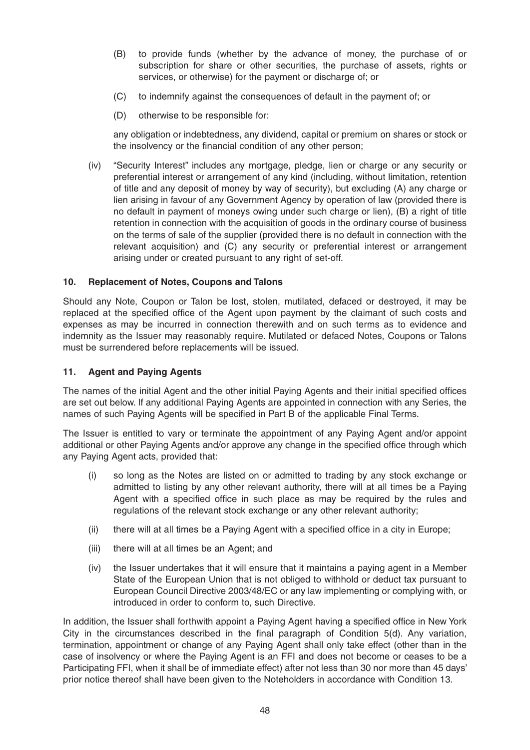(B) to provide funds (whether by the advance of money, the purchase of or subscription for share or other securities, the purchase of assets, rights or services, or otherwise) for the payment or discharge of; or

(C) to indemnify against the consequences of default in the payment of; or

(D) otherwise to be responsible for:

any obligation or indebtedness, any dividend, capital or premium on shares or stock or the insolvency or the financial condition of any other person;

(iv) "Security Interest" includes any mortgage, pledge, lien or charge or any security or preferential interest or arrangement of any kind (including, without limitation, retention of title and any deposit of money by way of security), but excluding (A) any charge or lien arising in favour of any Government Agency by operation of law (provided there is no default in payment of moneys owing under such charge or lien), (B) a right of title retention in connection with the acquisition of goods in the ordinary course of business on the terms of sale of the supplier (provided there is no default in connection with the relevant acquisition) and (C) any security or preferential interest or arrangement arising under or created pursuant to any right of set-off.

## 10. Replacement of Notes, Coupons and Talons

Should any Note, Coupon or Talon be lost, stolen, mutilated, defaced or destroyed, it may be replaced at the specified office of the Agent upon payment by the claimant of such costs and expenses as may be incurred in connection therewith and on such terms as to evidence and indemnity as the Issuer may reasonably require. Mutilated or defaced Notes, Coupons or Talons must be surrendered before replacements will be issued.

## 11. Agent and Paying Agents

The names of the initial Agent and the other initial Paying Agents and their initial specified offices are set out below. If any additional Paying Agents are appointed in connection with any Series, the names of such Paying Agents will be specified in Part B of the applicable Final Terms.

The Issuer is entitled to vary or terminate the appointment of any Paying Agent and/or appoint additional or other Paying Agents and/or approve any change in the specified office through which any Paying Agent acts, provided that:

(i) so long as the Notes are listed on or admitted to trading by any stock exchange or admitted to listing by any other relevant authority, there will at all times be a Paying Agent with a specified office in such place as may be required by the rules and regulations of the relevant stock exchange or any other relevant authority;

(ii) there will at all times be a Paying Agent with a specified office in a city in Europe;

(iii) there will at all times be an Agent; and

(iv) the Issuer undertakes that it will ensure that it maintains a paying agent in a Member State of the European Union that is not obliged to withhold or deduct tax pursuant to European Council Directive 2003/48/EC or any law implementing or complying with, or introduced in order to conform to, such Directive.

In addition, the Issuer shall forthwith appoint a Paying Agent having a specified office in New York City in the circumstances described in the final paragraph of Condition 5(d). Any variation, termination, appointment or change of any Paying Agent shall only take effect (other than in the case of insolvency or where the Paying Agent is an FFI and does not become or ceases to be a Participating FFI, when it shall be of immediate effect) after not less than 30 nor more than 45 days' prior notice thereof shall have been given to the Noteholders in accordance with Condition 13.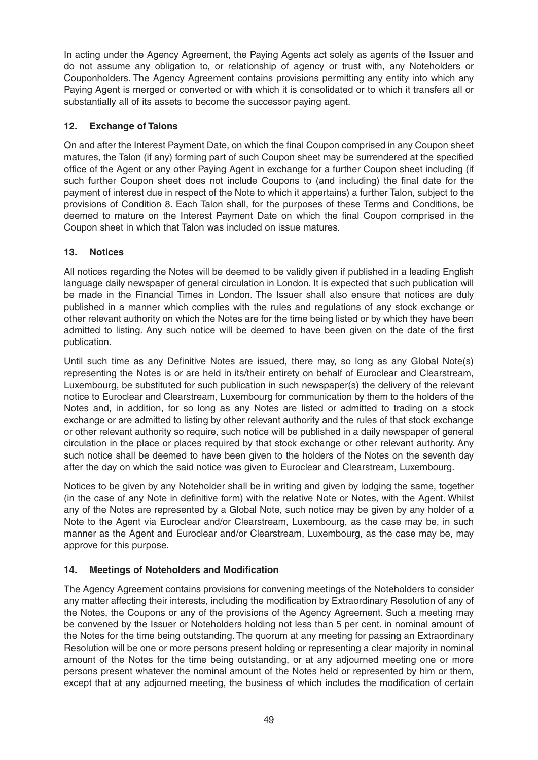In acting under the Agency Agreement, the Paying Agents act solely as agents of the Issuer and do not assume any obligation to, or relationship of agency or trust with, any Noteholders or Couponholders. The Agency Agreement contains provisions permitting any entity into which any Paying Agent is merged or converted or with which it is consolidated or to which it transfers all or substantially all of its assets to become the successor paying agent.

## 12. Exchange of Talons

On and after the Interest Payment Date, on which the final Coupon comprised in any Coupon sheet matures, the Talon (if any) forming part of such Coupon sheet may be surrendered at the specified office of the Agent or any other Paying Agent in exchange for a further Coupon sheet including (if such further Coupon sheet does not include Coupons to (and including) the final date for the payment of interest due in respect of the Note to which it appertains) a further Talon, subject to the provisions of Condition 8. Each Talon shall, for the purposes of these Terms and Conditions, be deemed to mature on the Interest Payment Date on which the final Coupon comprised in the Coupon sheet in which that Talon was included on issue matures.

## 13. Notices

All notices regarding the Notes will be deemed to be validly given if published in a leading English language daily newspaper of general circulation in London. It is expected that such publication will be made in the Financial Times in London. The Issuer shall also ensure that notices are duly published in a manner which complies with the rules and regulations of any stock exchange or other relevant authority on which the Notes are for the time being listed or by which they have been admitted to listing. Any such notice will be deemed to have been given on the date of the first publication.

Until such time as any Definitive Notes are issued, there may, so long as any Global Note(s) representing the Notes is or are held in its/their entirety on behalf of Euroclear and Clearstream, Luxembourg, be substituted for such publication in such newspaper(s) the delivery of the relevant notice to Euroclear and Clearstream, Luxembourg for communication by them to the holders of the Notes and, in addition, for so long as any Notes are listed or admitted to trading on a stock exchange or are admitted to listing by other relevant authority and the rules of that stock exchange or other relevant authority so require, such notice will be published in a daily newspaper of general circulation in the place or places required by that stock exchange or other relevant authority. Any such notice shall be deemed to have been given to the holders of the Notes on the seventh day after the day on which the said notice was given to Euroclear and Clearstream, Luxembourg.

Notices to be given by any Noteholder shall be in writing and given by lodging the same, together (in the case of any Note in definitive form) with the relative Note or Notes, with the Agent. Whilst any of the Notes are represented by a Global Note, such notice may be given by any holder of a Note to the Agent via Euroclear and/or Clearstream, Luxembourg, as the case may be, in such manner as the Agent and Euroclear and/or Clearstream, Luxembourg, as the case may be, may approve for this purpose.

## 14. Meetings of Noteholders and Modification

The Agency Agreement contains provisions for convening meetings of the Noteholders to consider any matter affecting their interests, including the modification by Extraordinary Resolution of any of the Notes, the Coupons or any of the provisions of the Agency Agreement. Such a meeting may be convened by the Issuer or Noteholders holding not less than 5 per cent. in nominal amount of the Notes for the time being outstanding. The quorum at any meeting for passing an Extraordinary Resolution will be one or more persons present holding or representing a clear majority in nominal amount of the Notes for the time being outstanding, or at any adjourned meeting one or more persons present whatever the nominal amount of the Notes held or represented by him or them, except that at any adjourned meeting, the business of which includes the modification of certain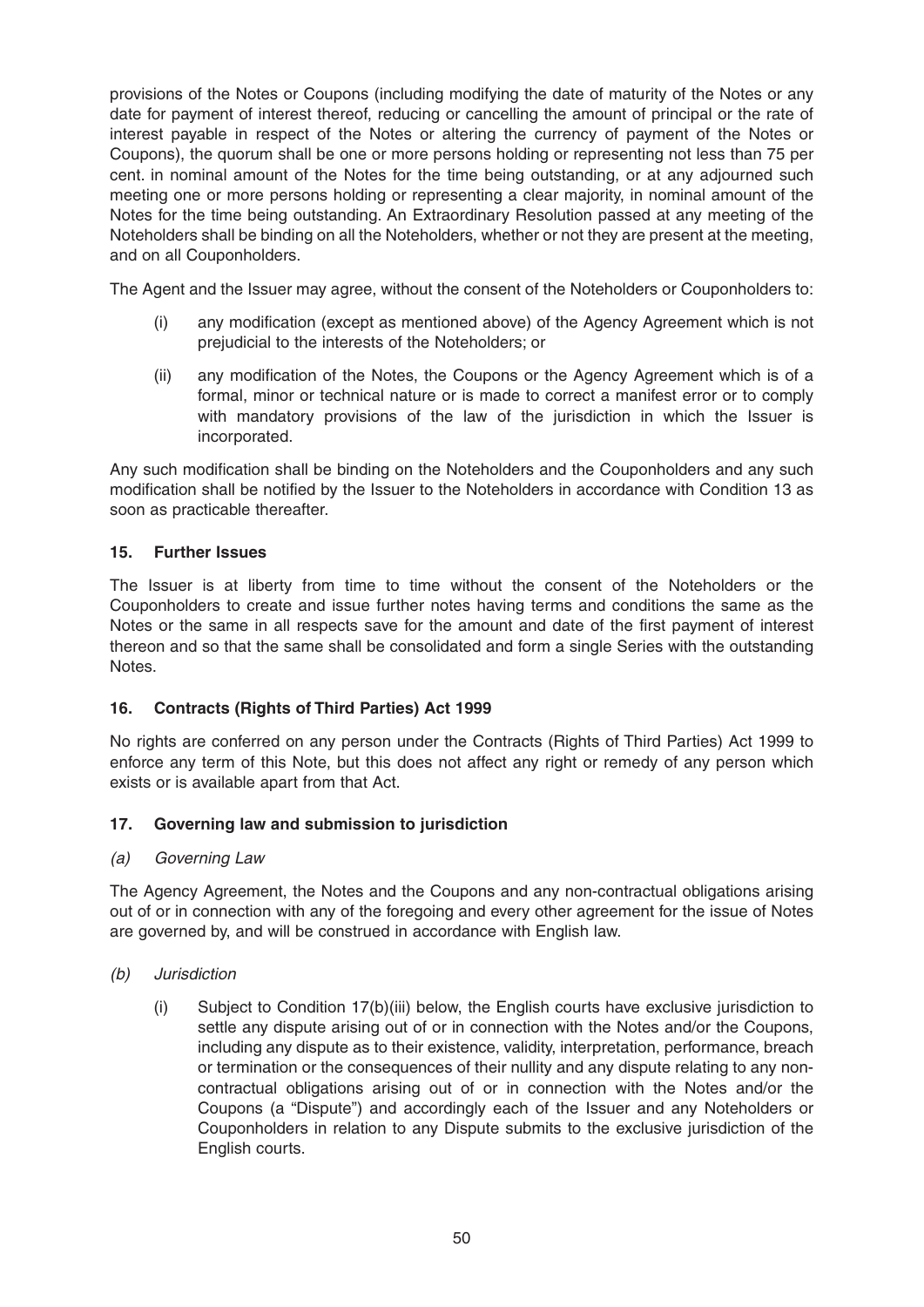provisions of the Notes or Coupons (including modifying the date of maturity of the Notes or any date for payment of interest thereof, reducing or cancelling the amount of principal or the rate of interest payable in respect of the Notes or altering the currency of payment of the Notes or Coupons), the quorum shall be one or more persons holding or representing not less than 75 per cent. in nominal amount of the Notes for the time being outstanding, or at any adjourned such meeting one or more persons holding or representing a clear majority, in nominal amount of the Notes for the time being outstanding. An Extraordinary Resolution passed at any meeting of the Noteholders shall be binding on all the Noteholders, whether or not they are present at the meeting, and on all Couponholders.

The Agent and the Issuer may agree, without the consent of the Noteholders or Couponholders to:

(i) any modification (except as mentioned above) of the Agency Agreement which is not prejudicial to the interests of the Noteholders; or

(ii) any modification of the Notes, the Coupons or the Agency Agreement which is of a formal, minor or technical nature or is made to correct a manifest error or to comply with mandatory provisions of the law of the jurisdiction in which the Issuer is incorporated.

Any such modification shall be binding on the Noteholders and the Couponholders and any such modification shall be notified by the Issuer to the Noteholders in accordance with Condition 13 as soon as practicable thereafter.

## 15. Further Issues

The Issuer is at liberty from time to time without the consent of the Noteholders or the Couponholders to create and issue further notes having terms and conditions the same as the Notes or the same in all respects save for the amount and date of the first payment of interest thereon and so that the same shall be consolidated and form a single Series with the outstanding Notes.

## 16. Contracts (Rights of Third Parties) Act 1999

No rights are conferred on any person under the Contracts (Rights of Third Parties) Act 1999 to enforce any term of this Note, but this does not affect any right or remedy of any person which exists or is available apart from that Act.

## 17. Governing law and submission to jurisdiction

*(a) Governing Law*

The Agency Agreement, the Notes and the Coupons and any non-contractual obligations arising out of or in connection with any of the foregoing and every other agreement for the issue of Notes are governed by, and will be construed in accordance with English law.

*(b) Jurisdiction*

(i) Subject to Condition 17(b)(iii) below, the English courts have exclusive jurisdiction to settle any dispute arising out of or in connection with the Notes and/or the Coupons, including any dispute as to their existence, validity, interpretation, performance, breach or termination or the consequences of their nullity and any dispute relating to any non-contractual obligations arising out of or in connection with the Notes and/or the Coupons (a "Dispute") and accordingly each of the Issuer and any Noteholders or Couponholders in relation to any Dispute submits to the exclusive jurisdiction of the English courts.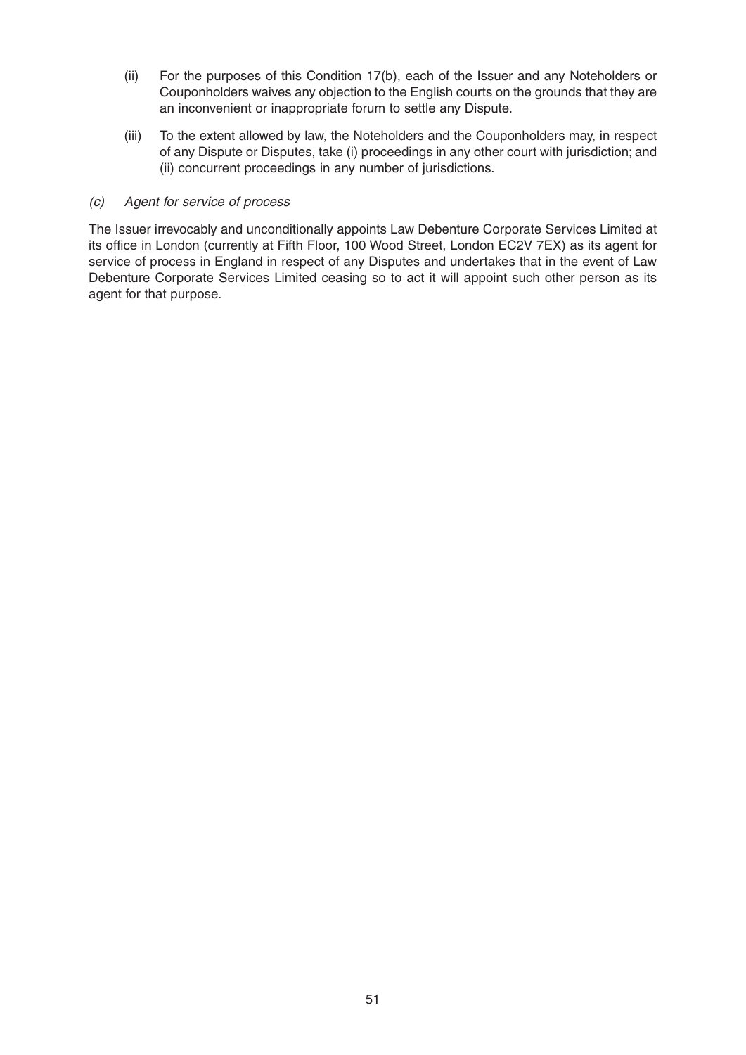(ii) For the purposes of this Condition 17(b), each of the Issuer and any Noteholders or Couponholders waives any objection to the English courts on the grounds that they are an inconvenient or inappropriate forum to settle any Dispute.

(iii) To the extent allowed by law, the Noteholders and the Couponholders may, in respect of any Dispute or Disputes, take (i) proceedings in any other court with jurisdiction; and (ii) concurrent proceedings in any number of jurisdictions.

*(c) Agent for service of process*

The Issuer irrevocably and unconditionally appoints Law Debenture Corporate Services Limited at its office in London (currently at Fifth Floor, 100 Wood Street, London EC2V 7EX) as its agent for service of process in England in respect of any Disputes and undertakes that in the event of Law Debenture Corporate Services Limited ceasing so to act it will appoint such other person as its agent for that purpose.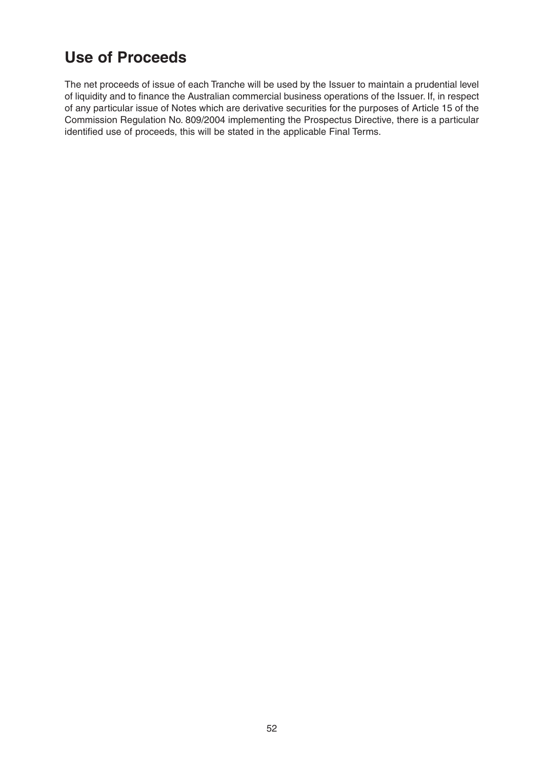# Use of Proceeds

The net proceeds of issue of each Tranche will be used by the Issuer to maintain a prudential level of liquidity and to finance the Australian commercial business operations of the Issuer. If, in respect of any particular issue of Notes which are derivative securities for the purposes of Article 15 of the Commission Regulation No. 809/2004 implementing the Prospectus Directive, there is a particular identified use of proceeds, this will be stated in the applicable Final Terms.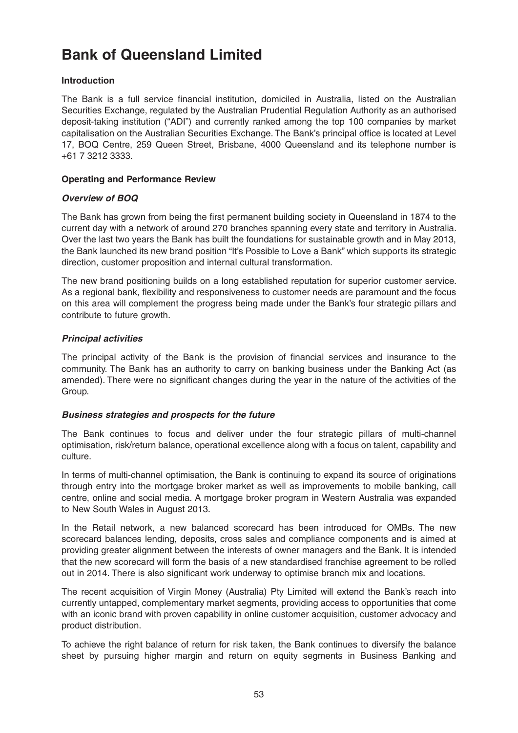# Bank of Queensland Limited

**Introduction**

The Bank is a full service financial institution, domiciled in Australia, listed on the Australian Securities Exchange, regulated by the Australian Prudential Regulation Authority as an authorised deposit-taking institution ("ADI") and currently ranked among the top 100 companies by market capitalisation on the Australian Securities Exchange. The Bank's principal office is located at Level 17, BOQ Centre, 259 Queen Street, Brisbane, 4000 Queensland and its telephone number is +61 7 3212 3333.

**Operating and Performance Review**

***Overview of BOQ***

The Bank has grown from being the first permanent building society in Queensland in 1874 to the current day with a network of around 270 branches spanning every state and territory in Australia. Over the last two years the Bank has built the foundations for sustainable growth and in May 2013, the Bank launched its new brand position "It's Possible to Love a Bank" which supports its strategic direction, customer proposition and internal cultural transformation.

The new brand positioning builds on a long established reputation for superior customer service. As a regional bank, flexibility and responsiveness to customer needs are paramount and the focus on this area will complement the progress being made under the Bank's four strategic pillars and contribute to future growth.

***Principal activities***

The principal activity of the Bank is the provision of financial services and insurance to the community. The Bank has an authority to carry on banking business under the Banking Act (as amended). There were no significant changes during the year in the nature of the activities of the Group.

***Business strategies and prospects for the future***

The Bank continues to focus and deliver under the four strategic pillars of multi-channel optimisation, risk/return balance, operational excellence along with a focus on talent, capability and culture.

In terms of multi-channel optimisation, the Bank is continuing to expand its source of originations through entry into the mortgage broker market as well as improvements to mobile banking, call centre, online and social media. A mortgage broker program in Western Australia was expanded to New South Wales in August 2013.

In the Retail network, a new balanced scorecard has been introduced for OMBs. The new scorecard balances lending, deposits, cross sales and compliance components and is aimed at providing greater alignment between the interests of owner managers and the Bank. It is intended that the new scorecard will form the basis of a new standardised franchise agreement to be rolled out in 2014. There is also significant work underway to optimise branch mix and locations.

The recent acquisition of Virgin Money (Australia) Pty Limited will extend the Bank's reach into currently untapped, complementary market segments, providing access to opportunities that come with an iconic brand with proven capability in online customer acquisition, customer advocacy and product distribution.

To achieve the right balance of return for risk taken, the Bank continues to diversify the balance sheet by pursuing higher margin and return on equity segments in Business Banking and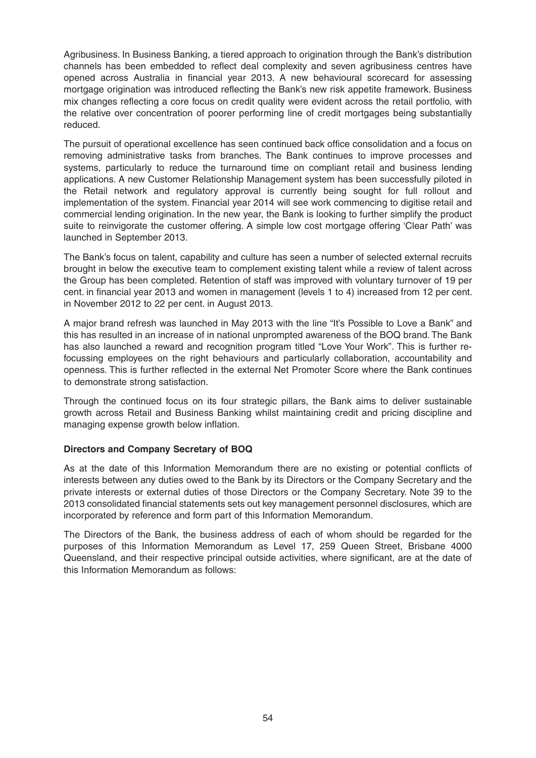Agribusiness. In Business Banking, a tiered approach to origination through the Bank's distribution channels has been embedded to reflect deal complexity and seven agribusiness centres have opened across Australia in financial year 2013. A new behavioural scorecard for assessing mortgage origination was introduced reflecting the Bank's new risk appetite framework. Business mix changes reflecting a core focus on credit quality were evident across the retail portfolio, with the relative over concentration of poorer performing line of credit mortgages being substantially reduced.

The pursuit of operational excellence has seen continued back office consolidation and a focus on removing administrative tasks from branches. The Bank continues to improve processes and systems, particularly to reduce the turnaround time on compliant retail and business lending applications. A new Customer Relationship Management system has been successfully piloted in the Retail network and regulatory approval is currently being sought for full rollout and implementation of the system. Financial year 2014 will see work commencing to digitise retail and commercial lending origination. In the new year, the Bank is looking to further simplify the product suite to reinvigorate the customer offering. A simple low cost mortgage offering 'Clear Path' was launched in September 2013.

The Bank's focus on talent, capability and culture has seen a number of selected external recruits brought in below the executive team to complement existing talent while a review of talent across the Group has been completed. Retention of staff was improved with voluntary turnover of 19 per cent. in financial year 2013 and women in management (levels 1 to 4) increased from 12 per cent. in November 2012 to 22 per cent. in August 2013.

A major brand refresh was launched in May 2013 with the line "It's Possible to Love a Bank" and this has resulted in an increase of in national unprompted awareness of the BOQ brand. The Bank has also launched a reward and recognition program titled "Love Your Work". This is further re-focussing employees on the right behaviours and particularly collaboration, accountability and openness. This is further reflected in the external Net Promoter Score where the Bank continues to demonstrate strong satisfaction.

Through the continued focus on its four strategic pillars, the Bank aims to deliver sustainable growth across Retail and Business Banking whilst maintaining credit and pricing discipline and managing expense growth below inflation.

**Directors and Company Secretary of BOQ**

As at the date of this Information Memorandum there are no existing or potential conflicts of interests between any duties owed to the Bank by its Directors or the Company Secretary and the private interests or external duties of those Directors or the Company Secretary. Note 39 to the 2013 consolidated financial statements sets out key management personnel disclosures, which are incorporated by reference and form part of this Information Memorandum.

The Directors of the Bank, the business address of each of whom should be regarded for the purposes of this Information Memorandum as Level 17, 259 Queen Street, Brisbane 4000 Queensland, and their respective principal outside activities, where significant, are at the date of this Information Memorandum as follows: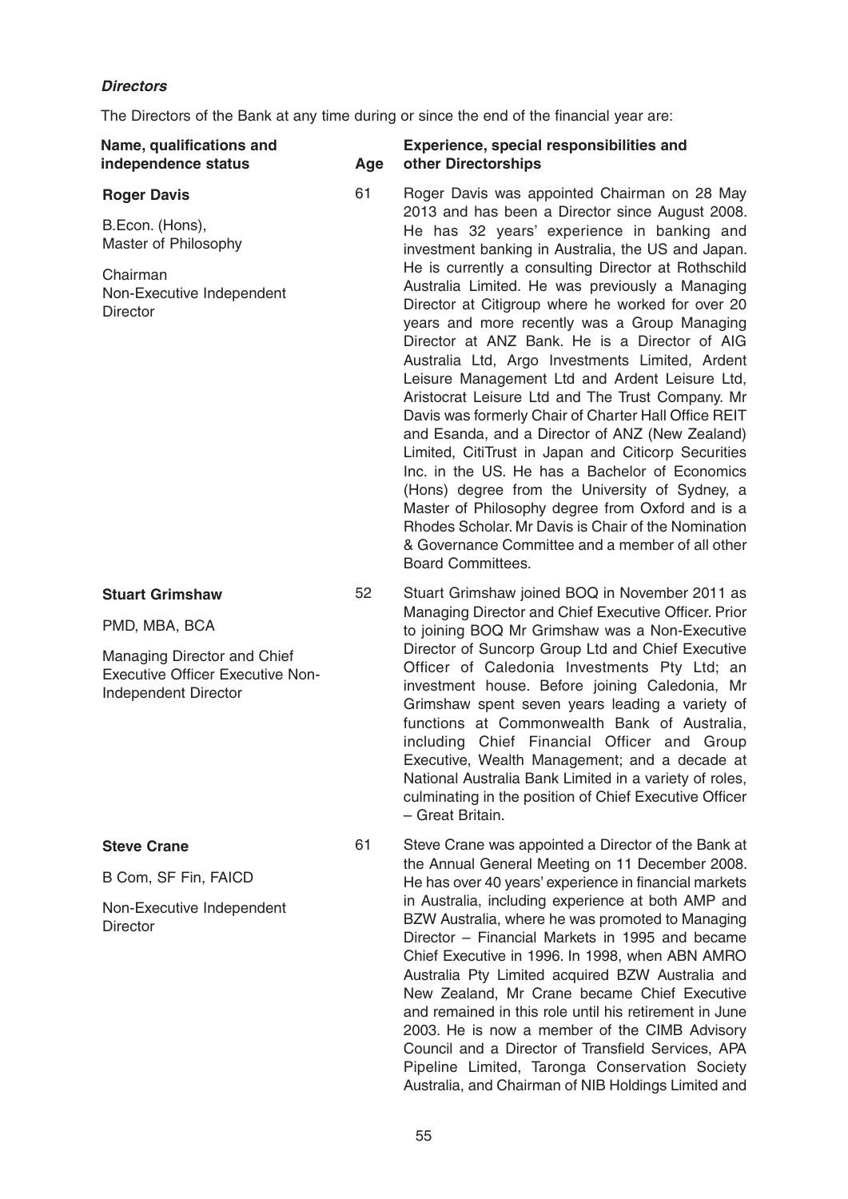### *Directors*

The Directors of the Bank at any time during or since the end of the financial year are:

| Name, qualifications and independence status | Age | Experience, special responsibilities and other Directorships |
|---|---|---|
| **Roger Davis**<br><br>B.Econ. (Hons), Master of Philosophy<br><br>Chairman<br>Non-Executive Independent Director | 61 | Roger Davis was appointed Chairman on 28 May 2013 and has been a Director since August 2008. He has 32 years' experience in banking and investment banking in Australia, the US and Japan. He is currently a consulting Director at Rothschild Australia Limited. He was previously a Managing Director at Citigroup where he worked for over 20 years and more recently was a Group Managing Director at ANZ Bank. He is a Director of AIG Australia Ltd, Argo Investments Limited, Ardent Leisure Management Ltd and Ardent Leisure Ltd, Aristocrat Leisure Ltd and The Trust Company. Mr Davis was formerly Chair of Charter Hall Office REIT and Esanda, and a Director of ANZ (New Zealand) Limited, CitiTrust in Japan and Citicorp Securities Inc. in the US. He has a Bachelor of Economics (Hons) degree from the University of Sydney, a Master of Philosophy degree from Oxford and is a Rhodes Scholar. Mr Davis is Chair of the Nomination & Governance Committee and a member of all other Board Committees. |
| **Stuart Grimshaw**<br><br>PMD, MBA, BCA<br><br>Managing Director and Chief Executive Officer Executive Non-Independent Director | 52 | Stuart Grimshaw joined BOQ in November 2011 as Managing Director and Chief Executive Officer. Prior to joining BOQ Mr Grimshaw was a Non-Executive Director of Suncorp Group Ltd and Chief Executive Officer of Caledonia Investments Pty Ltd; an investment house. Before joining Caledonia, Mr Grimshaw spent seven years leading a variety of functions at Commonwealth Bank of Australia, including Chief Financial Officer and Group Executive, Wealth Management; and a decade at National Australia Bank Limited in a variety of roles, culminating in the position of Chief Executive Officer – Great Britain. |
| **Steve Crane**<br><br>B Com, SF Fin, FAICD<br><br>Non-Executive Independent Director | 61 | Steve Crane was appointed a Director of the Bank at the Annual General Meeting on 11 December 2008. He has over 40 years' experience in financial markets in Australia, including experience at both AMP and BZW Australia, where he was promoted to Managing Director – Financial Markets in 1995 and became Chief Executive in 1996. In 1998, when ABN AMRO Australia Pty Limited acquired BZW Australia and New Zealand, Mr Crane became Chief Executive and remained in this role until his retirement in June 2003. He is now a member of the CIMB Advisory Council and a Director of Transfield Services, APA Pipeline Limited, Taronga Conservation Society Australia, and Chairman of NIB Holdings Limited and |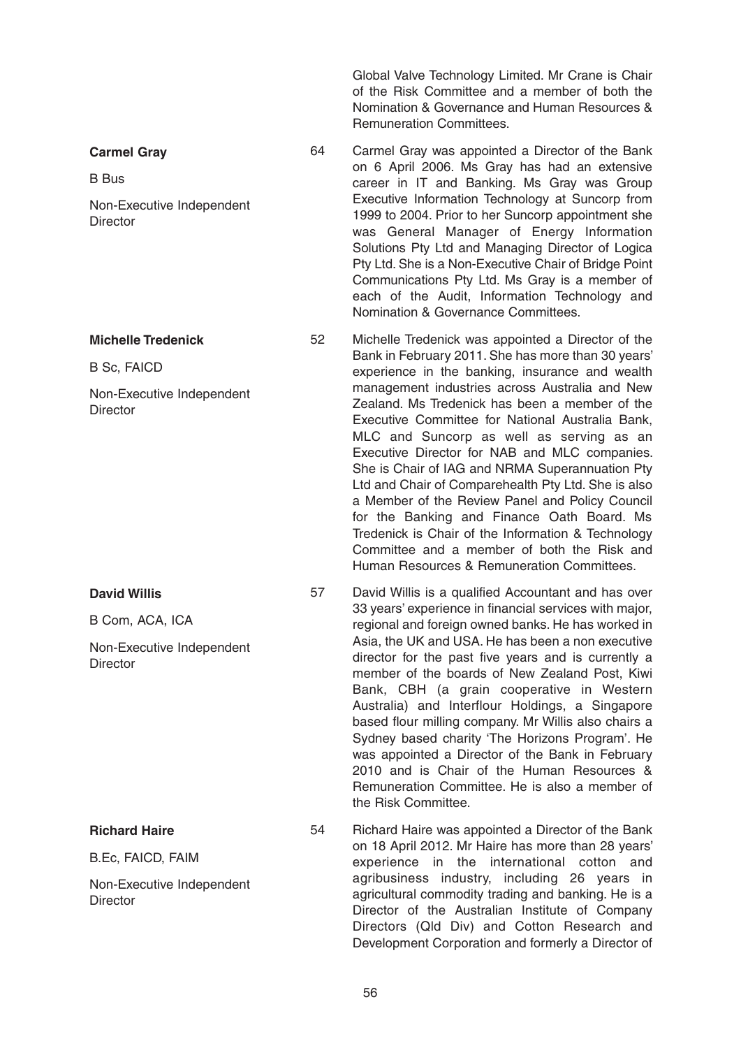Global Valve Technology Limited. Mr Crane is Chair of the Risk Committee and a member of both the Nomination & Governance and Human Resources & Remuneration Committees.

| | | |
|---|---|---|
| **Carmel Gray**<br><br>B Bus<br><br>Non-Executive Independent Director | 64 | Carmel Gray was appointed a Director of the Bank on 6 April 2006. Ms Gray has had an extensive career in IT and Banking. Ms Gray was Group Executive Information Technology at Suncorp from 1999 to 2004. Prior to her Suncorp appointment she was General Manager of Energy Information Solutions Pty Ltd and Managing Director of Logica Pty Ltd. She is a Non-Executive Chair of Bridge Point Communications Pty Ltd. Ms Gray is a member of each of the Audit, Information Technology and Nomination & Governance Committees. |
| **Michelle Tredenick**<br><br>B Sc, FAICD<br><br>Non-Executive Independent Director | 52 | Michelle Tredenick was appointed a Director of the Bank in February 2011. She has more than 30 years' experience in the banking, insurance and wealth management industries across Australia and New Zealand. Ms Tredenick has been a member of the Executive Committee for National Australia Bank, MLC and Suncorp as well as serving as an Executive Director for NAB and MLC companies. She is Chair of IAG and NRMA Superannuation Pty Ltd and Chair of Comparehealth Pty Ltd. She is also a Member of the Review Panel and Policy Council for the Banking and Finance Oath Board. Ms Tredenick is Chair of the Information & Technology Committee and a member of both the Risk and Human Resources & Remuneration Committees. |
| **David Willis**<br><br>B Com, ACA, ICA<br><br>Non-Executive Independent Director | 57 | David Willis is a qualified Accountant and has over 33 years' experience in financial services with major, regional and foreign owned banks. He has worked in Asia, the UK and USA. He has been a non executive director for the past five years and is currently a member of the boards of New Zealand Post, Kiwi Bank, CBH (a grain cooperative in Western Australia) and Interflour Holdings, a Singapore based flour milling company. Mr Willis also chairs a Sydney based charity 'The Horizons Program'. He was appointed a Director of the Bank in February 2010 and is Chair of the Human Resources & Remuneration Committee. He is also a member of the Risk Committee. |
| **Richard Haire**<br><br>B.Ec, FAICD, FAIM<br><br>Non-Executive Independent Director | 54 | Richard Haire was appointed a Director of the Bank on 18 April 2012. Mr Haire has more than 28 years' experience in the international cotton and agribusiness industry, including 26 years in agricultural commodity trading and banking. He is a Director of the Australian Institute of Company Directors (Qld Div) and Cotton Research and Development Corporation and formerly a Director of |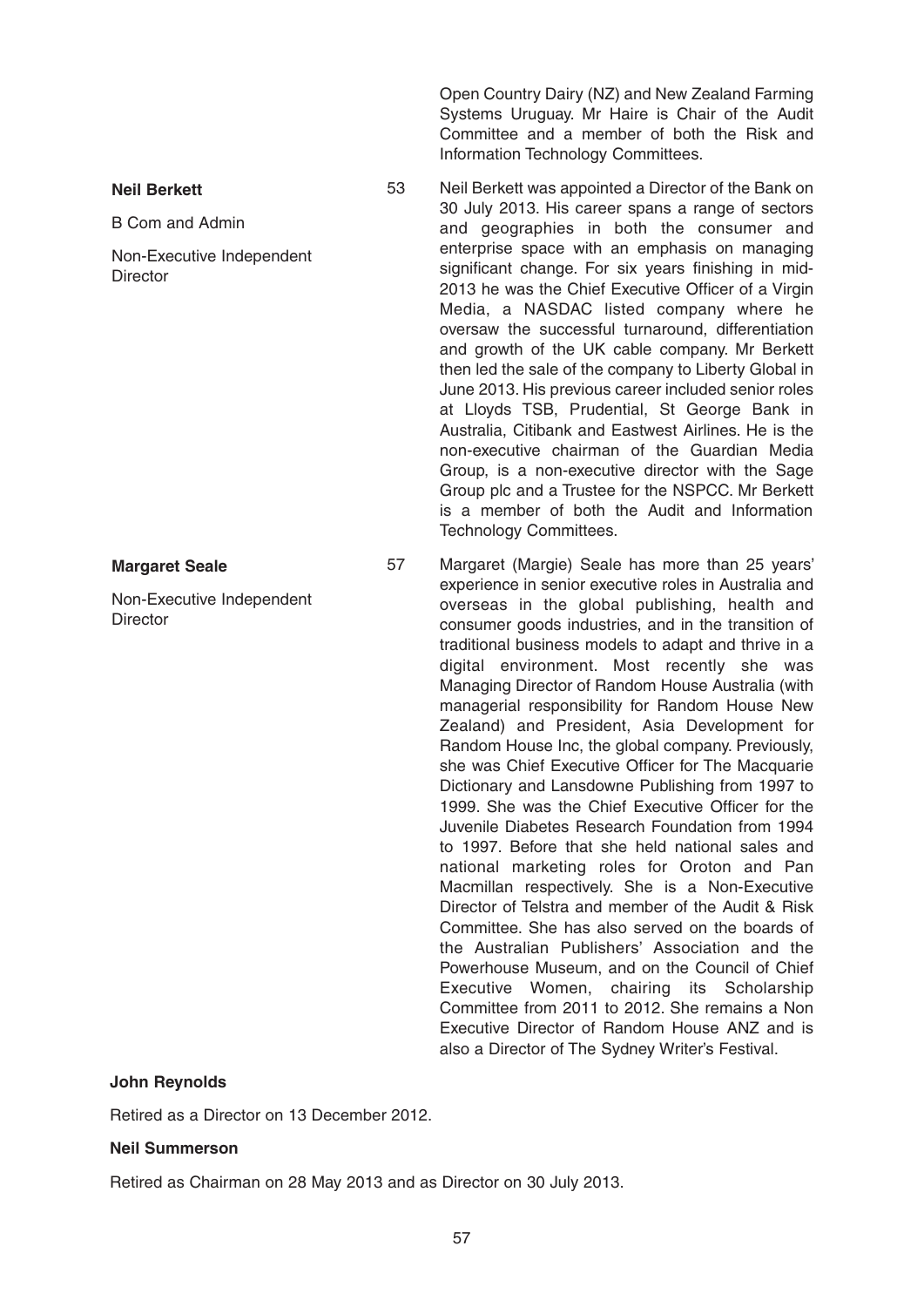Open Country Dairy (NZ) and New Zealand Farming Systems Uruguay. Mr Haire is Chair of the Audit Committee and a member of both the Risk and Information Technology Committees.

**Neil Berkett**

B Com and Admin

Non-Executive Independent Director

53

Neil Berkett was appointed a Director of the Bank on 30 July 2013. His career spans a range of sectors and geographies in both the consumer and enterprise space with an emphasis on managing significant change. For six years finishing in mid-2013 he was the Chief Executive Officer of a Virgin Media, a NASDAC listed company where he oversaw the successful turnaround, differentiation and growth of the UK cable company. Mr Berkett then led the sale of the company to Liberty Global in June 2013. His previous career included senior roles at Lloyds TSB, Prudential, St George Bank in Australia, Citibank and Eastwest Airlines. He is the non-executive chairman of the Guardian Media Group, is a non-executive director with the Sage Group plc and a Trustee for the NSPCC. Mr Berkett is a member of both the Audit and Information Technology Committees.

**Margaret Seale**

Non-Executive Independent Director

57

Margaret (Margie) Seale has more than 25 years' experience in senior executive roles in Australia and overseas in the global publishing, health and consumer goods industries, and in the transition of traditional business models to adapt and thrive in a digital environment. Most recently she was Managing Director of Random House Australia (with managerial responsibility for Random House New Zealand) and President, Asia Development for Random House Inc, the global company. Previously, she was Chief Executive Officer for The Macquarie Dictionary and Lansdowne Publishing from 1997 to 1999. She was the Chief Executive Officer for the Juvenile Diabetes Research Foundation from 1994 to 1997. Before that she held national sales and national marketing roles for Oroton and Pan Macmillan respectively. She is a Non-Executive Director of Telstra and member of the Audit & Risk Committee. She has also served on the boards of the Australian Publishers' Association and the Powerhouse Museum, and on the Council of Chief Executive Women, chairing its Scholarship Committee from 2011 to 2012. She remains a Non Executive Director of Random House ANZ and is also a Director of The Sydney Writer's Festival.

**John Reynolds**

Retired as a Director on 13 December 2012.

**Neil Summerson**

Retired as Chairman on 28 May 2013 and as Director on 30 July 2013.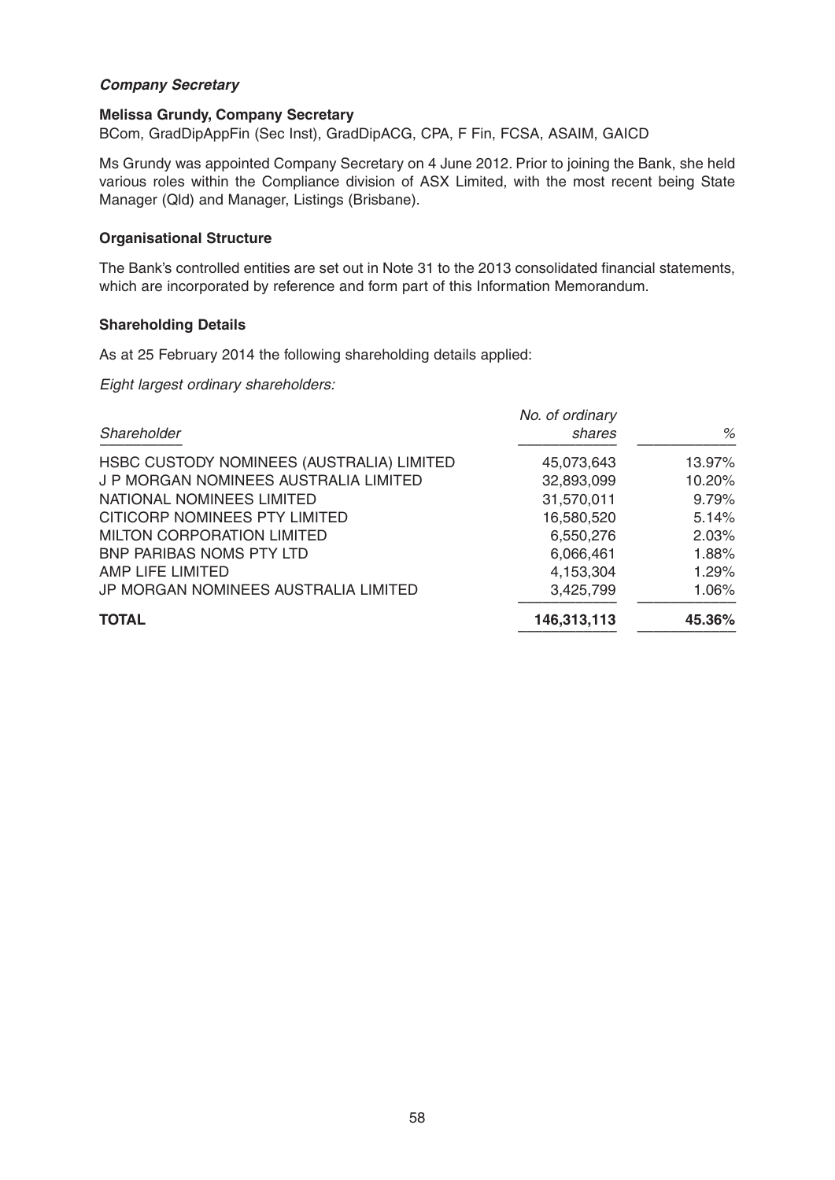### *Company Secretary*

**Melissa Grundy, Company Secretary**

BCom, GradDipAppFin (Sec Inst), GradDipACG, CPA, F Fin, FCSA, ASAIM, GAICD

Ms Grundy was appointed Company Secretary on 4 June 2012. Prior to joining the Bank, she held various roles within the Compliance division of ASX Limited, with the most recent being State Manager (Qld) and Manager, Listings (Brisbane).

### Organisational Structure

The Bank's controlled entities are set out in Note 31 to the 2013 consolidated financial statements, which are incorporated by reference and form part of this Information Memorandum.

### Shareholding Details

As at 25 February 2014 the following shareholding details applied:

*Eight largest ordinary shareholders:*

| *Shareholder* | *No. of ordinary shares* | *%* |
|---|---|---|
| HSBC CUSTODY NOMINEES (AUSTRALIA) LIMITED | 45,073,643 | 13.97% |
| J P MORGAN NOMINEES AUSTRALIA LIMITED | 32,893,099 | 10.20% |
| NATIONAL NOMINEES LIMITED | 31,570,011 | 9.79% |
| CITICORP NOMINEES PTY LIMITED | 16,580,520 | 5.14% |
| MILTON CORPORATION LIMITED | 6,550,276 | 2.03% |
| BNP PARIBAS NOMS PTY LTD | 6,066,461 | 1.88% |
| AMP LIFE LIMITED | 4,153,304 | 1.29% |
| JP MORGAN NOMINEES AUSTRALIA LIMITED | 3,425,799 | 1.06% |
| **TOTAL** | **146,313,113** | **45.36%** |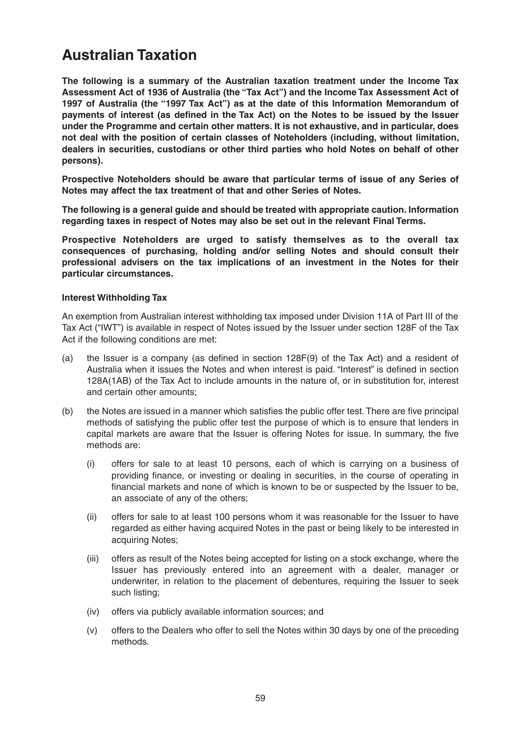# Australian Taxation

**The following is a summary of the Australian taxation treatment under the Income Tax Assessment Act of 1936 of Australia (the "Tax Act") and the Income Tax Assessment Act of 1997 of Australia (the "1997 Tax Act") as at the date of this Information Memorandum of payments of interest (as defined in the Tax Act) on the Notes to be issued by the Issuer under the Programme and certain other matters. It is not exhaustive, and in particular, does not deal with the position of certain classes of Noteholders (including, without limitation, dealers in securities, custodians or other third parties who hold Notes on behalf of other persons).**

**Prospective Noteholders should be aware that particular terms of issue of any Series of Notes may affect the tax treatment of that and other Series of Notes.**

**The following is a general guide and should be treated with appropriate caution. Information regarding taxes in respect of Notes may also be set out in the relevant Final Terms.**

**Prospective Noteholders are urged to satisfy themselves as to the overall tax consequences of purchasing, holding and/or selling Notes and should consult their professional advisers on the tax implications of an investment in the Notes for their particular circumstances.**

### Interest Withholding Tax

An exemption from Australian interest withholding tax imposed under Division 11A of Part III of the Tax Act ("IWT") is available in respect of Notes issued by the Issuer under section 128F of the Tax Act if the following conditions are met:

(a) the Issuer is a company (as defined in section 128F(9) of the Tax Act) and a resident of Australia when it issues the Notes and when interest is paid. "Interest" is defined in section 128A(1AB) of the Tax Act to include amounts in the nature of, or in substitution for, interest and certain other amounts;

(b) the Notes are issued in a manner which satisfies the public offer test. There are five principal methods of satisfying the public offer test the purpose of which is to ensure that lenders in capital markets are aware that the Issuer is offering Notes for issue. In summary, the five methods are:

   (i) offers for sale to at least 10 persons, each of which is carrying on a business of providing finance, or investing or dealing in securities, in the course of operating in financial markets and none of which is known to be or suspected by the Issuer to be, an associate of any of the others;

   (ii) offers for sale to at least 100 persons whom it was reasonable for the Issuer to have regarded as either having acquired Notes in the past or being likely to be interested in acquiring Notes;

   (iii) offers as result of the Notes being accepted for listing on a stock exchange, where the Issuer has previously entered into an agreement with a dealer, manager or underwriter, in relation to the placement of debentures, requiring the Issuer to seek such listing;

   (iv) offers via publicly available information sources; and

   (v) offers to the Dealers who offer to sell the Notes within 30 days by one of the preceding methods.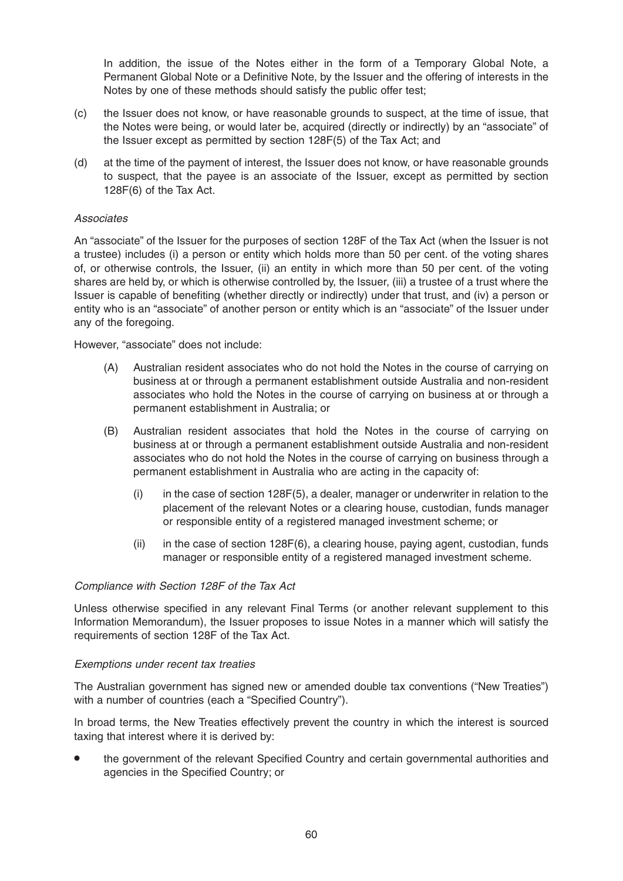In addition, the issue of the Notes either in the form of a Temporary Global Note, a Permanent Global Note or a Definitive Note, by the Issuer and the offering of interests in the Notes by one of these methods should satisfy the public offer test;

(c) the Issuer does not know, or have reasonable grounds to suspect, at the time of issue, that the Notes were being, or would later be, acquired (directly or indirectly) by an "associate" of the Issuer except as permitted by section 128F(5) of the Tax Act; and

(d) at the time of the payment of interest, the Issuer does not know, or have reasonable grounds to suspect, that the payee is an associate of the Issuer, except as permitted by section 128F(6) of the Tax Act.

*Associates*

An "associate" of the Issuer for the purposes of section 128F of the Tax Act (when the Issuer is not a trustee) includes (i) a person or entity which holds more than 50 per cent. of the voting shares of, or otherwise controls, the Issuer, (ii) an entity in which more than 50 per cent. of the voting shares are held by, or which is otherwise controlled by, the Issuer, (iii) a trustee of a trust where the Issuer is capable of benefiting (whether directly or indirectly) under that trust, and (iv) a person or entity who is an "associate" of another person or entity which is an "associate" of the Issuer under any of the foregoing.

However, "associate" does not include:

(A) Australian resident associates who do not hold the Notes in the course of carrying on business at or through a permanent establishment outside Australia and non-resident associates who hold the Notes in the course of carrying on business at or through a permanent establishment in Australia; or

(B) Australian resident associates that hold the Notes in the course of carrying on business at or through a permanent establishment outside Australia and non-resident associates who do not hold the Notes in the course of carrying on business through a permanent establishment in Australia who are acting in the capacity of:

(i) in the case of section 128F(5), a dealer, manager or underwriter in relation to the placement of the relevant Notes or a clearing house, custodian, funds manager or responsible entity of a registered managed investment scheme; or

(ii) in the case of section 128F(6), a clearing house, paying agent, custodian, funds manager or responsible entity of a registered managed investment scheme.

*Compliance with Section 128F of the Tax Act*

Unless otherwise specified in any relevant Final Terms (or another relevant supplement to this Information Memorandum), the Issuer proposes to issue Notes in a manner which will satisfy the requirements of section 128F of the Tax Act.

*Exemptions under recent tax treaties*

The Australian government has signed new or amended double tax conventions ("New Treaties") with a number of countries (each a "Specified Country").

In broad terms, the New Treaties effectively prevent the country in which the interest is sourced taxing that interest where it is derived by:

- the government of the relevant Specified Country and certain governmental authorities and agencies in the Specified Country; or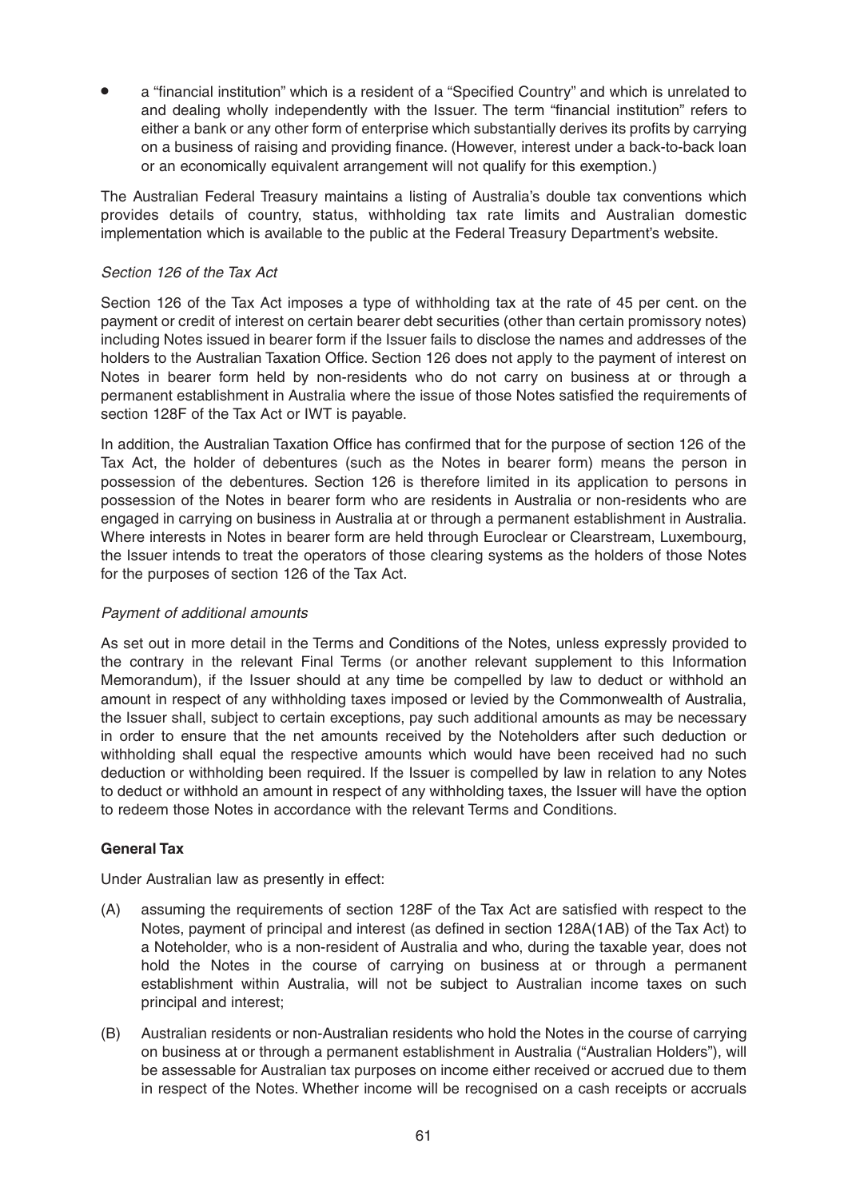- a "financial institution" which is a resident of a "Specified Country" and which is unrelated to and dealing wholly independently with the Issuer. The term "financial institution" refers to either a bank or any other form of enterprise which substantially derives its profits by carrying on a business of raising and providing finance. (However, interest under a back-to-back loan or an economically equivalent arrangement will not qualify for this exemption.)

The Australian Federal Treasury maintains a listing of Australia's double tax conventions which provides details of country, status, withholding tax rate limits and Australian domestic implementation which is available to the public at the Federal Treasury Department's website.

*Section 126 of the Tax Act*

Section 126 of the Tax Act imposes a type of withholding tax at the rate of 45 per cent. on the payment or credit of interest on certain bearer debt securities (other than certain promissory notes) including Notes issued in bearer form if the Issuer fails to disclose the names and addresses of the holders to the Australian Taxation Office. Section 126 does not apply to the payment of interest on Notes in bearer form held by non-residents who do not carry on business at or through a permanent establishment in Australia where the issue of those Notes satisfied the requirements of section 128F of the Tax Act or IWT is payable.

In addition, the Australian Taxation Office has confirmed that for the purpose of section 126 of the Tax Act, the holder of debentures (such as the Notes in bearer form) means the person in possession of the debentures. Section 126 is therefore limited in its application to persons in possession of the Notes in bearer form who are residents in Australia or non-residents who are engaged in carrying on business in Australia at or through a permanent establishment in Australia. Where interests in Notes in bearer form are held through Euroclear or Clearstream, Luxembourg, the Issuer intends to treat the operators of those clearing systems as the holders of those Notes for the purposes of section 126 of the Tax Act.

*Payment of additional amounts*

As set out in more detail in the Terms and Conditions of the Notes, unless expressly provided to the contrary in the relevant Final Terms (or another relevant supplement to this Information Memorandum), if the Issuer should at any time be compelled by law to deduct or withhold an amount in respect of any withholding taxes imposed or levied by the Commonwealth of Australia, the Issuer shall, subject to certain exceptions, pay such additional amounts as may be necessary in order to ensure that the net amounts received by the Noteholders after such deduction or withholding shall equal the respective amounts which would have been received had no such deduction or withholding been required. If the Issuer is compelled by law in relation to any Notes to deduct or withhold an amount in respect of any withholding taxes, the Issuer will have the option to redeem those Notes in accordance with the relevant Terms and Conditions.

**General Tax**

Under Australian law as presently in effect:

(A) assuming the requirements of section 128F of the Tax Act are satisfied with respect to the Notes, payment of principal and interest (as defined in section 128A(1AB) of the Tax Act) to a Noteholder, who is a non-resident of Australia and who, during the taxable year, does not hold the Notes in the course of carrying on business at or through a permanent establishment within Australia, will not be subject to Australian income taxes on such principal and interest;

(B) Australian residents or non-Australian residents who hold the Notes in the course of carrying on business at or through a permanent establishment in Australia ("Australian Holders"), will be assessable for Australian tax purposes on income either received or accrued due to them in respect of the Notes. Whether income will be recognised on a cash receipts or accruals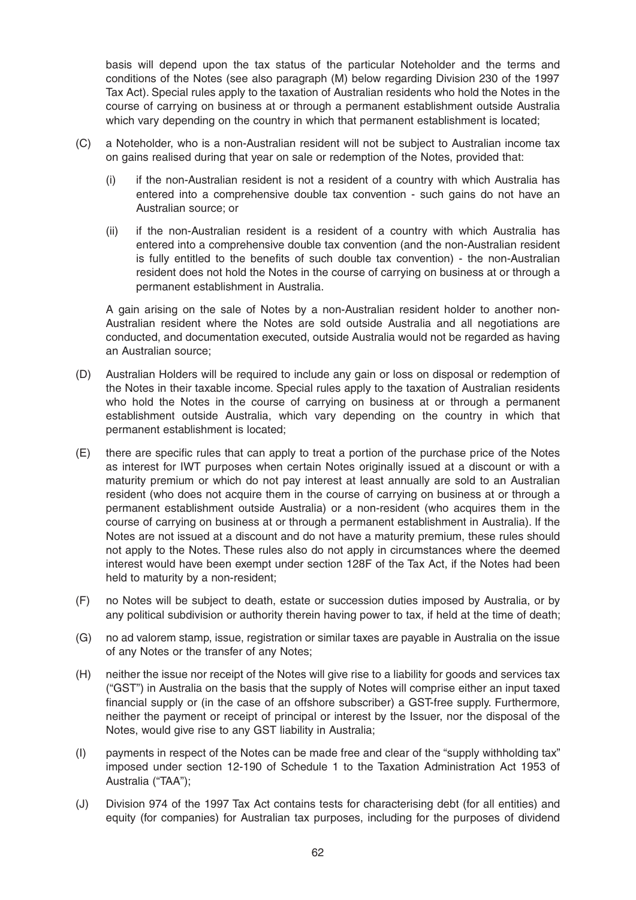basis will depend upon the tax status of the particular Noteholder and the terms and conditions of the Notes (see also paragraph (M) below regarding Division 230 of the 1997 Tax Act). Special rules apply to the taxation of Australian residents who hold the Notes in the course of carrying on business at or through a permanent establishment outside Australia which vary depending on the country in which that permanent establishment is located;

(C) a Noteholder, who is a non-Australian resident will not be subject to Australian income tax on gains realised during that year on sale or redemption of the Notes, provided that:

(i) if the non-Australian resident is not a resident of a country with which Australia has entered into a comprehensive double tax convention - such gains do not have an Australian source; or

(ii) if the non-Australian resident is a resident of a country with which Australia has entered into a comprehensive double tax convention (and the non-Australian resident is fully entitled to the benefits of such double tax convention) - the non-Australian resident does not hold the Notes in the course of carrying on business at or through a permanent establishment in Australia.

A gain arising on the sale of Notes by a non-Australian resident holder to another non-Australian resident where the Notes are sold outside Australia and all negotiations are conducted, and documentation executed, outside Australia would not be regarded as having an Australian source;

(D) Australian Holders will be required to include any gain or loss on disposal or redemption of the Notes in their taxable income. Special rules apply to the taxation of Australian residents who hold the Notes in the course of carrying on business at or through a permanent establishment outside Australia, which vary depending on the country in which that permanent establishment is located;

(E) there are specific rules that can apply to treat a portion of the purchase price of the Notes as interest for IWT purposes when certain Notes originally issued at a discount or with a maturity premium or which do not pay interest at least annually are sold to an Australian resident (who does not acquire them in the course of carrying on business at or through a permanent establishment outside Australia) or a non-resident (who acquires them in the course of carrying on business at or through a permanent establishment in Australia). If the Notes are not issued at a discount and do not have a maturity premium, these rules should not apply to the Notes. These rules also do not apply in circumstances where the deemed interest would have been exempt under section 128F of the Tax Act, if the Notes had been held to maturity by a non-resident;

(F) no Notes will be subject to death, estate or succession duties imposed by Australia, or by any political subdivision or authority therein having power to tax, if held at the time of death;

(G) no ad valorem stamp, issue, registration or similar taxes are payable in Australia on the issue of any Notes or the transfer of any Notes;

(H) neither the issue nor receipt of the Notes will give rise to a liability for goods and services tax ("GST") in Australia on the basis that the supply of Notes will comprise either an input taxed financial supply or (in the case of an offshore subscriber) a GST-free supply. Furthermore, neither the payment or receipt of principal or interest by the Issuer, nor the disposal of the Notes, would give rise to any GST liability in Australia;

(I) payments in respect of the Notes can be made free and clear of the "supply withholding tax" imposed under section 12-190 of Schedule 1 to the Taxation Administration Act 1953 of Australia ("TAA");

(J) Division 974 of the 1997 Tax Act contains tests for characterising debt (for all entities) and equity (for companies) for Australian tax purposes, including for the purposes of dividend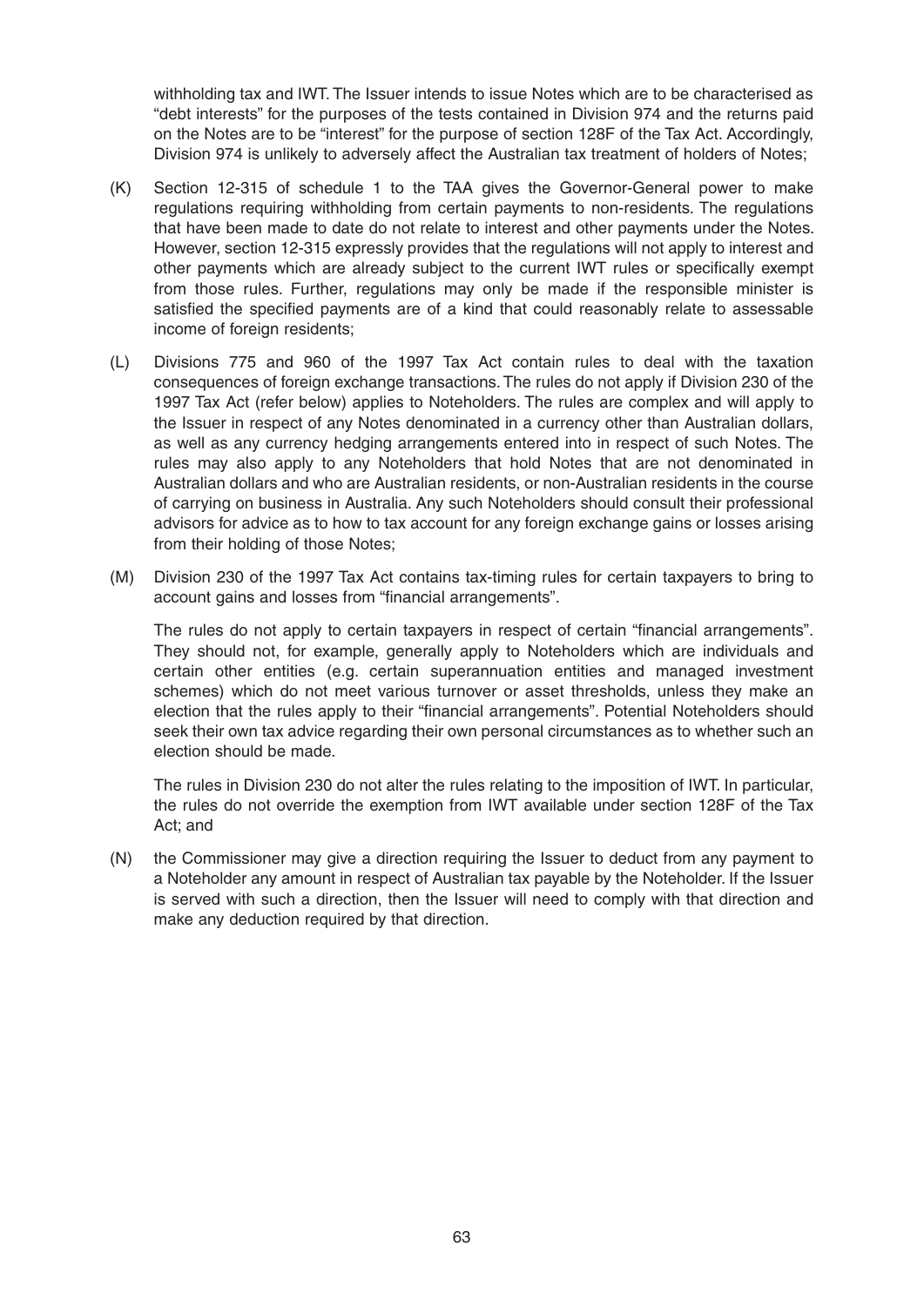withholding tax and IWT. The Issuer intends to issue Notes which are to be characterised as "debt interests" for the purposes of the tests contained in Division 974 and the returns paid on the Notes are to be "interest" for the purpose of section 128F of the Tax Act. Accordingly, Division 974 is unlikely to adversely affect the Australian tax treatment of holders of Notes;

(K) Section 12-315 of schedule 1 to the TAA gives the Governor-General power to make regulations requiring withholding from certain payments to non-residents. The regulations that have been made to date do not relate to interest and other payments under the Notes. However, section 12-315 expressly provides that the regulations will not apply to interest and other payments which are already subject to the current IWT rules or specifically exempt from those rules. Further, regulations may only be made if the responsible minister is satisfied the specified payments are of a kind that could reasonably relate to assessable income of foreign residents;

(L) Divisions 775 and 960 of the 1997 Tax Act contain rules to deal with the taxation consequences of foreign exchange transactions. The rules do not apply if Division 230 of the 1997 Tax Act (refer below) applies to Noteholders. The rules are complex and will apply to the Issuer in respect of any Notes denominated in a currency other than Australian dollars, as well as any currency hedging arrangements entered into in respect of such Notes. The rules may also apply to any Noteholders that hold Notes that are not denominated in Australian dollars and who are Australian residents, or non-Australian residents in the course of carrying on business in Australia. Any such Noteholders should consult their professional advisors for advice as to how to tax account for any foreign exchange gains or losses arising from their holding of those Notes;

(M) Division 230 of the 1997 Tax Act contains tax-timing rules for certain taxpayers to bring to account gains and losses from "financial arrangements".

The rules do not apply to certain taxpayers in respect of certain "financial arrangements". They should not, for example, generally apply to Noteholders which are individuals and certain other entities (e.g. certain superannuation entities and managed investment schemes) which do not meet various turnover or asset thresholds, unless they make an election that the rules apply to their "financial arrangements". Potential Noteholders should seek their own tax advice regarding their own personal circumstances as to whether such an election should be made.

The rules in Division 230 do not alter the rules relating to the imposition of IWT. In particular, the rules do not override the exemption from IWT available under section 128F of the Tax Act; and

(N) the Commissioner may give a direction requiring the Issuer to deduct from any payment to a Noteholder any amount in respect of Australian tax payable by the Noteholder. If the Issuer is served with such a direction, then the Issuer will need to comply with that direction and make any deduction required by that direction.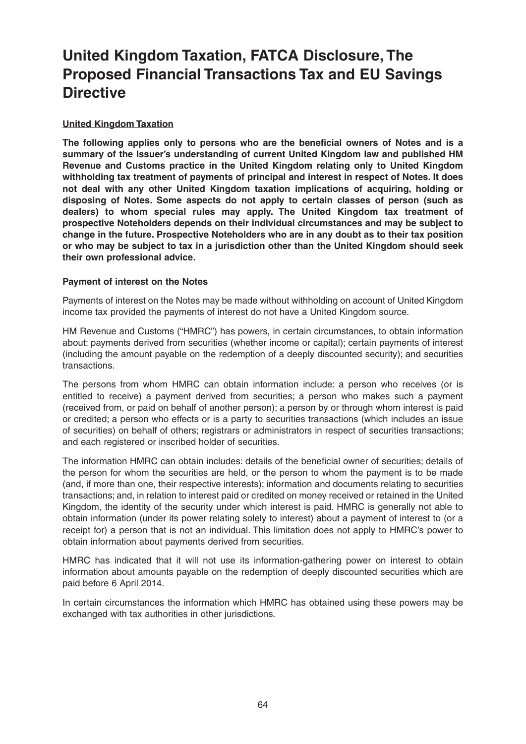# United Kingdom Taxation, FATCA Disclosure, The Proposed Financial Transactions Tax and EU Savings Directive

## United Kingdom Taxation

**The following applies only to persons who are the beneficial owners of Notes and is a summary of the Issuer's understanding of current United Kingdom law and published HM Revenue and Customs practice in the United Kingdom relating only to United Kingdom withholding tax treatment of payments of principal and interest in respect of Notes. It does not deal with any other United Kingdom taxation implications of acquiring, holding or disposing of Notes. Some aspects do not apply to certain classes of person (such as dealers) to whom special rules may apply. The United Kingdom tax treatment of prospective Noteholders depends on their individual circumstances and may be subject to change in the future. Prospective Noteholders who are in any doubt as to their tax position or who may be subject to tax in a jurisdiction other than the United Kingdom should seek their own professional advice.**

### Payment of interest on the Notes

Payments of interest on the Notes may be made without withholding on account of United Kingdom income tax provided the payments of interest do not have a United Kingdom source.

HM Revenue and Customs ("HMRC") has powers, in certain circumstances, to obtain information about: payments derived from securities (whether income or capital); certain payments of interest (including the amount payable on the redemption of a deeply discounted security); and securities transactions.

The persons from whom HMRC can obtain information include: a person who receives (or is entitled to receive) a payment derived from securities; a person who makes such a payment (received from, or paid on behalf of another person); a person by or through whom interest is paid or credited; a person who effects or is a party to securities transactions (which includes an issue of securities) on behalf of others; registrars or administrators in respect of securities transactions; and each registered or inscribed holder of securities.

The information HMRC can obtain includes: details of the beneficial owner of securities; details of the person for whom the securities are held, or the person to whom the payment is to be made (and, if more than one, their respective interests); information and documents relating to securities transactions; and, in relation to interest paid or credited on money received or retained in the United Kingdom, the identity of the security under which interest is paid. HMRC is generally not able to obtain information (under its power relating solely to interest) about a payment of interest to (or a receipt for) a person that is not an individual. This limitation does not apply to HMRC's power to obtain information about payments derived from securities.

HMRC has indicated that it will not use its information-gathering power on interest to obtain information about amounts payable on the redemption of deeply discounted securities which are paid before 6 April 2014.

In certain circumstances the information which HMRC has obtained using these powers may be exchanged with tax authorities in other jurisdictions.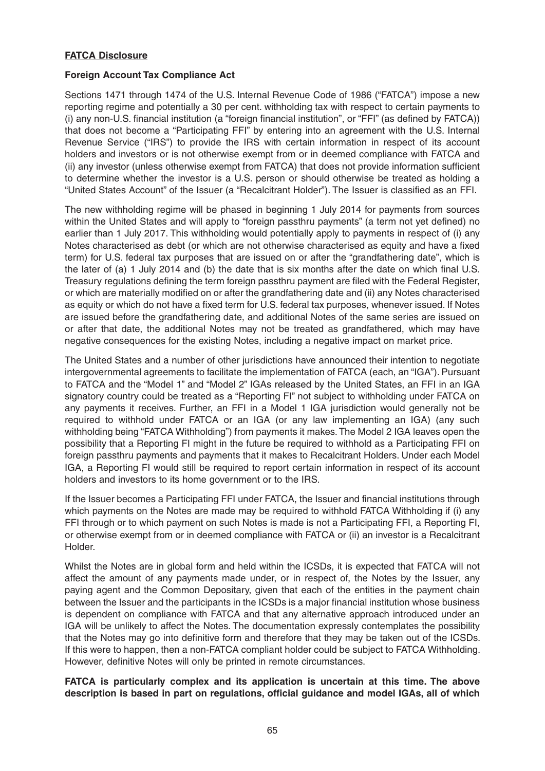**FATCA Disclosure**

**Foreign Account Tax Compliance Act**

Sections 1471 through 1474 of the U.S. Internal Revenue Code of 1986 ("FATCA") impose a new reporting regime and potentially a 30 per cent. withholding tax with respect to certain payments to (i) any non-U.S. financial institution (a "foreign financial institution", or "FFI" (as defined by FATCA)) that does not become a "Participating FFI" by entering into an agreement with the U.S. Internal Revenue Service ("IRS") to provide the IRS with certain information in respect of its account holders and investors or is not otherwise exempt from or in deemed compliance with FATCA and (ii) any investor (unless otherwise exempt from FATCA) that does not provide information sufficient to determine whether the investor is a U.S. person or should otherwise be treated as holding a "United States Account" of the Issuer (a "Recalcitrant Holder"). The Issuer is classified as an FFI.

The new withholding regime will be phased in beginning 1 July 2014 for payments from sources within the United States and will apply to "foreign passthru payments" (a term not yet defined) no earlier than 1 July 2017. This withholding would potentially apply to payments in respect of (i) any Notes characterised as debt (or which are not otherwise characterised as equity and have a fixed term) for U.S. federal tax purposes that are issued on or after the "grandfathering date", which is the later of (a) 1 July 2014 and (b) the date that is six months after the date on which final U.S. Treasury regulations defining the term foreign passthru payment are filed with the Federal Register, or which are materially modified on or after the grandfathering date and (ii) any Notes characterised as equity or which do not have a fixed term for U.S. federal tax purposes, whenever issued. If Notes are issued before the grandfathering date, and additional Notes of the same series are issued on or after that date, the additional Notes may not be treated as grandfathered, which may have negative consequences for the existing Notes, including a negative impact on market price.

The United States and a number of other jurisdictions have announced their intention to negotiate intergovernmental agreements to facilitate the implementation of FATCA (each, an "IGA"). Pursuant to FATCA and the "Model 1" and "Model 2" IGAs released by the United States, an FFI in an IGA signatory country could be treated as a "Reporting FI" not subject to withholding under FATCA on any payments it receives. Further, an FFI in a Model 1 IGA jurisdiction would generally not be required to withhold under FATCA or an IGA (or any law implementing an IGA) (any such withholding being "FATCA Withholding") from payments it makes. The Model 2 IGA leaves open the possibility that a Reporting FI might in the future be required to withhold as a Participating FFI on foreign passthru payments and payments that it makes to Recalcitrant Holders. Under each Model IGA, a Reporting FI would still be required to report certain information in respect of its account holders and investors to its home government or to the IRS.

If the Issuer becomes a Participating FFI under FATCA, the Issuer and financial institutions through which payments on the Notes are made may be required to withhold FATCA Withholding if (i) any FFI through or to which payment on such Notes is made is not a Participating FFI, a Reporting FI, or otherwise exempt from or in deemed compliance with FATCA or (ii) an investor is a Recalcitrant Holder.

Whilst the Notes are in global form and held within the ICSDs, it is expected that FATCA will not affect the amount of any payments made under, or in respect of, the Notes by the Issuer, any paying agent and the Common Depositary, given that each of the entities in the payment chain between the Issuer and the participants in the ICSDs is a major financial institution whose business is dependent on compliance with FATCA and that any alternative approach introduced under an IGA will be unlikely to affect the Notes. The documentation expressly contemplates the possibility that the Notes may go into definitive form and therefore that they may be taken out of the ICSDs. If this were to happen, then a non-FATCA compliant holder could be subject to FATCA Withholding. However, definitive Notes will only be printed in remote circumstances.

**FATCA is particularly complex and its application is uncertain at this time. The above description is based in part on regulations, official guidance and model IGAs, all of which**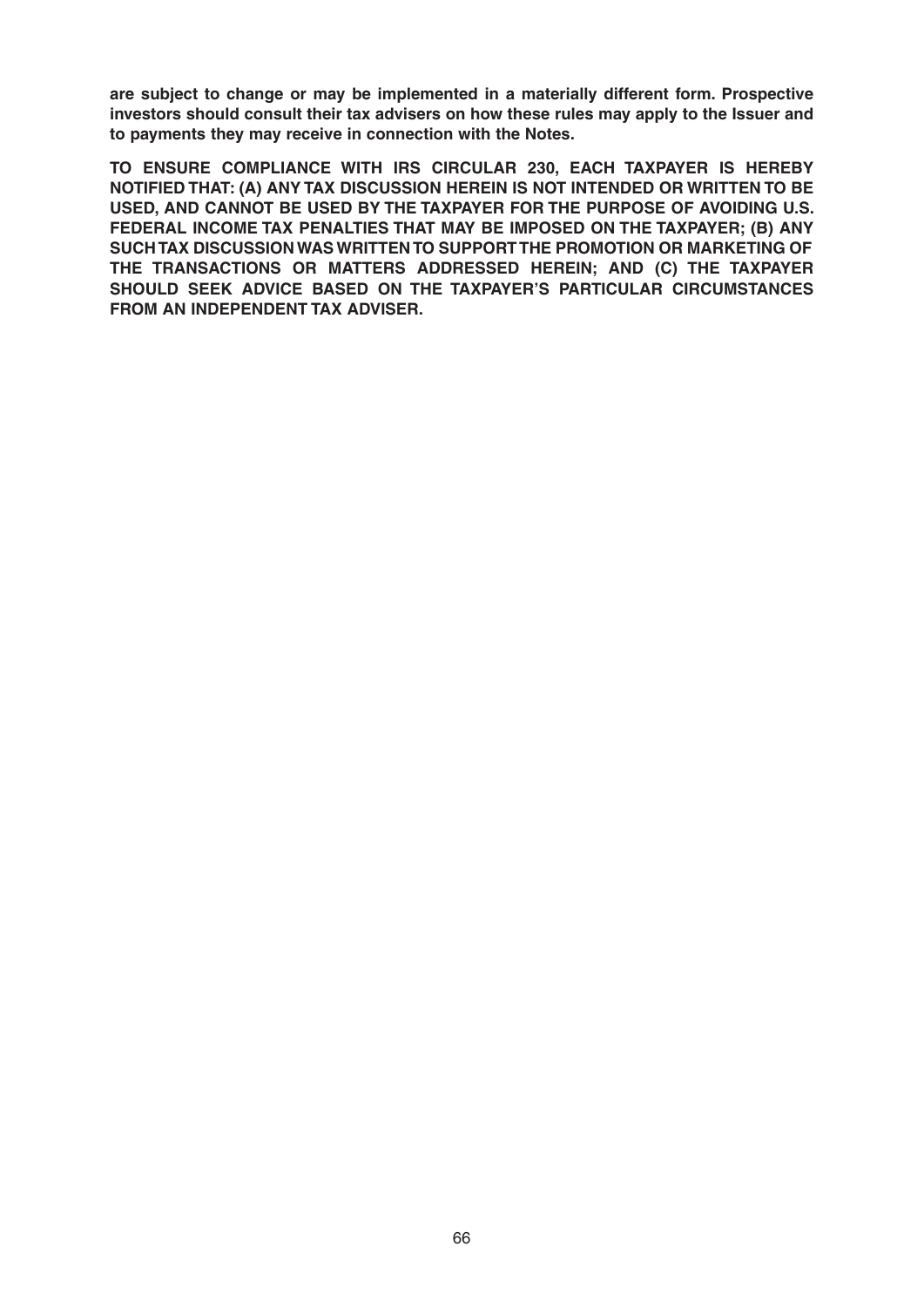**are subject to change or may be implemented in a materially different form. Prospective investors should consult their tax advisers on how these rules may apply to the Issuer and to payments they may receive in connection with the Notes.**

**TO ENSURE COMPLIANCE WITH IRS CIRCULAR 230, EACH TAXPAYER IS HEREBY NOTIFIED THAT: (A) ANY TAX DISCUSSION HEREIN IS NOT INTENDED OR WRITTEN TO BE USED, AND CANNOT BE USED BY THE TAXPAYER FOR THE PURPOSE OF AVOIDING U.S. FEDERAL INCOME TAX PENALTIES THAT MAY BE IMPOSED ON THE TAXPAYER; (B) ANY SUCH TAX DISCUSSION WAS WRITTEN TO SUPPORT THE PROMOTION OR MARKETING OF THE TRANSACTIONS OR MATTERS ADDRESSED HEREIN; AND (C) THE TAXPAYER SHOULD SEEK ADVICE BASED ON THE TAXPAYER'S PARTICULAR CIRCUMSTANCES FROM AN INDEPENDENT TAX ADVISER.**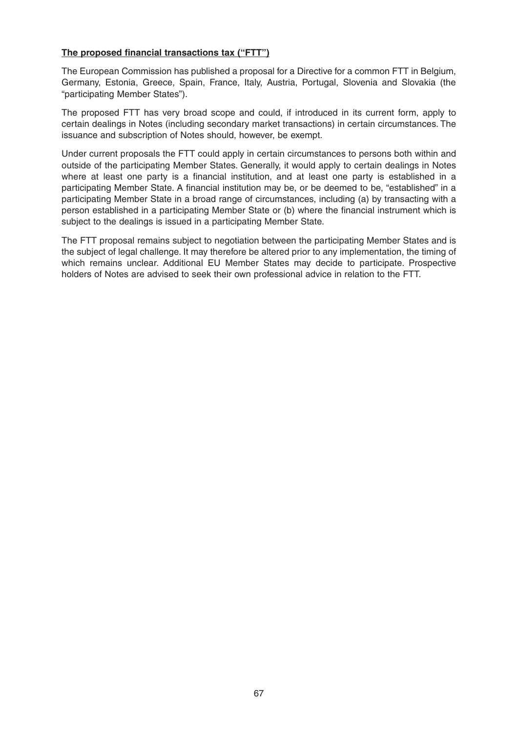**The proposed financial transactions tax ("FTT")**

The European Commission has published a proposal for a Directive for a common FTT in Belgium, Germany, Estonia, Greece, Spain, France, Italy, Austria, Portugal, Slovenia and Slovakia (the "participating Member States").

The proposed FTT has very broad scope and could, if introduced in its current form, apply to certain dealings in Notes (including secondary market transactions) in certain circumstances. The issuance and subscription of Notes should, however, be exempt.

Under current proposals the FTT could apply in certain circumstances to persons both within and outside of the participating Member States. Generally, it would apply to certain dealings in Notes where at least one party is a financial institution, and at least one party is established in a participating Member State. A financial institution may be, or be deemed to be, "established" in a participating Member State in a broad range of circumstances, including (a) by transacting with a person established in a participating Member State or (b) where the financial instrument which is subject to the dealings is issued in a participating Member State.

The FTT proposal remains subject to negotiation between the participating Member States and is the subject of legal challenge. It may therefore be altered prior to any implementation, the timing of which remains unclear. Additional EU Member States may decide to participate. Prospective holders of Notes are advised to seek their own professional advice in relation to the FTT.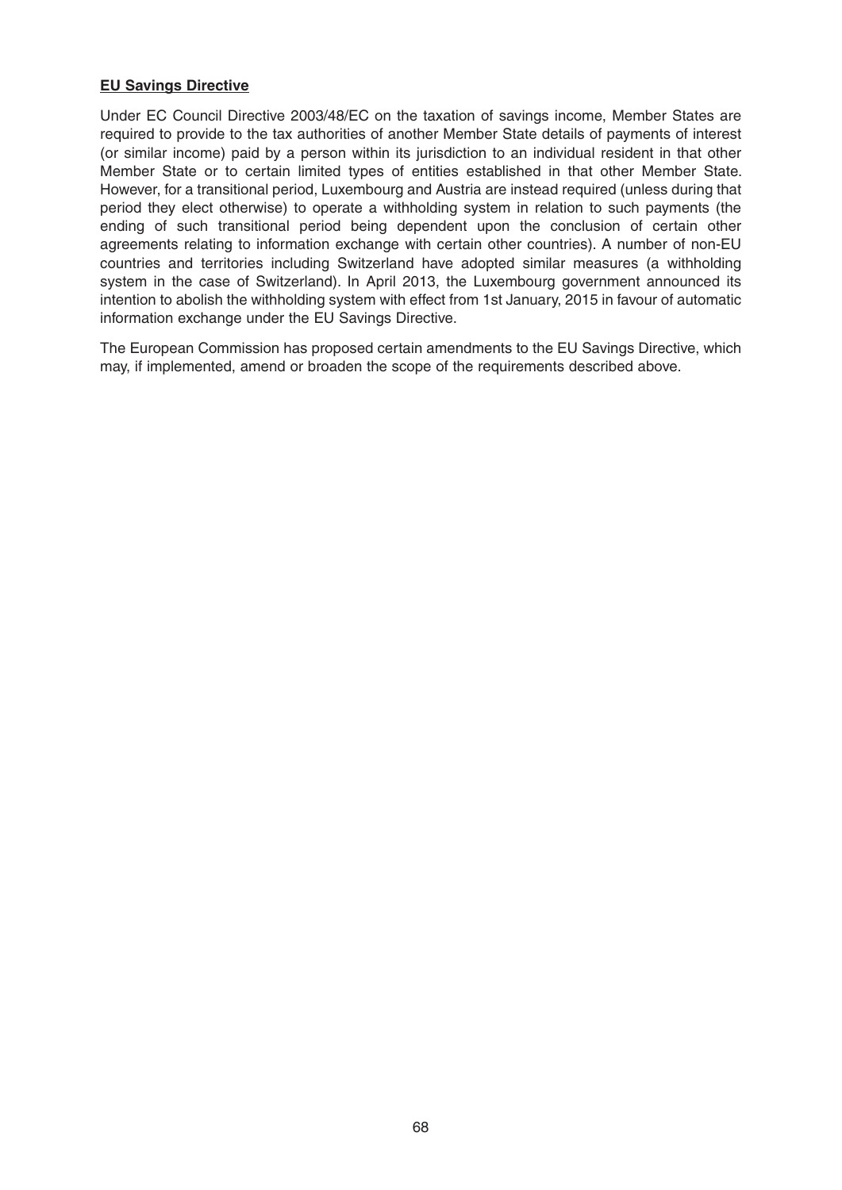## **EU Savings Directive**

Under EC Council Directive 2003/48/EC on the taxation of savings income, Member States are required to provide to the tax authorities of another Member State details of payments of interest (or similar income) paid by a person within its jurisdiction to an individual resident in that other Member State or to certain limited types of entities established in that other Member State. However, for a transitional period, Luxembourg and Austria are instead required (unless during that period they elect otherwise) to operate a withholding system in relation to such payments (the ending of such transitional period being dependent upon the conclusion of certain other agreements relating to information exchange with certain other countries). A number of non-EU countries and territories including Switzerland have adopted similar measures (a withholding system in the case of Switzerland). In April 2013, the Luxembourg government announced its intention to abolish the withholding system with effect from 1st January, 2015 in favour of automatic information exchange under the EU Savings Directive.

The European Commission has proposed certain amendments to the EU Savings Directive, which may, if implemented, amend or broaden the scope of the requirements described above.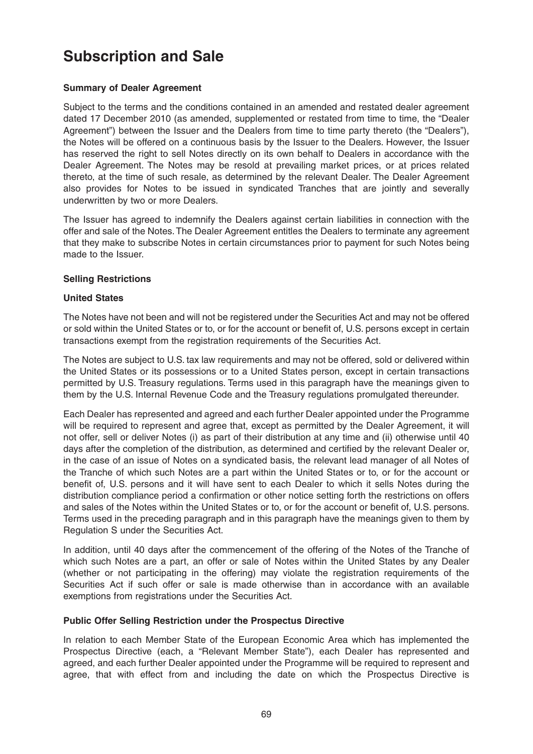# Subscription and Sale

### Summary of Dealer Agreement

Subject to the terms and the conditions contained in an amended and restated dealer agreement dated 17 December 2010 (as amended, supplemented or restated from time to time, the "Dealer Agreement") between the Issuer and the Dealers from time to time party thereto (the "Dealers"), the Notes will be offered on a continuous basis by the Issuer to the Dealers. However, the Issuer has reserved the right to sell Notes directly on its own behalf to Dealers in accordance with the Dealer Agreement. The Notes may be resold at prevailing market prices, or at prices related thereto, at the time of such resale, as determined by the relevant Dealer. The Dealer Agreement also provides for Notes to be issued in syndicated Tranches that are jointly and severally underwritten by two or more Dealers.

The Issuer has agreed to indemnify the Dealers against certain liabilities in connection with the offer and sale of the Notes. The Dealer Agreement entitles the Dealers to terminate any agreement that they make to subscribe Notes in certain circumstances prior to payment for such Notes being made to the Issuer.

### Selling Restrictions

### United States

The Notes have not been and will not be registered under the Securities Act and may not be offered or sold within the United States or to, or for the account or benefit of, U.S. persons except in certain transactions exempt from the registration requirements of the Securities Act.

The Notes are subject to U.S. tax law requirements and may not be offered, sold or delivered within the United States or its possessions or to a United States person, except in certain transactions permitted by U.S. Treasury regulations. Terms used in this paragraph have the meanings given to them by the U.S. Internal Revenue Code and the Treasury regulations promulgated thereunder.

Each Dealer has represented and agreed and each further Dealer appointed under the Programme will be required to represent and agree that, except as permitted by the Dealer Agreement, it will not offer, sell or deliver Notes (i) as part of their distribution at any time and (ii) otherwise until 40 days after the completion of the distribution, as determined and certified by the relevant Dealer or, in the case of an issue of Notes on a syndicated basis, the relevant lead manager of all Notes of the Tranche of which such Notes are a part within the United States or to, or for the account or benefit of, U.S. persons and it will have sent to each Dealer to which it sells Notes during the distribution compliance period a confirmation or other notice setting forth the restrictions on offers and sales of the Notes within the United States or to, or for the account or benefit of, U.S. persons. Terms used in the preceding paragraph and in this paragraph have the meanings given to them by Regulation S under the Securities Act.

In addition, until 40 days after the commencement of the offering of the Notes of the Tranche of which such Notes are a part, an offer or sale of Notes within the United States by any Dealer (whether or not participating in the offering) may violate the registration requirements of the Securities Act if such offer or sale is made otherwise than in accordance with an available exemptions from registrations under the Securities Act.

### Public Offer Selling Restriction under the Prospectus Directive

In relation to each Member State of the European Economic Area which has implemented the Prospectus Directive (each, a "Relevant Member State"), each Dealer has represented and agreed, and each further Dealer appointed under the Programme will be required to represent and agree, that with effect from and including the date on which the Prospectus Directive is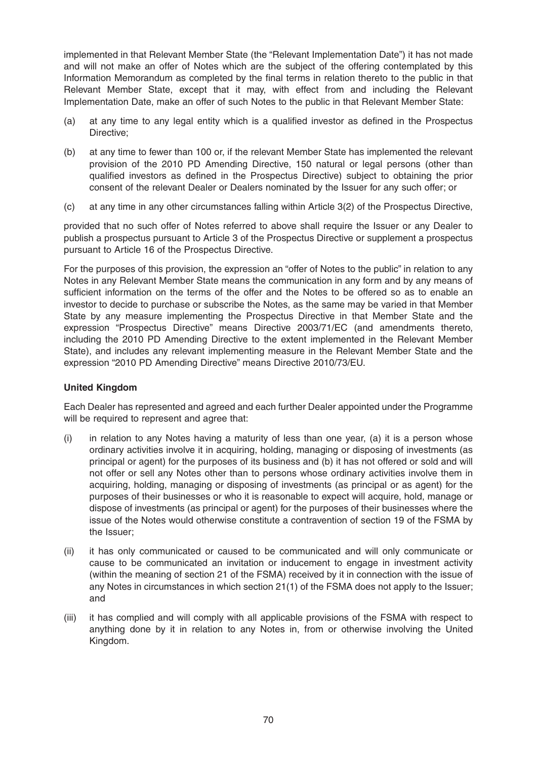implemented in that Relevant Member State (the "Relevant Implementation Date") it has not made and will not make an offer of Notes which are the subject of the offering contemplated by this Information Memorandum as completed by the final terms in relation thereto to the public in that Relevant Member State, except that it may, with effect from and including the Relevant Implementation Date, make an offer of such Notes to the public in that Relevant Member State:

(a) at any time to any legal entity which is a qualified investor as defined in the Prospectus Directive;

(b) at any time to fewer than 100 or, if the relevant Member State has implemented the relevant provision of the 2010 PD Amending Directive, 150 natural or legal persons (other than qualified investors as defined in the Prospectus Directive) subject to obtaining the prior consent of the relevant Dealer or Dealers nominated by the Issuer for any such offer; or

(c) at any time in any other circumstances falling within Article 3(2) of the Prospectus Directive,

provided that no such offer of Notes referred to above shall require the Issuer or any Dealer to publish a prospectus pursuant to Article 3 of the Prospectus Directive or supplement a prospectus pursuant to Article 16 of the Prospectus Directive.

For the purposes of this provision, the expression an "offer of Notes to the public" in relation to any Notes in any Relevant Member State means the communication in any form and by any means of sufficient information on the terms of the offer and the Notes to be offered so as to enable an investor to decide to purchase or subscribe the Notes, as the same may be varied in that Member State by any measure implementing the Prospectus Directive in that Member State and the expression "Prospectus Directive" means Directive 2003/71/EC (and amendments thereto, including the 2010 PD Amending Directive to the extent implemented in the Relevant Member State), and includes any relevant implementing measure in the Relevant Member State and the expression "2010 PD Amending Directive" means Directive 2010/73/EU.

**United Kingdom**

Each Dealer has represented and agreed and each further Dealer appointed under the Programme will be required to represent and agree that:

(i) in relation to any Notes having a maturity of less than one year, (a) it is a person whose ordinary activities involve it in acquiring, holding, managing or disposing of investments (as principal or agent) for the purposes of its business and (b) it has not offered or sold and will not offer or sell any Notes other than to persons whose ordinary activities involve them in acquiring, holding, managing or disposing of investments (as principal or as agent) for the purposes of their businesses or who it is reasonable to expect will acquire, hold, manage or dispose of investments (as principal or agent) for the purposes of their businesses where the issue of the Notes would otherwise constitute a contravention of section 19 of the FSMA by the Issuer;

(ii) it has only communicated or caused to be communicated and will only communicate or cause to be communicated an invitation or inducement to engage in investment activity (within the meaning of section 21 of the FSMA) received by it in connection with the issue of any Notes in circumstances in which section 21(1) of the FSMA does not apply to the Issuer; and

(iii) it has complied and will comply with all applicable provisions of the FSMA with respect to anything done by it in relation to any Notes in, from or otherwise involving the United Kingdom.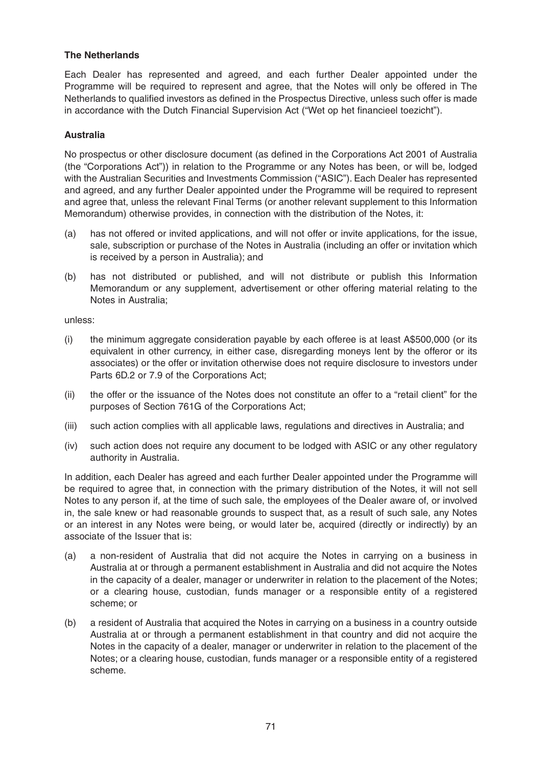**The Netherlands**

Each Dealer has represented and agreed, and each further Dealer appointed under the Programme will be required to represent and agree, that the Notes will only be offered in The Netherlands to qualified investors as defined in the Prospectus Directive, unless such offer is made in accordance with the Dutch Financial Supervision Act ("Wet op het financieel toezicht").

**Australia**

No prospectus or other disclosure document (as defined in the Corporations Act 2001 of Australia (the "Corporations Act")) in relation to the Programme or any Notes has been, or will be, lodged with the Australian Securities and Investments Commission ("ASIC"). Each Dealer has represented and agreed, and any further Dealer appointed under the Programme will be required to represent and agree that, unless the relevant Final Terms (or another relevant supplement to this Information Memorandum) otherwise provides, in connection with the distribution of the Notes, it:

(a) has not offered or invited applications, and will not offer or invite applications, for the issue, sale, subscription or purchase of the Notes in Australia (including an offer or invitation which is received by a person in Australia); and

(b) has not distributed or published, and will not distribute or publish this Information Memorandum or any supplement, advertisement or other offering material relating to the Notes in Australia;

unless:

(i) the minimum aggregate consideration payable by each offeree is at least A$500,000 (or its equivalent in other currency, in either case, disregarding moneys lent by the offeror or its associates) or the offer or invitation otherwise does not require disclosure to investors under Parts 6D.2 or 7.9 of the Corporations Act;

(ii) the offer or the issuance of the Notes does not constitute an offer to a "retail client" for the purposes of Section 761G of the Corporations Act;

(iii) such action complies with all applicable laws, regulations and directives in Australia; and

(iv) such action does not require any document to be lodged with ASIC or any other regulatory authority in Australia.

In addition, each Dealer has agreed and each further Dealer appointed under the Programme will be required to agree that, in connection with the primary distribution of the Notes, it will not sell Notes to any person if, at the time of such sale, the employees of the Dealer aware of, or involved in, the sale knew or had reasonable grounds to suspect that, as a result of such sale, any Notes or an interest in any Notes were being, or would later be, acquired (directly or indirectly) by an associate of the Issuer that is:

(a) a non-resident of Australia that did not acquire the Notes in carrying on a business in Australia at or through a permanent establishment in Australia and did not acquire the Notes in the capacity of a dealer, manager or underwriter in relation to the placement of the Notes; or a clearing house, custodian, funds manager or a responsible entity of a registered scheme; or

(b) a resident of Australia that acquired the Notes in carrying on a business in a country outside Australia at or through a permanent establishment in that country and did not acquire the Notes in the capacity of a dealer, manager or underwriter in relation to the placement of the Notes; or a clearing house, custodian, funds manager or a responsible entity of a registered scheme.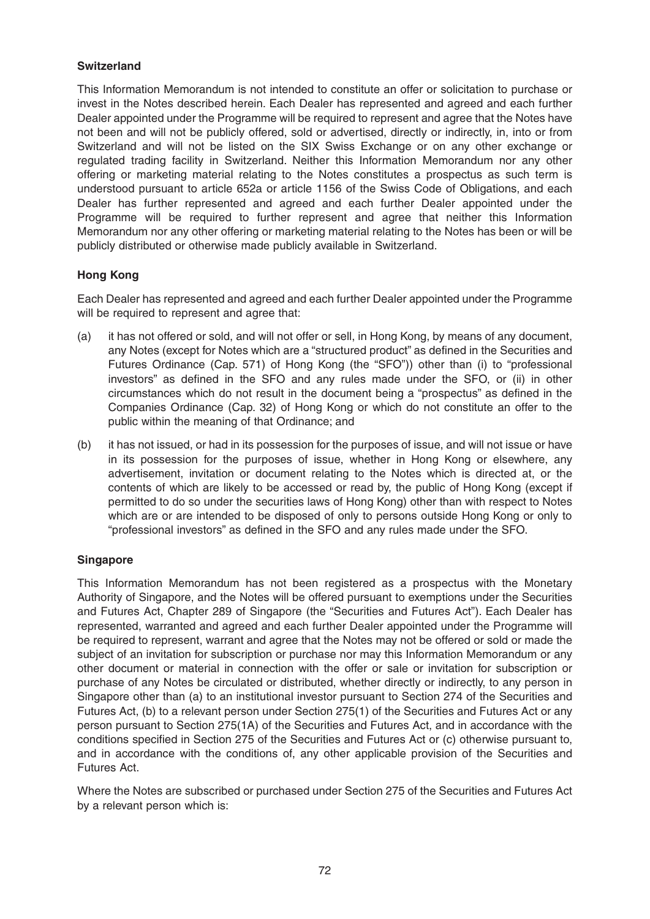**Switzerland**

This Information Memorandum is not intended to constitute an offer or solicitation to purchase or invest in the Notes described herein. Each Dealer has represented and agreed and each further Dealer appointed under the Programme will be required to represent and agree that the Notes have not been and will not be publicly offered, sold or advertised, directly or indirectly, in, into or from Switzerland and will not be listed on the SIX Swiss Exchange or on any other exchange or regulated trading facility in Switzerland. Neither this Information Memorandum nor any other offering or marketing material relating to the Notes constitutes a prospectus as such term is understood pursuant to article 652a or article 1156 of the Swiss Code of Obligations, and each Dealer has further represented and agreed and each further Dealer appointed under the Programme will be required to further represent and agree that neither this Information Memorandum nor any other offering or marketing material relating to the Notes has been or will be publicly distributed or otherwise made publicly available in Switzerland.

**Hong Kong**

Each Dealer has represented and agreed and each further Dealer appointed under the Programme will be required to represent and agree that:

(a) it has not offered or sold, and will not offer or sell, in Hong Kong, by means of any document, any Notes (except for Notes which are a "structured product" as defined in the Securities and Futures Ordinance (Cap. 571) of Hong Kong (the "SFO")) other than (i) to "professional investors" as defined in the SFO and any rules made under the SFO, or (ii) in other circumstances which do not result in the document being a "prospectus" as defined in the Companies Ordinance (Cap. 32) of Hong Kong or which do not constitute an offer to the public within the meaning of that Ordinance; and

(b) it has not issued, or had in its possession for the purposes of issue, and will not issue or have in its possession for the purposes of issue, whether in Hong Kong or elsewhere, any advertisement, invitation or document relating to the Notes which is directed at, or the contents of which are likely to be accessed or read by, the public of Hong Kong (except if permitted to do so under the securities laws of Hong Kong) other than with respect to Notes which are or are intended to be disposed of only to persons outside Hong Kong or only to "professional investors" as defined in the SFO and any rules made under the SFO.

**Singapore**

This Information Memorandum has not been registered as a prospectus with the Monetary Authority of Singapore, and the Notes will be offered pursuant to exemptions under the Securities and Futures Act, Chapter 289 of Singapore (the "Securities and Futures Act"). Each Dealer has represented, warranted and agreed and each further Dealer appointed under the Programme will be required to represent, warrant and agree that the Notes may not be offered or sold or made the subject of an invitation for subscription or purchase nor may this Information Memorandum or any other document or material in connection with the offer or sale or invitation for subscription or purchase of any Notes be circulated or distributed, whether directly or indirectly, to any person in Singapore other than (a) to an institutional investor pursuant to Section 274 of the Securities and Futures Act, (b) to a relevant person under Section 275(1) of the Securities and Futures Act or any person pursuant to Section 275(1A) of the Securities and Futures Act, and in accordance with the conditions specified in Section 275 of the Securities and Futures Act or (c) otherwise pursuant to, and in accordance with the conditions of, any other applicable provision of the Securities and Futures Act.

Where the Notes are subscribed or purchased under Section 275 of the Securities and Futures Act by a relevant person which is: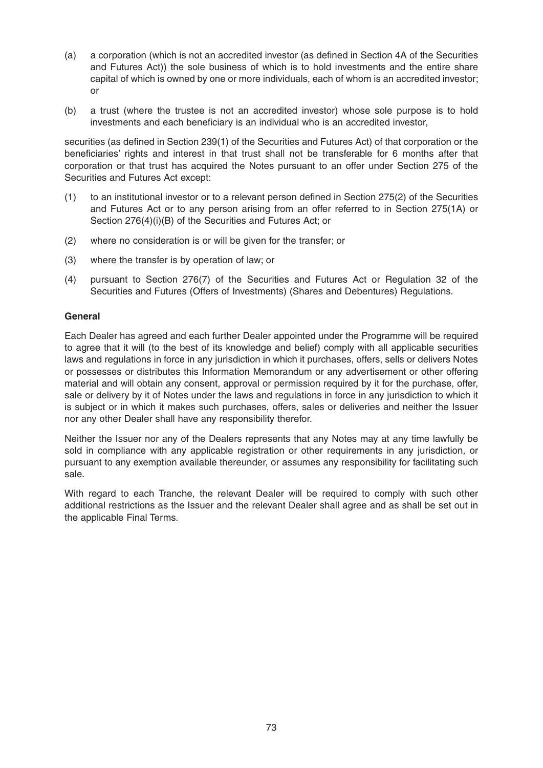(a) a corporation (which is not an accredited investor (as defined in Section 4A of the Securities and Futures Act)) the sole business of which is to hold investments and the entire share capital of which is owned by one or more individuals, each of whom is an accredited investor; or

(b) a trust (where the trustee is not an accredited investor) whose sole purpose is to hold investments and each beneficiary is an individual who is an accredited investor,

securities (as defined in Section 239(1) of the Securities and Futures Act) of that corporation or the beneficiaries' rights and interest in that trust shall not be transferable for 6 months after that corporation or that trust has acquired the Notes pursuant to an offer under Section 275 of the Securities and Futures Act except:

(1) to an institutional investor or to a relevant person defined in Section 275(2) of the Securities and Futures Act or to any person arising from an offer referred to in Section 275(1A) or Section 276(4)(i)(B) of the Securities and Futures Act; or

(2) where no consideration is or will be given for the transfer; or

(3) where the transfer is by operation of law; or

(4) pursuant to Section 276(7) of the Securities and Futures Act or Regulation 32 of the Securities and Futures (Offers of Investments) (Shares and Debentures) Regulations.

**General**

Each Dealer has agreed and each further Dealer appointed under the Programme will be required to agree that it will (to the best of its knowledge and belief) comply with all applicable securities laws and regulations in force in any jurisdiction in which it purchases, offers, sells or delivers Notes or possesses or distributes this Information Memorandum or any advertisement or other offering material and will obtain any consent, approval or permission required by it for the purchase, offer, sale or delivery by it of Notes under the laws and regulations in force in any jurisdiction to which it is subject or in which it makes such purchases, offers, sales or deliveries and neither the Issuer nor any other Dealer shall have any responsibility therefor.

Neither the Issuer nor any of the Dealers represents that any Notes may at any time lawfully be sold in compliance with any applicable registration or other requirements in any jurisdiction, or pursuant to any exemption available thereunder, or assumes any responsibility for facilitating such sale.

With regard to each Tranche, the relevant Dealer will be required to comply with such other additional restrictions as the Issuer and the relevant Dealer shall agree and as shall be set out in the applicable Final Terms.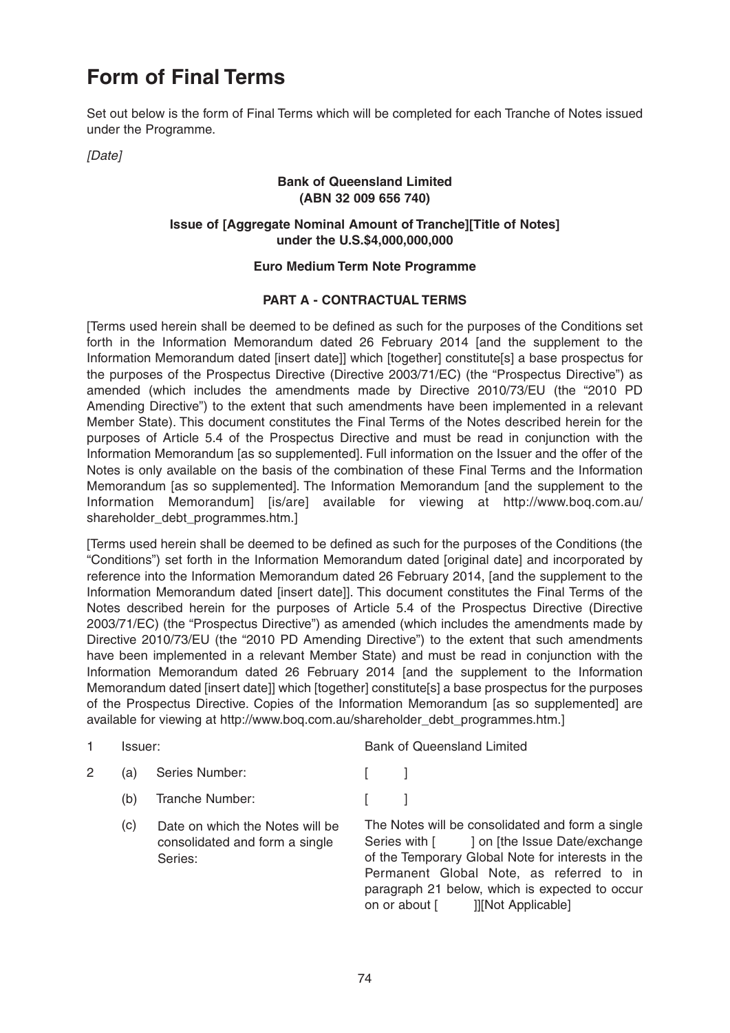# Form of Final Terms

Set out below is the form of Final Terms which will be completed for each Tranche of Notes issued under the Programme.

*[Date]*

**Bank of Queensland Limited**
**(ABN 32 009 656 740)**

**Issue of [Aggregate Nominal Amount of Tranche][Title of Notes]**
**under the U.S.$4,000,000,000**

**Euro Medium Term Note Programme**

**PART A - CONTRACTUAL TERMS**

[Terms used herein shall be deemed to be defined as such for the purposes of the Conditions set forth in the Information Memorandum dated 26 February 2014 [and the supplement to the Information Memorandum dated [insert date]] which [together] constitute[s] a base prospectus for the purposes of the Prospectus Directive (Directive 2003/71/EC) (the "Prospectus Directive") as amended (which includes the amendments made by Directive 2010/73/EU (the "2010 PD Amending Directive") to the extent that such amendments have been implemented in a relevant Member State). This document constitutes the Final Terms of the Notes described herein for the purposes of Article 5.4 of the Prospectus Directive and must be read in conjunction with the Information Memorandum [as so supplemented]. Full information on the Issuer and the offer of the Notes is only available on the basis of the combination of these Final Terms and the Information Memorandum [as so supplemented]. The Information Memorandum [and the supplement to the Information Memorandum] [is/are] available for viewing at http://www.boq.com.au/shareholder_debt_programmes.htm.]

[Terms used herein shall be deemed to be defined as such for the purposes of the Conditions (the "Conditions") set forth in the Information Memorandum dated [original date] and incorporated by reference into the Information Memorandum dated 26 February 2014, [and the supplement to the Information Memorandum dated [insert date]]. This document constitutes the Final Terms of the Notes described herein for the purposes of Article 5.4 of the Prospectus Directive (Directive 2003/71/EC) (the "Prospectus Directive") as amended (which includes the amendments made by Directive 2010/73/EU (the "2010 PD Amending Directive") to the extent that such amendments have been implemented in a relevant Member State) and must be read in conjunction with the Information Memorandum dated 26 February 2014 [and the supplement to the Information Memorandum dated [insert date]] which [together] constitute[s] a base prospectus for the purposes of the Prospectus Directive. Copies of the Information Memorandum [as so supplemented] are available for viewing at http://www.boq.com.au/shareholder_debt_programmes.htm.]

| | | | |
|---|---|---|---|
| 1 | Issuer: | | Bank of Queensland Limited |
| 2 | (a) | Series Number: | [ ] |
| | (b) | Tranche Number: | [ ] |
| | (c) | Date on which the Notes will be consolidated and form a single Series: | The Notes will be consolidated and form a single Series with [ ] on [the Issue Date/exchange of the Temporary Global Note for interests in the Permanent Global Note, as referred to in paragraph 21 below, which is expected to occur on or about [ ]][Not Applicable] |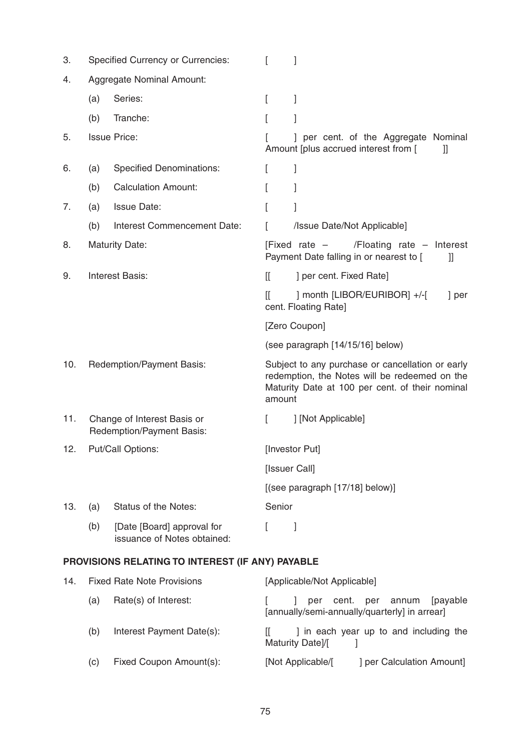| | | | |
|---|---|---|---|
| 3. | Specified Currency or Currencies: | | [ ] |
| 4. | Aggregate Nominal Amount: | | |
| | (a) | Series: | [ ] |
| | (b) | Tranche: | [ ] |
| 5. | Issue Price: | | [ ] per cent. of the Aggregate Nominal Amount [plus accrued interest from [ ]] |
| 6. | (a) | Specified Denominations: | [ ] |
| | (b) | Calculation Amount: | [ ] |
| 7. | (a) | Issue Date: | [ ] |
| | (b) | Interest Commencement Date: | [ /Issue Date/Not Applicable] |
| 8. | Maturity Date: | | [Fixed rate – /Floating rate – Interest Payment Date falling in or nearest to [ ]] |
| 9. | Interest Basis: | | [[ ] per cent. Fixed Rate] |
| | | | [[ ] month [LIBOR/EURIBOR] +/-[ ] per cent. Floating Rate] |
| | | | [Zero Coupon] |
| | | | (see paragraph [14/15/16] below) |
| 10. | Redemption/Payment Basis: | | Subject to any purchase or cancellation or early redemption, the Notes will be redeemed on the Maturity Date at 100 per cent. of their nominal amount |
| 11. | Change of Interest Basis or Redemption/Payment Basis: | | [ ] [Not Applicable] |
| 12. | Put/Call Options: | | [Investor Put] |
| | | | [Issuer Call] |
| | | | [(see paragraph [17/18] below)] |
| 13. | (a) | Status of the Notes: | Senior |
| | (b) | [Date [Board] approval for issuance of Notes obtained: | [ ] |

**PROVISIONS RELATING TO INTEREST (IF ANY) PAYABLE**

| | | | |
|---|---|---|---|
| 14. | Fixed Rate Note Provisions | | [Applicable/Not Applicable] |
| | (a) | Rate(s) of Interest: | [ ] per cent. per annum [payable [annually/semi-annually/quarterly] in arrear] |
| | (b) | Interest Payment Date(s): | [[ ] in each year up to and including the Maturity Date]/[ ] |
| | (c) | Fixed Coupon Amount(s): | [Not Applicable/[ ] per Calculation Amount] |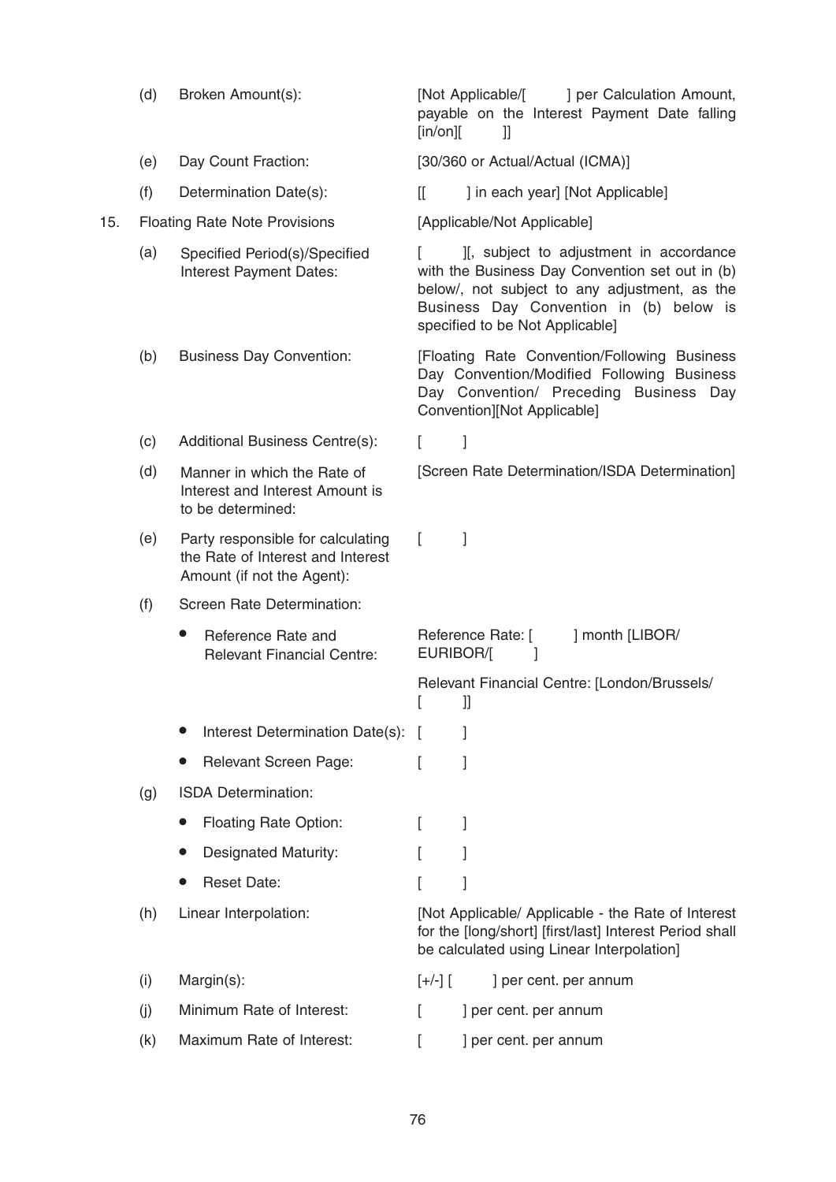| | | | |
|---|---|---|---|
| | (d) | Broken Amount(s): | [Not Applicable/[ ] per Calculation Amount, payable on the Interest Payment Date falling [in/on][ ]] |
| | (e) | Day Count Fraction: | [30/360 or Actual/Actual (ICMA)] |
| | (f) | Determination Date(s): | [[ ] in each year] [Not Applicable] |
| 15. | | Floating Rate Note Provisions | [Applicable/Not Applicable] |
| | (a) | Specified Period(s)/Specified Interest Payment Dates: | [ ][, subject to adjustment in accordance with the Business Day Convention set out in (b) below/, not subject to any adjustment, as the Business Day Convention in (b) below is specified to be Not Applicable] |
| | (b) | Business Day Convention: | [Floating Rate Convention/Following Business Day Convention/Modified Following Business Day Convention/ Preceding Business Day Convention][Not Applicable] |
| | (c) | Additional Business Centre(s): | [ ] |
| | (d) | Manner in which the Rate of Interest and Interest Amount is to be determined: | [Screen Rate Determination/ISDA Determination] |
| | (e) | Party responsible for calculating the Rate of Interest and Interest Amount (if not the Agent): | [ ] |
| | (f) | Screen Rate Determination: | |
| | | • Reference Rate and Relevant Financial Centre: | Reference Rate: [ ] month [LIBOR/ EURIBOR/[ ]<br><br>Relevant Financial Centre: [London/Brussels/ [ ]] |
| | | • Interest Determination Date(s): | [ ] |
| | | • Relevant Screen Page: | [ ] |
| | (g) | ISDA Determination: | |
| | | • Floating Rate Option: | [ ] |
| | | • Designated Maturity: | [ ] |
| | | • Reset Date: | [ ] |
| | (h) | Linear Interpolation: | [Not Applicable/ Applicable - the Rate of Interest for the [long/short] [first/last] Interest Period shall be calculated using Linear Interpolation] |
| | (i) | Margin(s): | [+/-] [ ] per cent. per annum |
| | (j) | Minimum Rate of Interest: | [ ] per cent. per annum |
| | (k) | Maximum Rate of Interest: | [ ] per cent. per annum |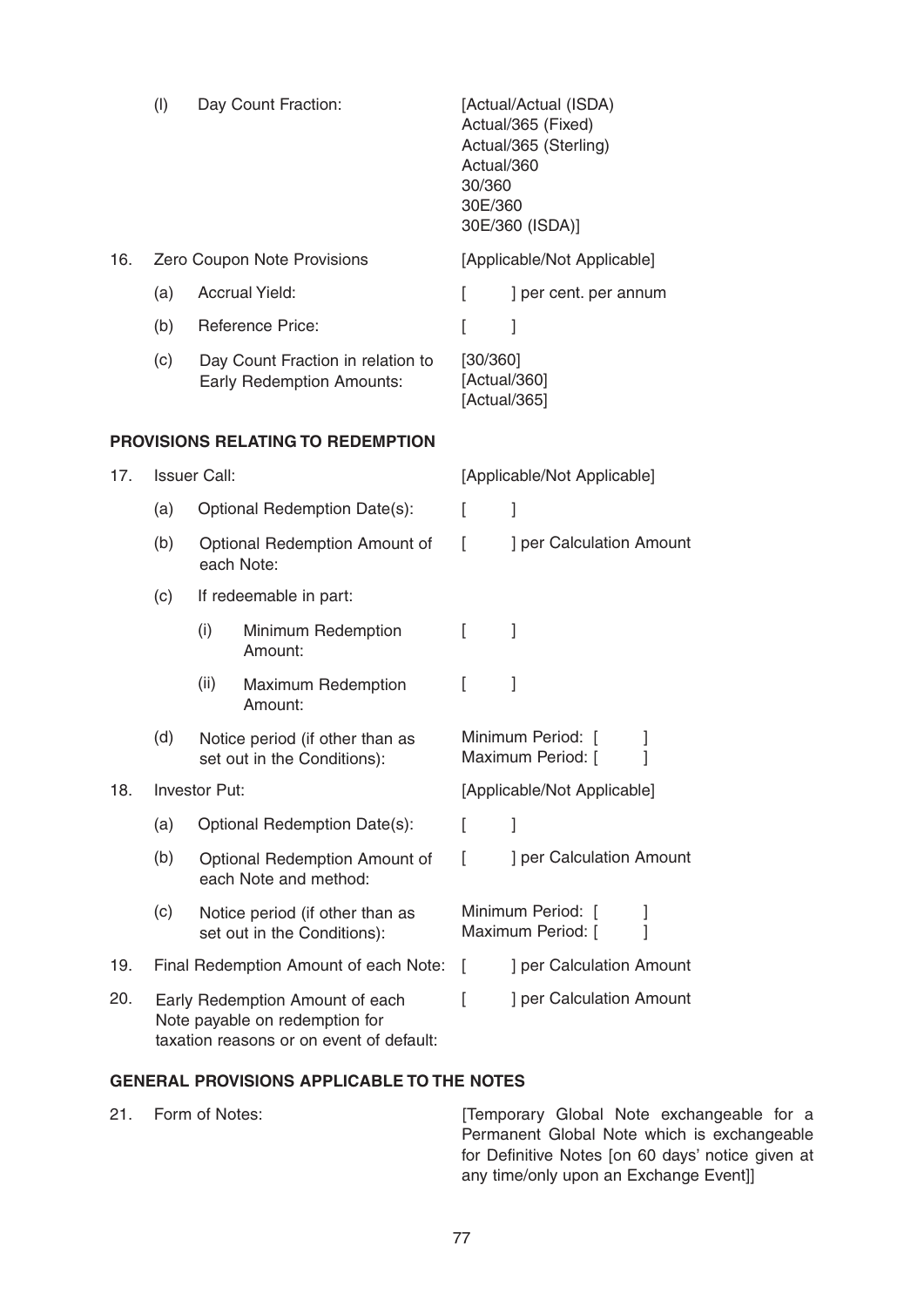| | | | |
|---|---|---|---|
| | (l) | Day Count Fraction: | [Actual/Actual (ISDA)<br>Actual/365 (Fixed)<br>Actual/365 (Sterling)<br>Actual/360<br>30/360<br>30E/360<br>30E/360 (ISDA)] |
| 16. | Zero Coupon Note Provisions | | [Applicable/Not Applicable] |
| | (a) | Accrual Yield: | [ ] per cent. per annum |
| | (b) | Reference Price: | [ ] |
| | (c) | Day Count Fraction in relation to Early Redemption Amounts: | [30/360]<br>[Actual/360]<br>[Actual/365] |

**PROVISIONS RELATING TO REDEMPTION**

| | | | |
|---|---|---|---|
| 17. | Issuer Call: | | [Applicable/Not Applicable] |
| | (a) | Optional Redemption Date(s): | [ ] |
| | (b) | Optional Redemption Amount of each Note: | [ ] per Calculation Amount |
| | (c) | If redeemable in part: | |
| | | (i) Minimum Redemption Amount: | [ ] |
| | | (ii) Maximum Redemption Amount: | [ ] |
| | (d) | Notice period (if other than as set out in the Conditions): | Minimum Period: [ ]<br>Maximum Period: [ ] |
| 18. | Investor Put: | | [Applicable/Not Applicable] |
| | (a) | Optional Redemption Date(s): | [ ] |
| | (b) | Optional Redemption Amount of each Note and method: | [ ] per Calculation Amount |
| | (c) | Notice period (if other than as set out in the Conditions): | Minimum Period: [ ]<br>Maximum Period: [ ] |
| 19. | Final Redemption Amount of each Note: | | [ ] per Calculation Amount |
| 20. | Early Redemption Amount of each Note payable on redemption for taxation reasons or on event of default: | | [ ] per Calculation Amount |

**GENERAL PROVISIONS APPLICABLE TO THE NOTES**

| | | |
|---|---|---|
| 21. | Form of Notes: | [Temporary Global Note exchangeable for a Permanent Global Note which is exchangeable for Definitive Notes [on 60 days' notice given at any time/only upon an Exchange Event]] |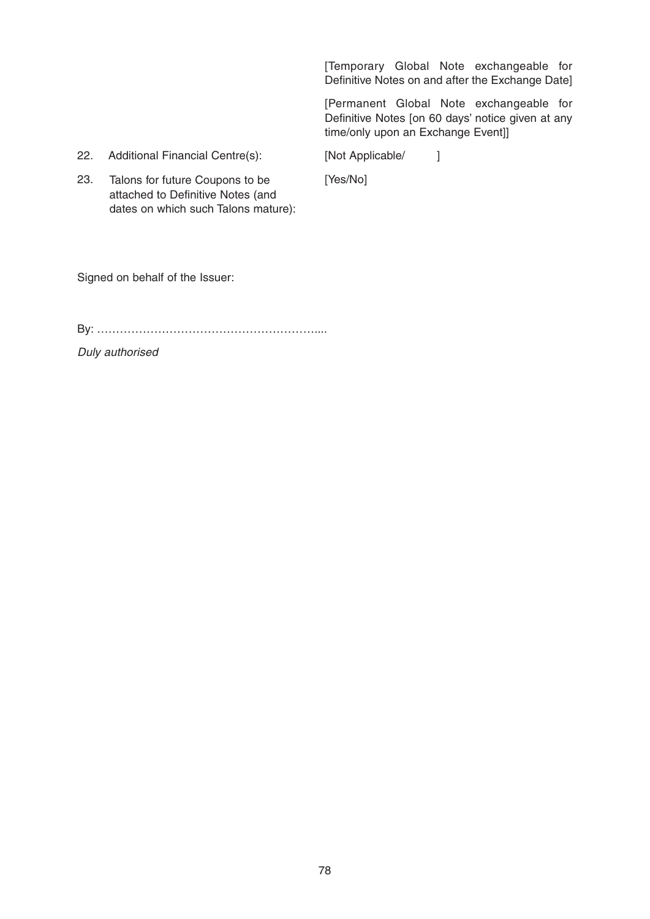| | |
|---|---|
| | [Temporary Global Note exchangeable for Definitive Notes on and after the Exchange Date] |
| | [Permanent Global Note exchangeable for Definitive Notes [on 60 days' notice given at any time/only upon an Exchange Event]] |
| 22. Additional Financial Centre(s): | [Not Applicable/ ] |
| 23. Talons for future Coupons to be attached to Definitive Notes (and dates on which such Talons mature): | [Yes/No] |

Signed on behalf of the Issuer:

By: ……………………………………………………....

*Duly authorised*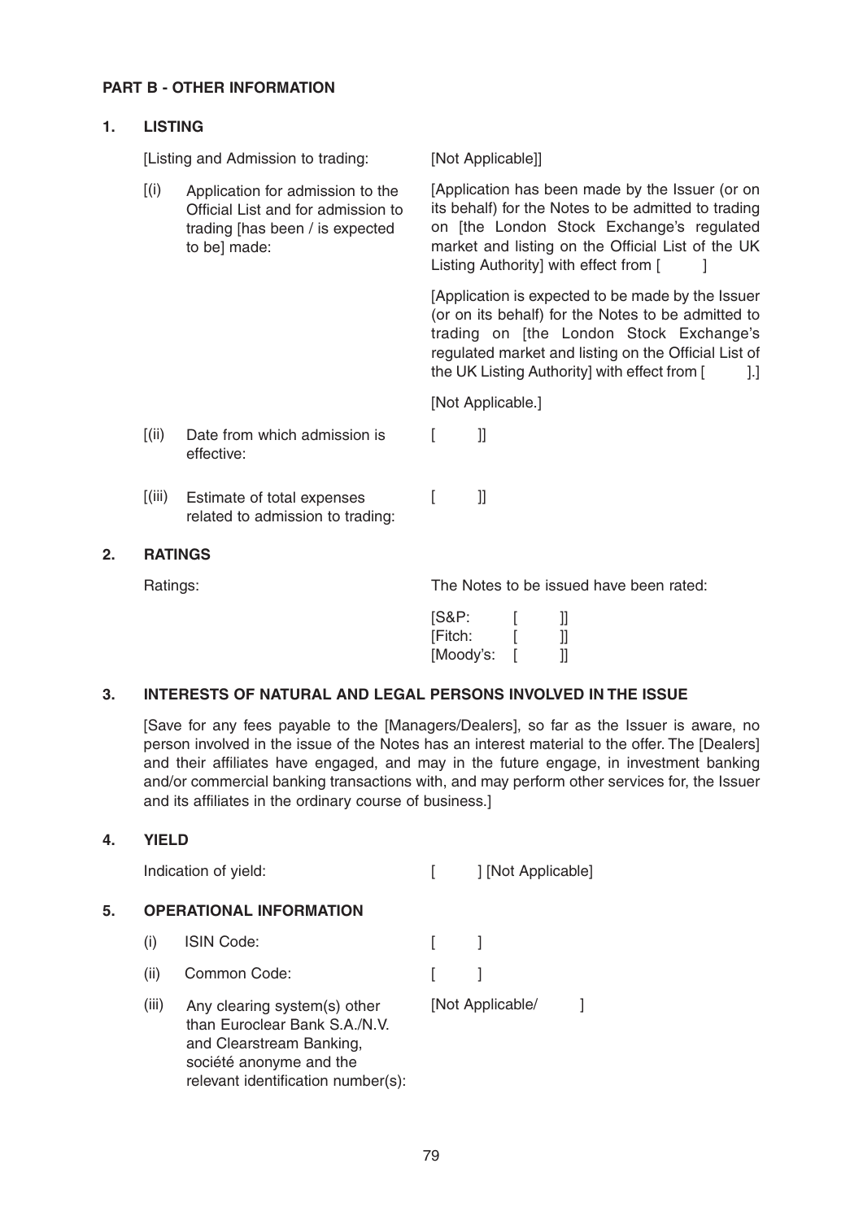**PART B - OTHER INFORMATION**

**1. LISTING**

| | |
|---|---|
| [Listing and Admission to trading: | [Not Applicable]] |
| [(i) Application for admission to the Official List and for admission to trading [has been / is expected to be] made: | [Application has been made by the Issuer (or on its behalf) for the Notes to be admitted to trading on [the London Stock Exchange's regulated market and listing on the Official List of the UK Listing Authority] with effect from [ ]<br><br>[Application is expected to be made by the Issuer (or on its behalf) for the Notes to be admitted to trading on [the London Stock Exchange's regulated market and listing on the Official List of the UK Listing Authority] with effect from [ ].]<br><br>[Not Applicable.] |
| [(ii) Date from which admission is effective: | [ ]] |
| [(iii) Estimate of total expenses related to admission to trading: | [ ]] |

**2. RATINGS**

| | |
|---|---|
| Ratings: | The Notes to be issued have been rated:<br><br>[S&P: [ ]]<br>[Fitch: [ ]]<br>[Moody's: [ ]] |

**3. INTERESTS OF NATURAL AND LEGAL PERSONS INVOLVED IN THE ISSUE**

[Save for any fees payable to the [Managers/Dealers], so far as the Issuer is aware, no person involved in the issue of the Notes has an interest material to the offer. The [Dealers] and their affiliates have engaged, and may in the future engage, in investment banking and/or commercial banking transactions with, and may perform other services for, the Issuer and its affiliates in the ordinary course of business.]

**4. YIELD**

| | |
|---|---|
| Indication of yield: | [ ] [Not Applicable] |

**5. OPERATIONAL INFORMATION**

| | |
|---|---|
| (i) ISIN Code: | [ ] |
| (ii) Common Code: | [ ] |
| (iii) Any clearing system(s) other than Euroclear Bank S.A./N.V. and Clearstream Banking, société anonyme and the relevant identification number(s): | [Not Applicable/ ] |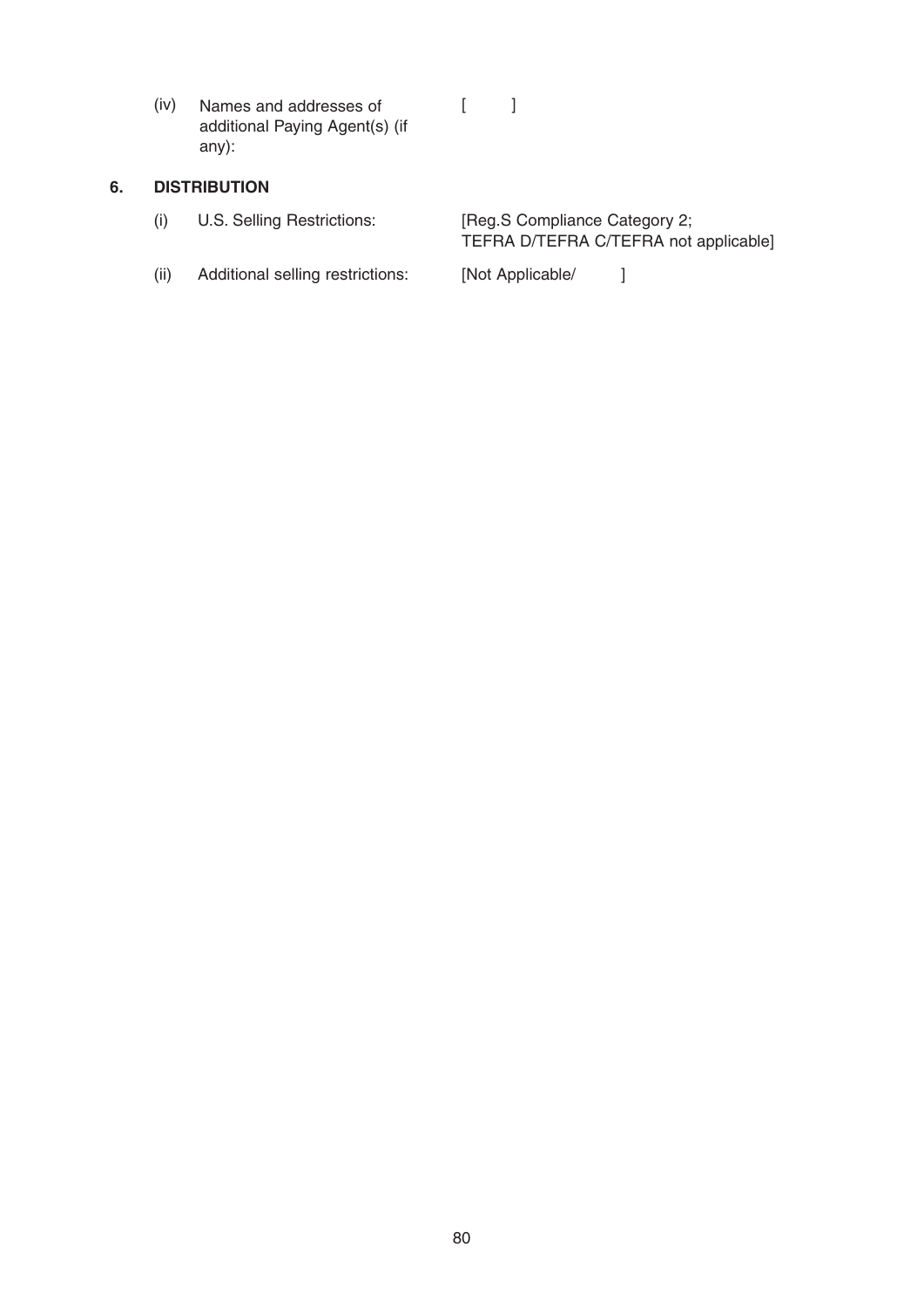| | | |
|---|---|---|
| (iv) | Names and addresses of additional Paying Agent(s) (if any): | [ ] |

## 6. DISTRIBUTION

| | | |
|---|---|---|
| (i) | U.S. Selling Restrictions: | [Reg.S Compliance Category 2; TEFRA D/TEFRA C/TEFRA not applicable] |
| (ii) | Additional selling restrictions: | [Not Applicable/ ] |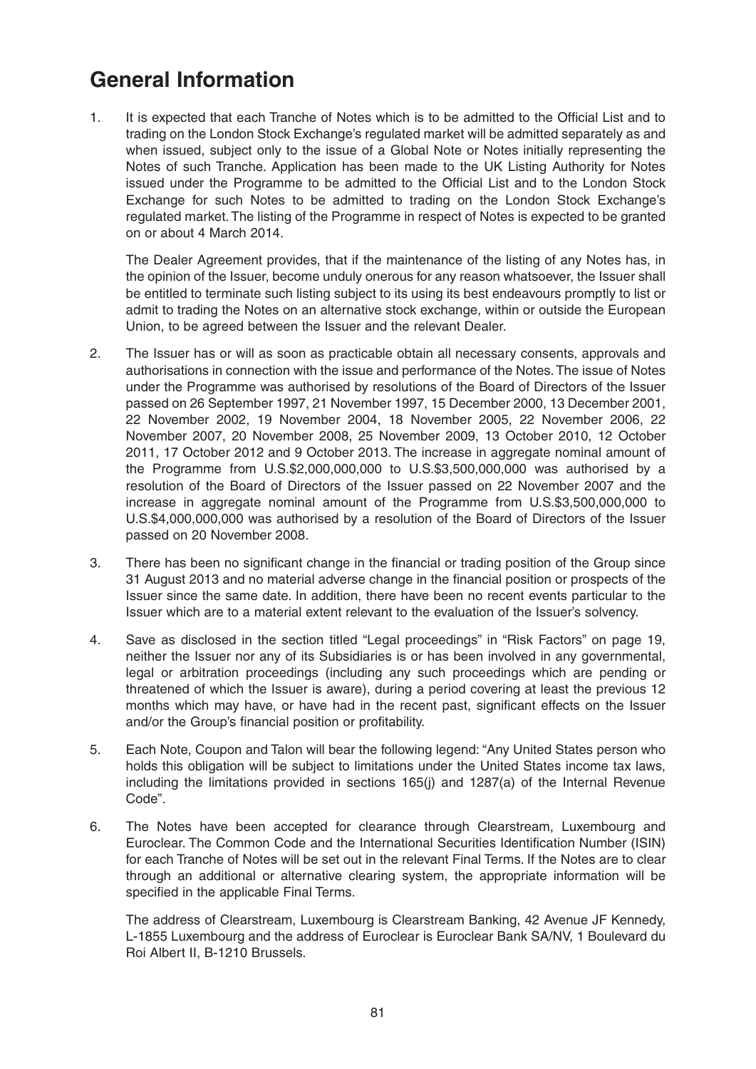# General Information

1. It is expected that each Tranche of Notes which is to be admitted to the Official List and to trading on the London Stock Exchange's regulated market will be admitted separately as and when issued, subject only to the issue of a Global Note or Notes initially representing the Notes of such Tranche. Application has been made to the UK Listing Authority for Notes issued under the Programme to be admitted to the Official List and to the London Stock Exchange for such Notes to be admitted to trading on the London Stock Exchange's regulated market. The listing of the Programme in respect of Notes is expected to be granted on or about 4 March 2014.

   The Dealer Agreement provides, that if the maintenance of the listing of any Notes has, in the opinion of the Issuer, become unduly onerous for any reason whatsoever, the Issuer shall be entitled to terminate such listing subject to its using its best endeavours promptly to list or admit to trading the Notes on an alternative stock exchange, within or outside the European Union, to be agreed between the Issuer and the relevant Dealer.

2. The Issuer has or will as soon as practicable obtain all necessary consents, approvals and authorisations in connection with the issue and performance of the Notes. The issue of Notes under the Programme was authorised by resolutions of the Board of Directors of the Issuer passed on 26 September 1997, 21 November 1997, 15 December 2000, 13 December 2001, 22 November 2002, 19 November 2004, 18 November 2005, 22 November 2006, 22 November 2007, 20 November 2008, 25 November 2009, 13 October 2010, 12 October 2011, 17 October 2012 and 9 October 2013. The increase in aggregate nominal amount of the Programme from U.S.$2,000,000,000 to U.S.$3,500,000,000 was authorised by a resolution of the Board of Directors of the Issuer passed on 22 November 2007 and the increase in aggregate nominal amount of the Programme from U.S.$3,500,000,000 to U.S.$4,000,000,000 was authorised by a resolution of the Board of Directors of the Issuer passed on 20 November 2008.

3. There has been no significant change in the financial or trading position of the Group since 31 August 2013 and no material adverse change in the financial position or prospects of the Issuer since the same date. In addition, there have been no recent events particular to the Issuer which are to a material extent relevant to the evaluation of the Issuer's solvency.

4. Save as disclosed in the section titled "Legal proceedings" in "Risk Factors" on page 19, neither the Issuer nor any of its Subsidiaries is or has been involved in any governmental, legal or arbitration proceedings (including any such proceedings which are pending or threatened of which the Issuer is aware), during a period covering at least the previous 12 months which may have, or have had in the recent past, significant effects on the Issuer and/or the Group's financial position or profitability.

5. Each Note, Coupon and Talon will bear the following legend: "Any United States person who holds this obligation will be subject to limitations under the United States income tax laws, including the limitations provided in sections 165(j) and 1287(a) of the Internal Revenue Code".

6. The Notes have been accepted for clearance through Clearstream, Luxembourg and Euroclear. The Common Code and the International Securities Identification Number (ISIN) for each Tranche of Notes will be set out in the relevant Final Terms. If the Notes are to clear through an additional or alternative clearing system, the appropriate information will be specified in the applicable Final Terms.

   The address of Clearstream, Luxembourg is Clearstream Banking, 42 Avenue JF Kennedy, L-1855 Luxembourg and the address of Euroclear is Euroclear Bank SA/NV, 1 Boulevard du Roi Albert II, B-1210 Brussels.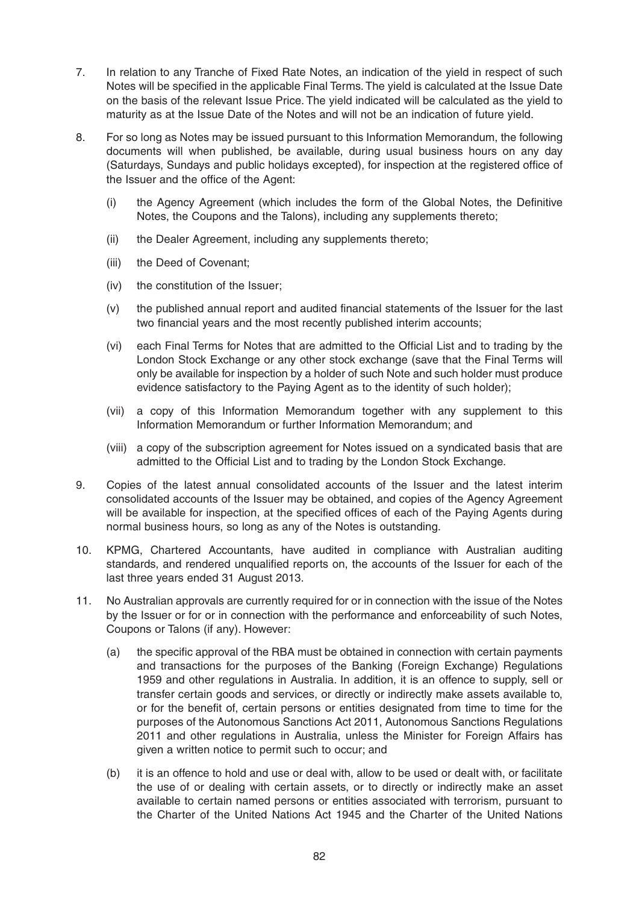7. In relation to any Tranche of Fixed Rate Notes, an indication of the yield in respect of such Notes will be specified in the applicable Final Terms. The yield is calculated at the Issue Date on the basis of the relevant Issue Price. The yield indicated will be calculated as the yield to maturity as at the Issue Date of the Notes and will not be an indication of future yield.

8. For so long as Notes may be issued pursuant to this Information Memorandum, the following documents will when published, be available, during usual business hours on any day (Saturdays, Sundays and public holidays excepted), for inspection at the registered office of the Issuer and the office of the Agent:

   (i) the Agency Agreement (which includes the form of the Global Notes, the Definitive Notes, the Coupons and the Talons), including any supplements thereto;

   (ii) the Dealer Agreement, including any supplements thereto;

   (iii) the Deed of Covenant;

   (iv) the constitution of the Issuer;

   (v) the published annual report and audited financial statements of the Issuer for the last two financial years and the most recently published interim accounts;

   (vi) each Final Terms for Notes that are admitted to the Official List and to trading by the London Stock Exchange or any other stock exchange (save that the Final Terms will only be available for inspection by a holder of such Note and such holder must produce evidence satisfactory to the Paying Agent as to the identity of such holder);

   (vii) a copy of this Information Memorandum together with any supplement to this Information Memorandum or further Information Memorandum; and

   (viii) a copy of the subscription agreement for Notes issued on a syndicated basis that are admitted to the Official List and to trading by the London Stock Exchange.

9. Copies of the latest annual consolidated accounts of the Issuer and the latest interim consolidated accounts of the Issuer may be obtained, and copies of the Agency Agreement will be available for inspection, at the specified offices of each of the Paying Agents during normal business hours, so long as any of the Notes is outstanding.

10. KPMG, Chartered Accountants, have audited in compliance with Australian auditing standards, and rendered unqualified reports on, the accounts of the Issuer for each of the last three years ended 31 August 2013.

11. No Australian approvals are currently required for or in connection with the issue of the Notes by the Issuer or for or in connection with the performance and enforceability of such Notes, Coupons or Talons (if any). However:

   (a) the specific approval of the RBA must be obtained in connection with certain payments and transactions for the purposes of the Banking (Foreign Exchange) Regulations 1959 and other regulations in Australia. In addition, it is an offence to supply, sell or transfer certain goods and services, or directly or indirectly make assets available to, or for the benefit of, certain persons or entities designated from time to time for the purposes of the Autonomous Sanctions Act 2011, Autonomous Sanctions Regulations 2011 and other regulations in Australia, unless the Minister for Foreign Affairs has given a written notice to permit such to occur; and

   (b) it is an offence to hold and use or deal with, allow to be used or dealt with, or facilitate the use of or dealing with certain assets, or to directly or indirectly make an asset available to certain named persons or entities associated with terrorism, pursuant to the Charter of the United Nations Act 1945 and the Charter of the United Nations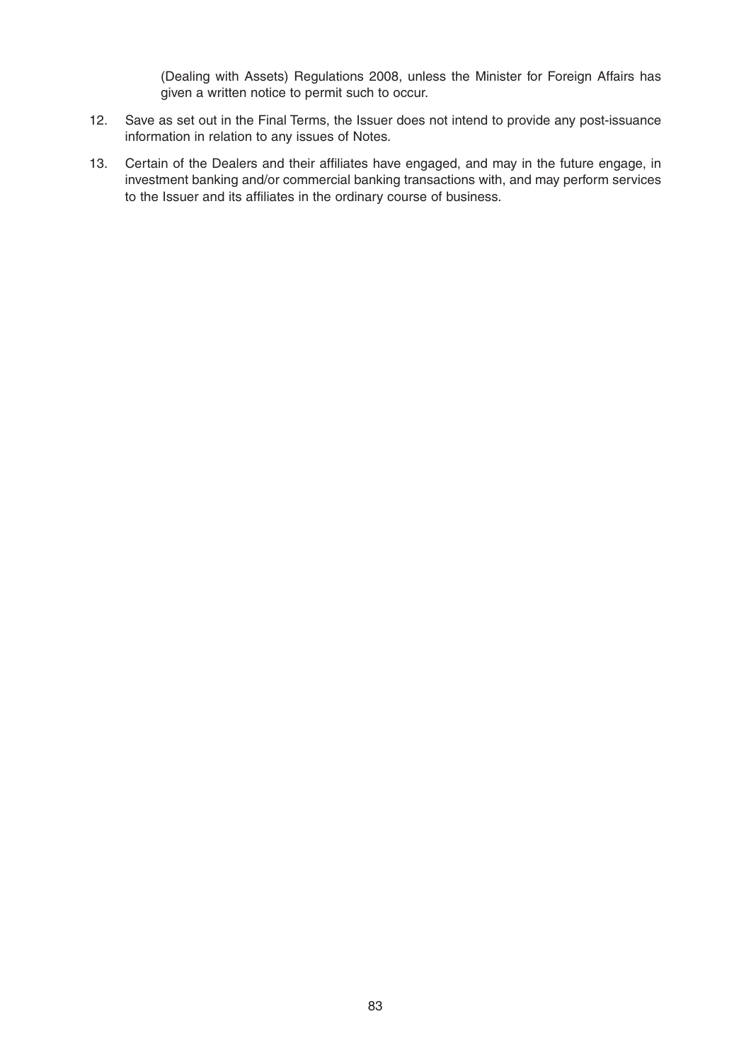(Dealing with Assets) Regulations 2008, unless the Minister for Foreign Affairs has given a written notice to permit such to occur.

12. Save as set out in the Final Terms, the Issuer does not intend to provide any post-issuance information in relation to any issues of Notes.

13. Certain of the Dealers and their affiliates have engaged, and may in the future engage, in investment banking and/or commercial banking transactions with, and may perform services to the Issuer and its affiliates in the ordinary course of business.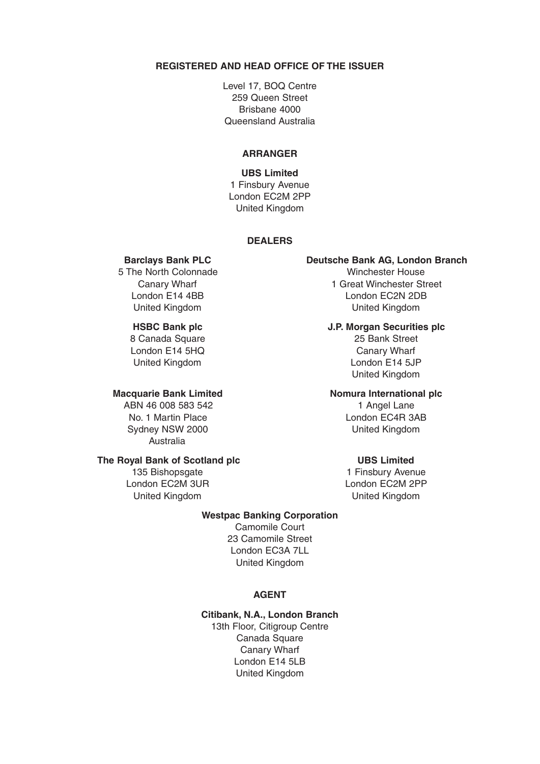## REGISTERED AND HEAD OFFICE OF THE ISSUER

Level 17, BOQ Centre
259 Queen Street
Brisbane 4000
Queensland Australia

## ARRANGER

**UBS Limited**
1 Finsbury Avenue
London EC2M 2PP
United Kingdom

## DEALERS

**Barclays Bank PLC**
5 The North Colonnade
Canary Wharf
London E14 4BB
United Kingdom

**Deutsche Bank AG, London Branch**
Winchester House
1 Great Winchester Street
London EC2N 2DB
United Kingdom

**HSBC Bank plc**
8 Canada Square
London E14 5HQ
United Kingdom

**J.P. Morgan Securities plc**
25 Bank Street
Canary Wharf
London E14 5JP
United Kingdom

**Macquarie Bank Limited**
ABN 46 008 583 542
No. 1 Martin Place
Sydney NSW 2000
Australia

**Nomura International plc**
1 Angel Lane
London EC4R 3AB
United Kingdom

**The Royal Bank of Scotland plc**
135 Bishopsgate
London EC2M 3UR
United Kingdom

**UBS Limited**
1 Finsbury Avenue
London EC2M 2PP
United Kingdom

**Westpac Banking Corporation**
Camomile Court
23 Camomile Street
London EC3A 7LL
United Kingdom

## AGENT

**Citibank, N.A., London Branch**
13th Floor, Citigroup Centre
Canada Square
Canary Wharf
London E14 5LB
United Kingdom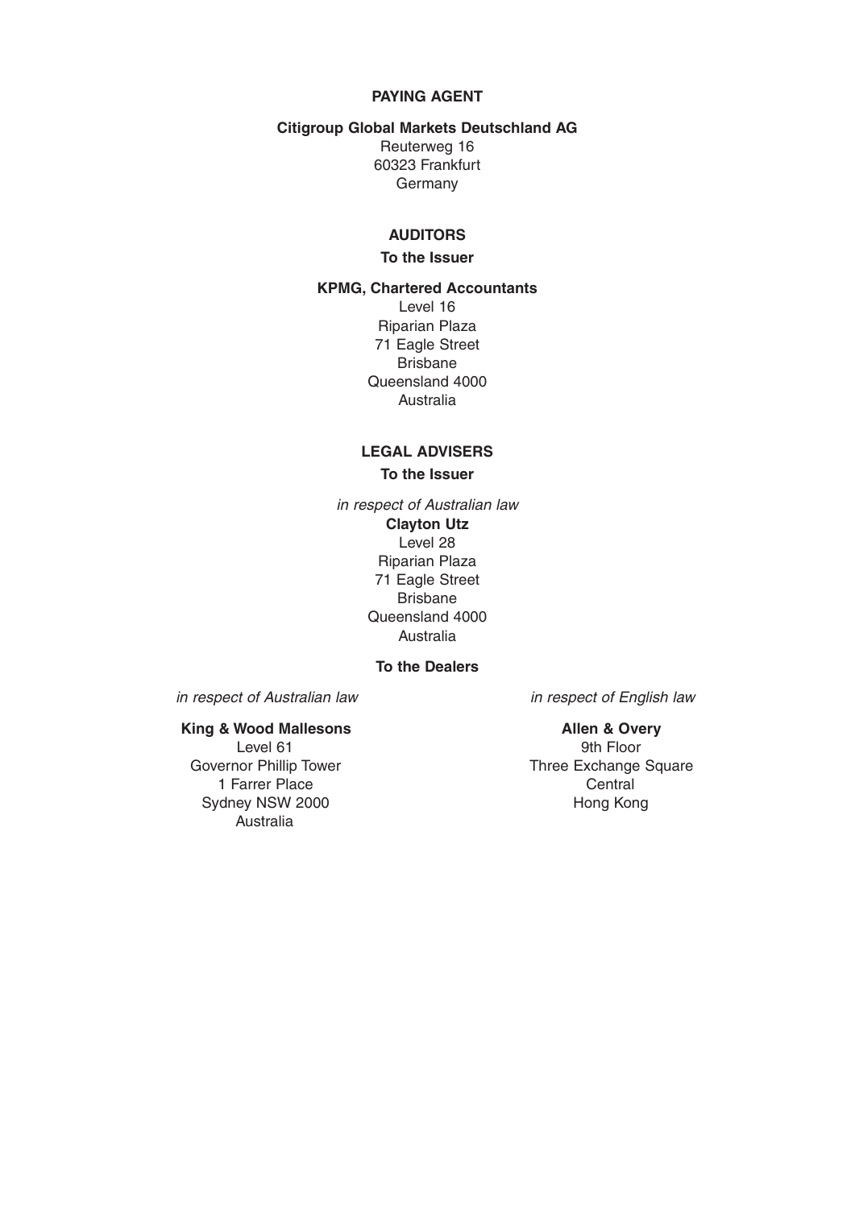## PAYING AGENT

**Citigroup Global Markets Deutschland AG**
Reuterweg 16
60323 Frankfurt
Germany

## AUDITORS

### To the Issuer

**KPMG, Chartered Accountants**
Level 16
Riparian Plaza
71 Eagle Street
Brisbane
Queensland 4000
Australia

## LEGAL ADVISERS

### To the Issuer

*in respect of Australian law*

**Clayton Utz**
Level 28
Riparian Plaza
71 Eagle Street
Brisbane
Queensland 4000
Australia

### To the Dealers

*in respect of Australian law*

**King & Wood Mallesons**
Level 61
Governor Phillip Tower
1 Farrer Place
Sydney NSW 2000
Australia

*in respect of English law*

**Allen & Overy**
9th Floor
Three Exchange Square
Central
Hong Kong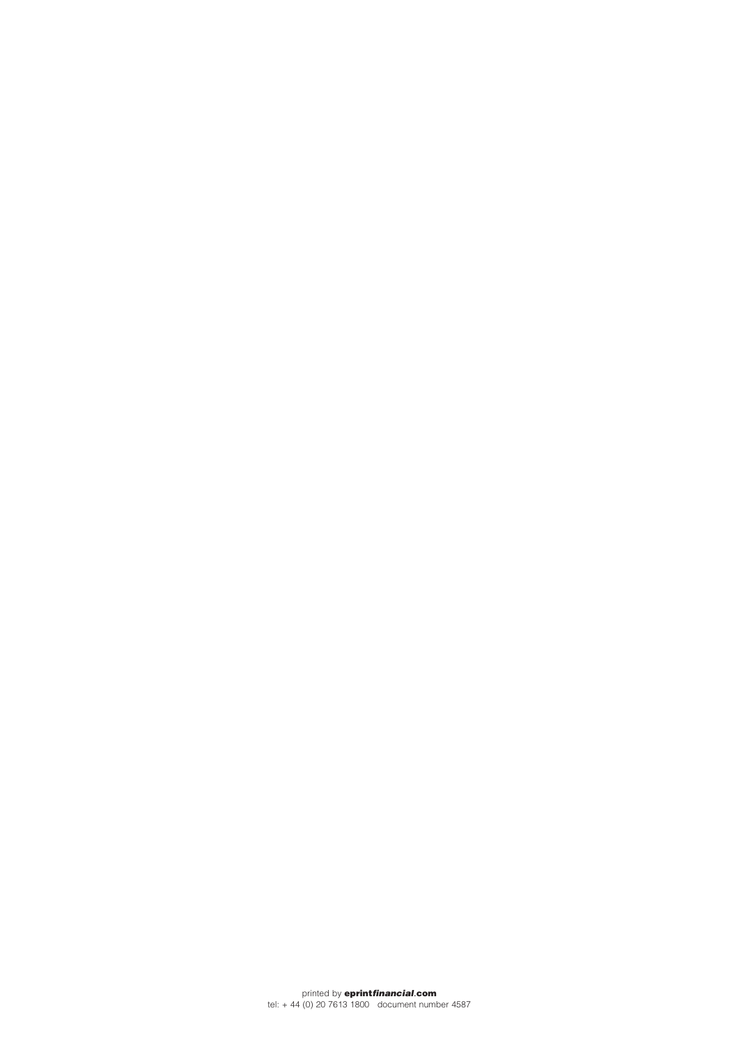printed by **eprint*financial*.com**
tel: + 44 (0) 20 7613 1800 document number 4587